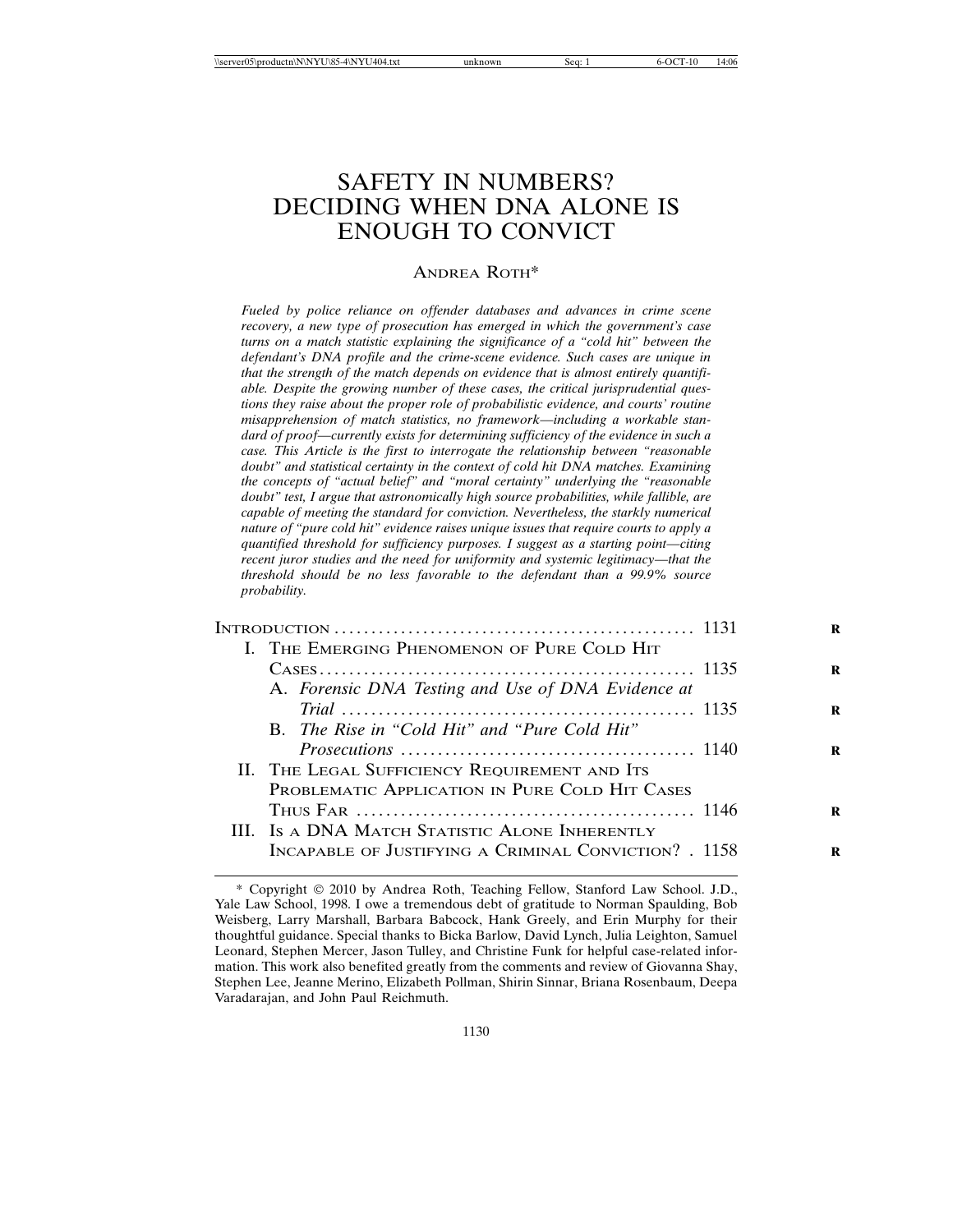# SAFETY IN NUMBERS? DECIDING WHEN DNA ALONE IS ENOUGH TO CONVICT

ANDREA ROTH*

*Fueled by police reliance on offender databases and advances in crime scene recovery, a new type of prosecution has emerged in which the government's case turns on a match statistic explaining the significance of a "cold hit" between the defendant's DNA profile and the crime-scene evidence. Such cases are unique in that the strength of the match depends on evidence that is almost entirely quantifiable. Despite the growing number of these cases, the critical jurisprudential questions they raise about the proper role of probabilistic evidence, and courts' routine misapprehension of match statistics, no framework—including a workable standard of proof—currently exists for determining sufficiency of the evidence in such a case. This Article is the first to interrogate the relationship between "reasonable doubt" and statistical certainty in the context of cold hit DNA matches. Examining the concepts of "actual belief" and "moral certainty" underlying the "reasonable doubt" test, I argue that astronomically high source probabilities, while fallible, are capable of meeting the standard for conviction. Nevertheless, the starkly numerical nature of "pure cold hit" evidence raises unique issues that require courts to apply a quantified threshold for sufficiency purposes. I suggest as a starting point—citing recent juror studies and the need for uniformity and systemic legitimacy—that the threshold should be no less favorable to the defendant than a 99.9% source probability.*

| | |
|---|---|
| INTRODUCTION | 1131 |
| I. THE EMERGING PHENOMENON OF PURE COLD HIT CASES | 1135 |
| A. *Forensic DNA Testing and Use of DNA Evidence at Trial* | 1135 |
| B. *The Rise in "Cold Hit" and "Pure Cold Hit" Prosecutions* | 1140 |
| II. THE LEGAL SUFFICIENCY REQUIREMENT AND ITS PROBLEMATIC APPLICATION IN PURE COLD HIT CASES THUS FAR | 1146 |
| III. IS A DNA MATCH STATISTIC ALONE INHERENTLY INCAPABLE OF JUSTIFYING A CRIMINAL CONVICTION? | 1158 |

\* Copyright © 2010 by Andrea Roth, Teaching Fellow, Stanford Law School. J.D., Yale Law School, 1998. I owe a tremendous debt of gratitude to Norman Spaulding, Bob Weisberg, Larry Marshall, Barbara Babcock, Hank Greely, and Erin Murphy for their thoughtful guidance. Special thanks to Bicka Barlow, David Lynch, Julia Leighton, Samuel Leonard, Stephen Mercer, Jason Tulley, and Christine Funk for helpful case-related information. This work also benefited greatly from the comments and review of Giovanna Shay, Stephen Lee, Jeanne Merino, Elizabeth Pollman, Shirin Sinnar, Briana Rosenbaum, Deepa Varadarajan, and John Paul Reichmuth.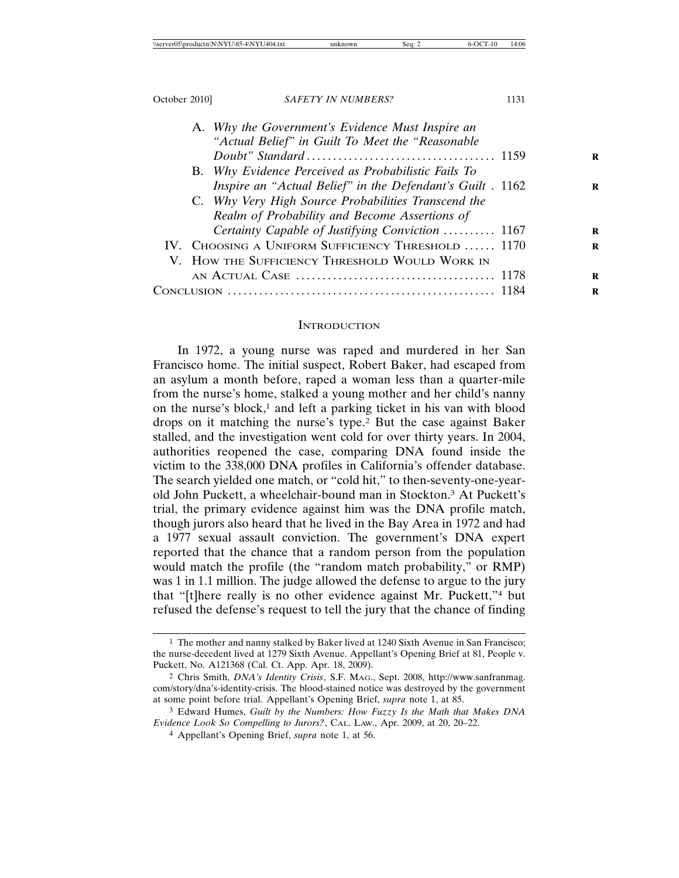A. *Why the Government's Evidence Must Inspire an "Actual Belief" in Guilt To Meet the "Reasonable Doubt" Standard* .................................... 1159

B. *Why Evidence Perceived as Probabilistic Fails To Inspire an "Actual Belief" in the Defendant's Guilt* . 1162

C. *Why Very High Source Probabilities Transcend the Realm of Probability and Become Assertions of Certainty Capable of Justifying Conviction* .......... 1167

IV. Choosing a Uniform Sufficiency Threshold ...... 1170

V. How the Sufficiency Threshold Would Work in an Actual Case ...................................... 1178

Conclusion .................................................. 1184

## Introduction

In 1972, a young nurse was raped and murdered in her San Francisco home. The initial suspect, Robert Baker, had escaped from an asylum a month before, raped a woman less than a quarter-mile from the nurse's home, stalked a young mother and her child's nanny on the nurse's block,[1] and left a parking ticket in his van with blood drops on it matching the nurse's type.[2] But the case against Baker stalled, and the investigation went cold for over thirty years. In 2004, authorities reopened the case, comparing DNA found inside the victim to the 338,000 DNA profiles in California's offender database. The search yielded one match, or "cold hit," to then-seventy-one-year-old John Puckett, a wheelchair-bound man in Stockton.[3] At Puckett's trial, the primary evidence against him was the DNA profile match, though jurors also heard that he lived in the Bay Area in 1972 and had a 1977 sexual assault conviction. The government's DNA expert reported that the chance that a random person from the population would match the profile (the "random match probability," or RMP) was 1 in 1.1 million. The judge allowed the defense to argue to the jury that "[t]here really is no other evidence against Mr. Puckett,"[4] but refused the defense's request to tell the jury that the chance of finding

---

[1] The mother and nanny stalked by Baker lived at 1240 Sixth Avenue in San Francisco; the nurse-decedent lived at 1279 Sixth Avenue. Appellant's Opening Brief at 81, People v. Puckett, No. A121368 (Cal. Ct. App. Apr. 18, 2009).

[2] Chris Smith, *DNA's Identity Crisis*, S.F. Mag., Sept. 2008, http://www.sanfranmag.com/story/dna's-identity-crisis. The blood-stained notice was destroyed by the government at some point before trial. Appellant's Opening Brief, *supra* note 1, at 85.

[3] Edward Humes, *Guilt by the Numbers: How Fuzzy Is the Math that Makes DNA Evidence Look So Compelling to Jurors?*, Cal. Law., Apr. 2009, at 20, 20–22.

[4] Appellant's Opening Brief, *supra* note 1, at 56.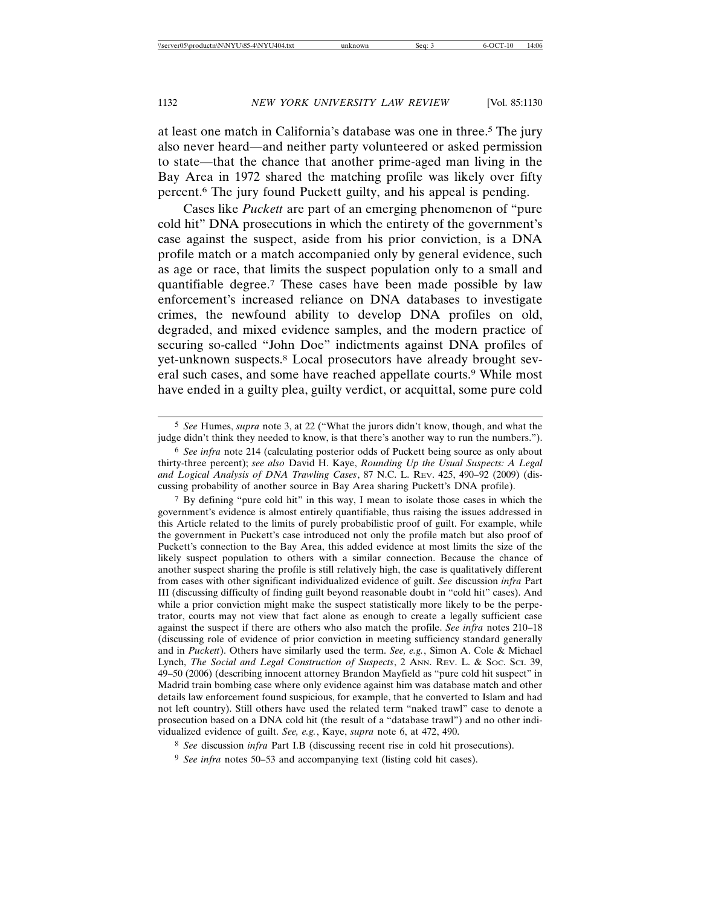at least one match in California's database was one in three.[5] The jury also never heard—and neither party volunteered or asked permission to state—that the chance that another prime-aged man living in the Bay Area in 1972 shared the matching profile was likely over fifty percent.[6] The jury found Puckett guilty, and his appeal is pending.

Cases like *Puckett* are part of an emerging phenomenon of "pure cold hit" DNA prosecutions in which the entirety of the government's case against the suspect, aside from his prior conviction, is a DNA profile match or a match accompanied only by general evidence, such as age or race, that limits the suspect population only to a small and quantifiable degree.[7] These cases have been made possible by law enforcement's increased reliance on DNA databases to investigate crimes, the newfound ability to develop DNA profiles on old, degraded, and mixed evidence samples, and the modern practice of securing so-called "John Doe" indictments against DNA profiles of yet-unknown suspects.[8] Local prosecutors have already brought several such cases, and some have reached appellate courts.[9] While most have ended in a guilty plea, guilty verdict, or acquittal, some pure cold

---

[5] *See* Humes, *supra* note 3, at 22 ("What the jurors didn't know, though, and what the judge didn't think they needed to know, is that there's another way to run the numbers.").

[6] *See infra* note 214 (calculating posterior odds of Puckett being source as only about thirty-three percent); *see also* David H. Kaye, *Rounding Up the Usual Suspects: A Legal and Logical Analysis of DNA Trawling Cases*, 87 N.C. L. REV. 425, 490–92 (2009) (discussing probability of another source in Bay Area sharing Puckett's DNA profile).

[7] By defining "pure cold hit" in this way, I mean to isolate those cases in which the government's evidence is almost entirely quantifiable, thus raising the issues addressed in this Article related to the limits of purely probabilistic proof of guilt. For example, while the government in Puckett's case introduced not only the profile match but also proof of Puckett's connection to the Bay Area, this added evidence at most limits the size of the likely suspect population to others with a similar connection. Because the chance of another suspect sharing the profile is still relatively high, the case is qualitatively different from cases with other significant individualized evidence of guilt. *See* discussion *infra* Part III (discussing difficulty of finding guilt beyond reasonable doubt in "cold hit" cases). And while a prior conviction might make the suspect statistically more likely to be the perpetrator, courts may not view that fact alone as enough to create a legally sufficient case against the suspect if there are others who also match the profile. *See infra* notes 210–18 (discussing role of evidence of prior conviction in meeting sufficiency standard generally and in *Puckett*). Others have similarly used the term. *See, e.g.*, Simon A. Cole & Michael Lynch, *The Social and Legal Construction of Suspects*, 2 ANN. REV. L. & SOC. SCI. 39, 49–50 (2006) (describing innocent attorney Brandon Mayfield as "pure cold hit suspect" in Madrid train bombing case where only evidence against him was database match and other details law enforcement found suspicious, for example, that he converted to Islam and had not left country). Still others have used the related term "naked trawl" case to denote a prosecution based on a DNA cold hit (the result of a "database trawl") and no other individualized evidence of guilt. *See, e.g.*, Kaye, *supra* note 6, at 472, 490.

[8] *See* discussion *infra* Part I.B (discussing recent rise in cold hit prosecutions).

[9] *See infra* notes 50–53 and accompanying text (listing cold hit cases).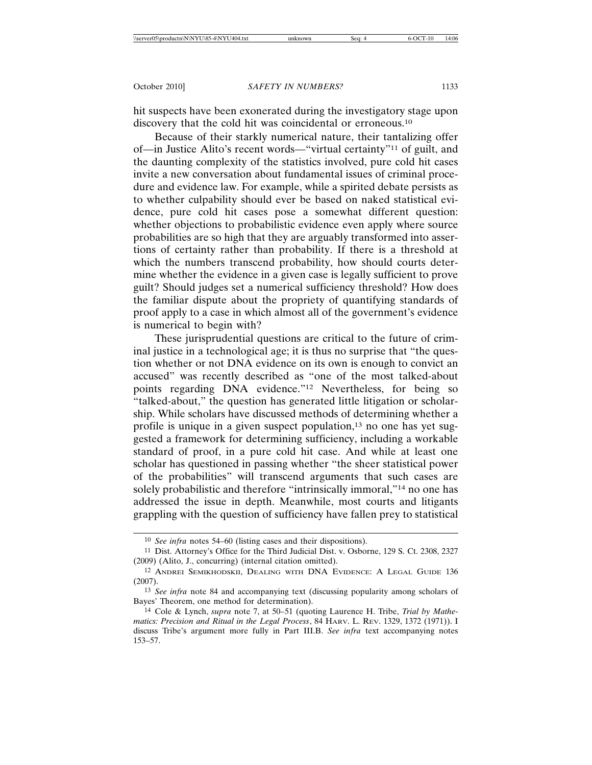hit suspects have been exonerated during the investigatory stage upon discovery that the cold hit was coincidental or erroneous.[10]

Because of their starkly numerical nature, their tantalizing offer of—in Justice Alito's recent words—"virtual certainty"[11] of guilt, and the daunting complexity of the statistics involved, pure cold hit cases invite a new conversation about fundamental issues of criminal procedure and evidence law. For example, while a spirited debate persists as to whether culpability should ever be based on naked statistical evidence, pure cold hit cases pose a somewhat different question: whether objections to probabilistic evidence even apply where source probabilities are so high that they are arguably transformed into assertions of certainty rather than probability. If there is a threshold at which the numbers transcend probability, how should courts determine whether the evidence in a given case is legally sufficient to prove guilt? Should judges set a numerical sufficiency threshold? How does the familiar dispute about the propriety of quantifying standards of proof apply to a case in which almost all of the government's evidence is numerical to begin with?

These jurisprudential questions are critical to the future of criminal justice in a technological age; it is thus no surprise that "the question whether or not DNA evidence on its own is enough to convict an accused" was recently described as "one of the most talked-about points regarding DNA evidence."[12] Nevertheless, for being so "talked-about," the question has generated little litigation or scholarship. While scholars have discussed methods of determining whether a profile is unique in a given suspect population,[13] no one has yet suggested a framework for determining sufficiency, including a workable standard of proof, in a pure cold hit case. And while at least one scholar has questioned in passing whether "the sheer statistical power of the probabilities" will transcend arguments that such cases are solely probabilistic and therefore "intrinsically immoral,"[14] no one has addressed the issue in depth. Meanwhile, most courts and litigants grappling with the question of sufficiency have fallen prey to statistical

---

[10] *See infra* notes 54–60 (listing cases and their dispositions).

[11] Dist. Attorney's Office for the Third Judicial Dist. v. Osborne, 129 S. Ct. 2308, 2327 (2009) (Alito, J., concurring) (internal citation omitted).

[12] ANDREI SEMIKHODSKII, DEALING WITH DNA EVIDENCE: A LEGAL GUIDE 136 (2007).

[13] *See infra* note 84 and accompanying text (discussing popularity among scholars of Bayes' Theorem, one method for determination).

[14] Cole & Lynch, *supra* note 7, at 50–51 (quoting Laurence H. Tribe, *Trial by Mathematics: Precision and Ritual in the Legal Process*, 84 HARV. L. REV. 1329, 1372 (1971)). I discuss Tribe's argument more fully in Part III.B. *See infra* text accompanying notes 153–57.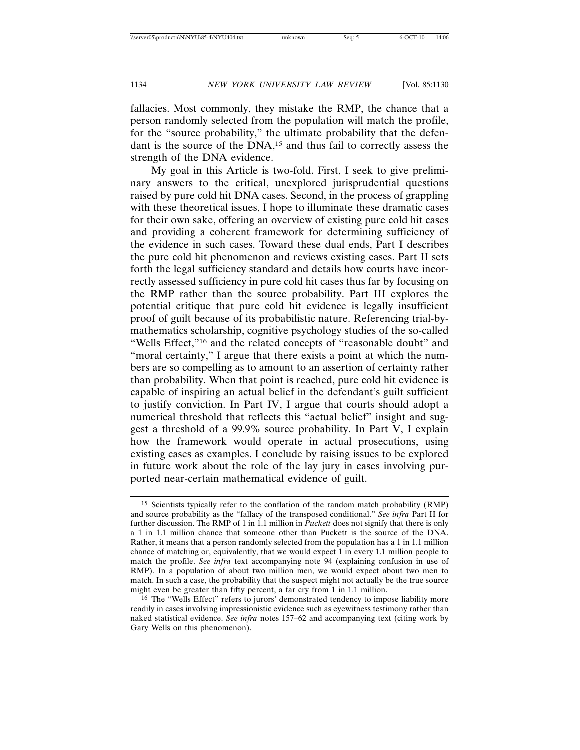fallacies. Most commonly, they mistake the RMP, the chance that a person randomly selected from the population will match the profile, for the "source probability," the ultimate probability that the defendant is the source of the DNA,[15] and thus fail to correctly assess the strength of the DNA evidence.

My goal in this Article is two-fold. First, I seek to give preliminary answers to the critical, unexplored jurisprudential questions raised by pure cold hit DNA cases. Second, in the process of grappling with these theoretical issues, I hope to illuminate these dramatic cases for their own sake, offering an overview of existing pure cold hit cases and providing a coherent framework for determining sufficiency of the evidence in such cases. Toward these dual ends, Part I describes the pure cold hit phenomenon and reviews existing cases. Part II sets forth the legal sufficiency standard and details how courts have incorrectly assessed sufficiency in pure cold hit cases thus far by focusing on the RMP rather than the source probability. Part III explores the potential critique that pure cold hit evidence is legally insufficient proof of guilt because of its probabilistic nature. Referencing trial-by-mathematics scholarship, cognitive psychology studies of the so-called "Wells Effect,"[16] and the related concepts of "reasonable doubt" and "moral certainty," I argue that there exists a point at which the numbers are so compelling as to amount to an assertion of certainty rather than probability. When that point is reached, pure cold hit evidence is capable of inspiring an actual belief in the defendant's guilt sufficient to justify conviction. In Part IV, I argue that courts should adopt a numerical threshold that reflects this "actual belief" insight and suggest a threshold of a 99.9% source probability. In Part V, I explain how the framework would operate in actual prosecutions, using existing cases as examples. I conclude by raising issues to be explored in future work about the role of the lay jury in cases involving purported near-certain mathematical evidence of guilt.

---

[15] Scientists typically refer to the conflation of the random match probability (RMP) and source probability as the "fallacy of the transposed conditional." *See infra* Part II for further discussion. The RMP of 1 in 1.1 million in *Puckett* does not signify that there is only a 1 in 1.1 million chance that someone other than Puckett is the source of the DNA. Rather, it means that a person randomly selected from the population has a 1 in 1.1 million chance of matching or, equivalently, that we would expect 1 in every 1.1 million people to match the profile. *See infra* text accompanying note 94 (explaining confusion in use of RMP). In a population of about two million men, we would expect about two men to match. In such a case, the probability that the suspect might not actually be the true source might even be greater than fifty percent, a far cry from 1 in 1.1 million.

[16] The "Wells Effect" refers to jurors' demonstrated tendency to impose liability more readily in cases involving impressionistic evidence such as eyewitness testimony rather than naked statistical evidence. *See infra* notes 157–62 and accompanying text (citing work by Gary Wells on this phenomenon).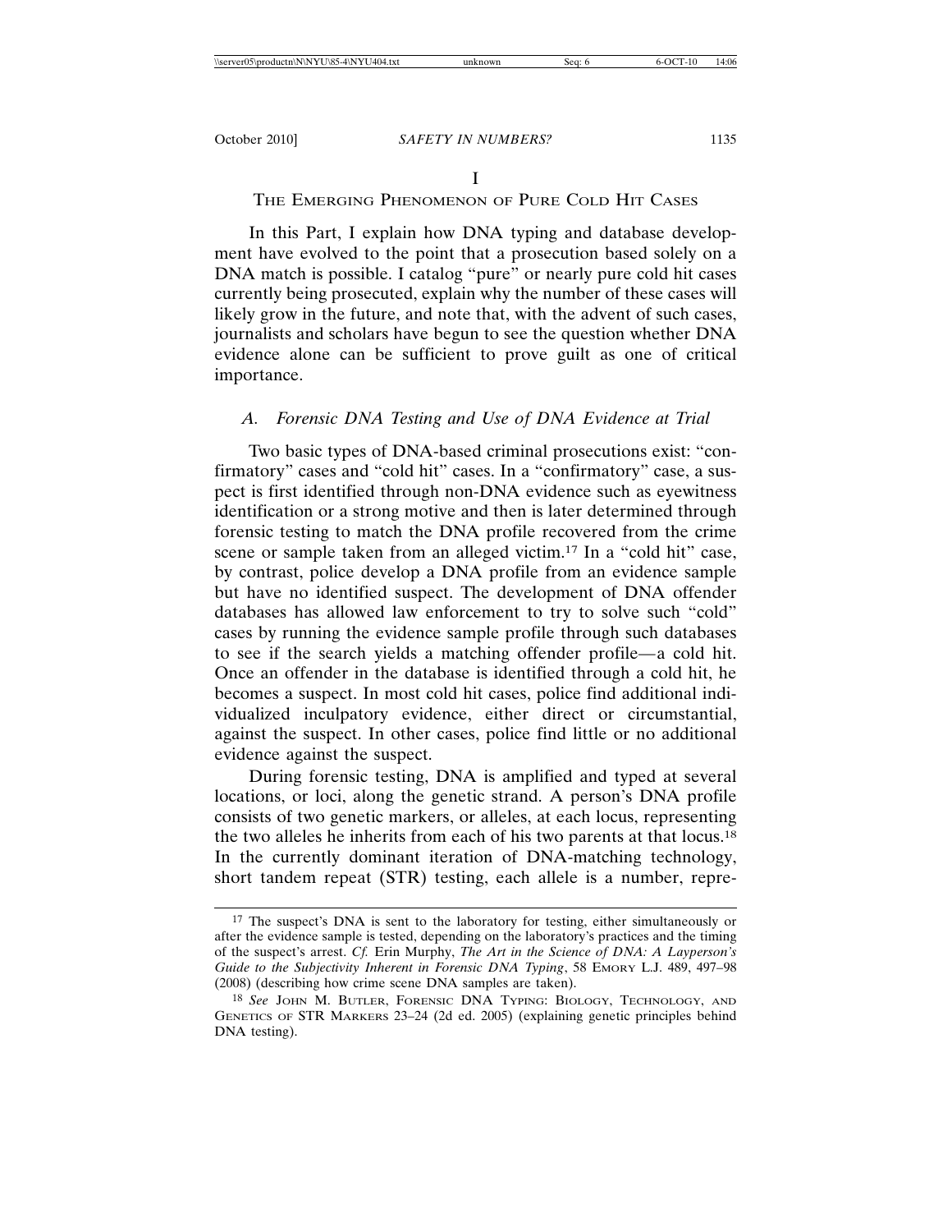# I

# The Emerging Phenomenon of Pure Cold Hit Cases

In this Part, I explain how DNA typing and database development have evolved to the point that a prosecution based solely on a DNA match is possible. I catalog "pure" or nearly pure cold hit cases currently being prosecuted, explain why the number of these cases will likely grow in the future, and note that, with the advent of such cases, journalists and scholars have begun to see the question whether DNA evidence alone can be sufficient to prove guilt as one of critical importance.

## A. *Forensic DNA Testing and Use of DNA Evidence at Trial*

Two basic types of DNA-based criminal prosecutions exist: "confirmatory" cases and "cold hit" cases. In a "confirmatory" case, a suspect is first identified through non-DNA evidence such as eyewitness identification or a strong motive and then is later determined through forensic testing to match the DNA profile recovered from the crime scene or sample taken from an alleged victim.[17] In a "cold hit" case, by contrast, police develop a DNA profile from an evidence sample but have no identified suspect. The development of DNA offender databases has allowed law enforcement to try to solve such "cold" cases by running the evidence sample profile through such databases to see if the search yields a matching offender profile—a cold hit. Once an offender in the database is identified through a cold hit, he becomes a suspect. In most cold hit cases, police find additional individualized inculpatory evidence, either direct or circumstantial, against the suspect. In other cases, police find little or no additional evidence against the suspect.

During forensic testing, DNA is amplified and typed at several locations, or loci, along the genetic strand. A person's DNA profile consists of two genetic markers, or alleles, at each locus, representing the two alleles he inherits from each of his two parents at that locus.[18] In the currently dominant iteration of DNA-matching technology, short tandem repeat (STR) testing, each allele is a number, repre-

---

[17] The suspect's DNA is sent to the laboratory for testing, either simultaneously or after the evidence sample is tested, depending on the laboratory's practices and the timing of the suspect's arrest. *Cf.* Erin Murphy, *The Art in the Science of DNA: A Layperson's Guide to the Subjectivity Inherent in Forensic DNA Typing*, 58 Emory L.J. 489, 497–98 (2008) (describing how crime scene DNA samples are taken).

[18] *See* John M. Butler, Forensic DNA Typing: Biology, Technology, and Genetics of STR Markers 23–24 (2d ed. 2005) (explaining genetic principles behind DNA testing).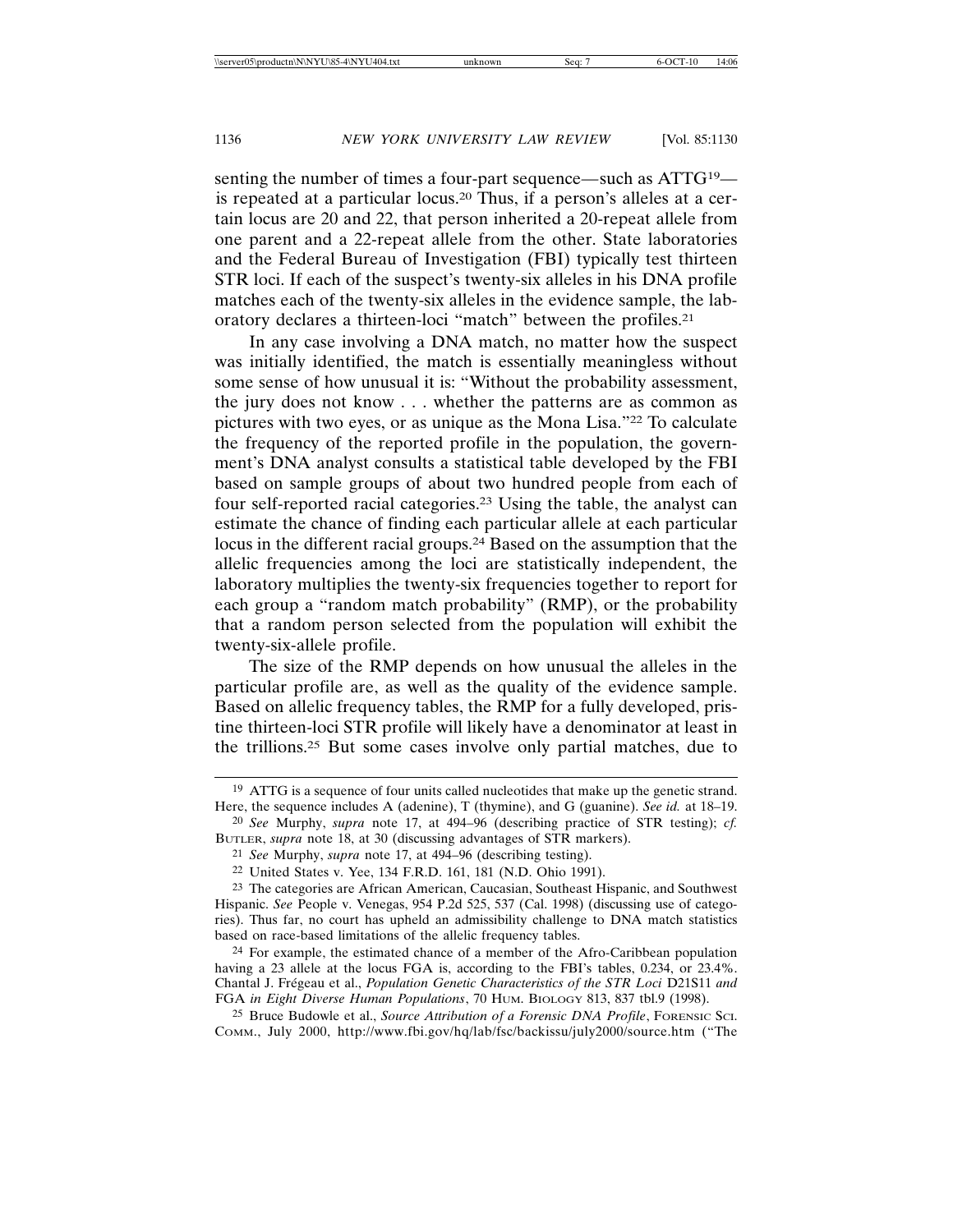senting the number of times a four-part sequence—such as ATTG[19]—is repeated at a particular locus.[20] Thus, if a person's alleles at a certain locus are 20 and 22, that person inherited a 20-repeat allele from one parent and a 22-repeat allele from the other. State laboratories and the Federal Bureau of Investigation (FBI) typically test thirteen STR loci. If each of the suspect's twenty-six alleles in his DNA profile matches each of the twenty-six alleles in the evidence sample, the laboratory declares a thirteen-loci "match" between the profiles.[21]

In any case involving a DNA match, no matter how the suspect was initially identified, the match is essentially meaningless without some sense of how unusual it is: "Without the probability assessment, the jury does not know . . . whether the patterns are as common as pictures with two eyes, or as unique as the Mona Lisa."[22] To calculate the frequency of the reported profile in the population, the government's DNA analyst consults a statistical table developed by the FBI based on sample groups of about two hundred people from each of four self-reported racial categories.[23] Using the table, the analyst can estimate the chance of finding each particular allele at each particular locus in the different racial groups.[24] Based on the assumption that the allelic frequencies among the loci are statistically independent, the laboratory multiplies the twenty-six frequencies together to report for each group a "random match probability" (RMP), or the probability that a random person selected from the population will exhibit the twenty-six-allele profile.

The size of the RMP depends on how unusual the alleles in the particular profile are, as well as the quality of the evidence sample. Based on allelic frequency tables, the RMP for a fully developed, pristine thirteen-loci STR profile will likely have a denominator at least in the trillions.[25] But some cases involve only partial matches, due to

---

[19] ATTG is a sequence of four units called nucleotides that make up the genetic strand. Here, the sequence includes A (adenine), T (thymine), and G (guanine). *See id.* at 18–19.

[20] *See* Murphy, *supra* note 17, at 494–96 (describing practice of STR testing); *cf.* Butler, *supra* note 18, at 30 (discussing advantages of STR markers).

[21] *See* Murphy, *supra* note 17, at 494–96 (describing testing).

[22] United States v. Yee, 134 F.R.D. 161, 181 (N.D. Ohio 1991).

[23] The categories are African American, Caucasian, Southeast Hispanic, and Southwest Hispanic. *See* People v. Venegas, 954 P.2d 525, 537 (Cal. 1998) (discussing use of categories). Thus far, no court has upheld an admissibility challenge to DNA match statistics based on race-based limitations of the allelic frequency tables.

[24] For example, the estimated chance of a member of the Afro-Caribbean population having a 23 allele at the locus FGA is, according to the FBI's tables, 0.234, or 23.4%. Chantal J. Frégeau et al., *Population Genetic Characteristics of the STR Loci* D21S11 *and* FGA *in Eight Diverse Human Populations*, 70 Hum. Biology 813, 837 tbl.9 (1998).

[25] Bruce Budowle et al., *Source Attribution of a Forensic DNA Profile*, Forensic Sci. Comm., July 2000, http://www.fbi.gov/hq/lab/fsc/backissu/july2000/source.htm ("The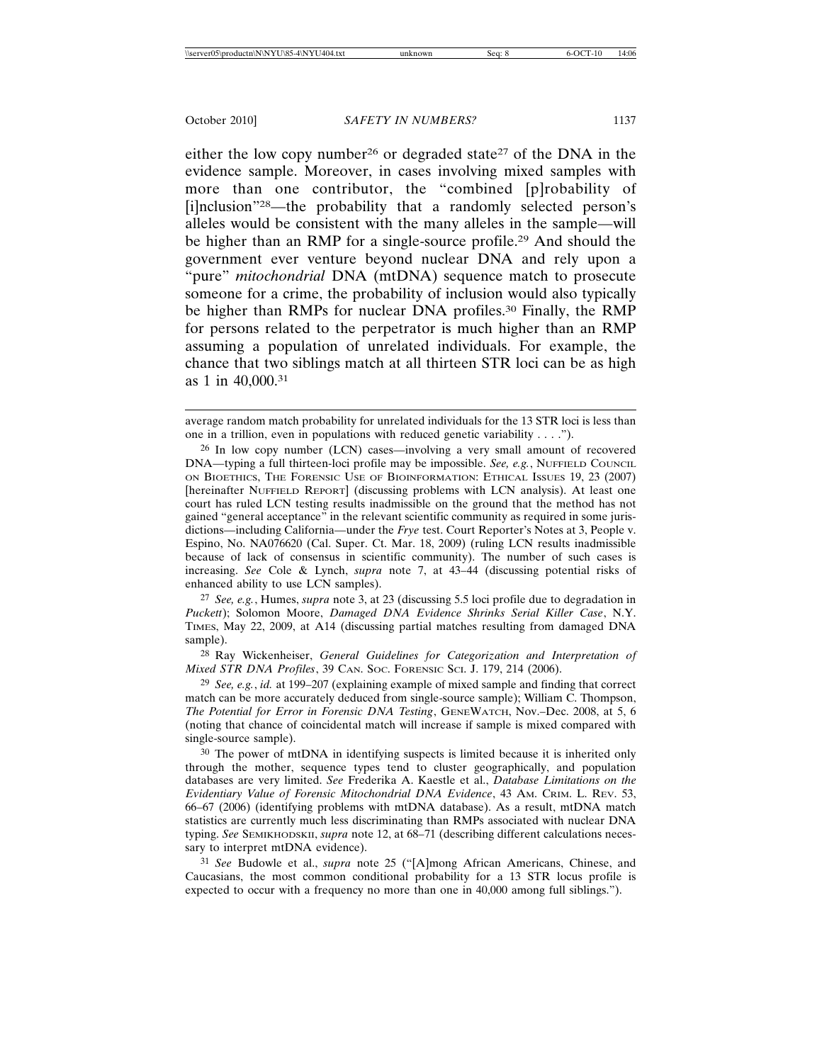either the low copy number[26] or degraded state[27] of the DNA in the evidence sample. Moreover, in cases involving mixed samples with more than one contributor, the "combined [p]robability of [i]nclusion"[28]—the probability that a randomly selected person's alleles would be consistent with the many alleles in the sample—will be higher than an RMP for a single-source profile.[29] And should the government ever venture beyond nuclear DNA and rely upon a "pure" *mitochondrial* DNA (mtDNA) sequence match to prosecute someone for a crime, the probability of inclusion would also typically be higher than RMPs for nuclear DNA profiles.[30] Finally, the RMP for persons related to the perpetrator is much higher than an RMP assuming a population of unrelated individuals. For example, the chance that two siblings match at all thirteen STR loci can be as high as 1 in 40,000.[31]

---

average random match probability for unrelated individuals for the 13 STR loci is less than one in a trillion, even in populations with reduced genetic variability . . . .").

[26] In low copy number (LCN) cases—involving a very small amount of recovered DNA—typing a full thirteen-loci profile may be impossible. *See, e.g.*, NUFFIELD COUNCIL ON BIOETHICS, THE FORENSIC USE OF BIOINFORMATION: ETHICAL ISSUES 19, 23 (2007) [hereinafter NUFFIELD REPORT] (discussing problems with LCN analysis). At least one court has ruled LCN testing results inadmissible on the ground that the method has not gained "general acceptance" in the relevant scientific community as required in some jurisdictions—including California—under the *Frye* test. Court Reporter's Notes at 3, People v. Espino, No. NA076620 (Cal. Super. Ct. Mar. 18, 2009) (ruling LCN results inadmissible because of lack of consensus in scientific community). The number of such cases is increasing. *See* Cole & Lynch, *supra* note 7, at 43–44 (discussing potential risks of enhanced ability to use LCN samples).

[27] *See, e.g.*, Humes, *supra* note 3, at 23 (discussing 5.5 loci profile due to degradation in *Puckett*); Solomon Moore, *Damaged DNA Evidence Shrinks Serial Killer Case*, N.Y. TIMES, May 22, 2009, at A14 (discussing partial matches resulting from damaged DNA sample).

[28] Ray Wickenheiser, *General Guidelines for Categorization and Interpretation of Mixed STR DNA Profiles*, 39 CAN. SOC. FORENSIC SCI. J. 179, 214 (2006).

[29] *See, e.g.*, *id.* at 199–207 (explaining example of mixed sample and finding that correct match can be more accurately deduced from single-source sample); William C. Thompson, *The Potential for Error in Forensic DNA Testing*, GENEWATCH, Nov.–Dec. 2008, at 5, 6 (noting that chance of coincidental match will increase if sample is mixed compared with single-source sample).

[30] The power of mtDNA in identifying suspects is limited because it is inherited only through the mother, sequence types tend to cluster geographically, and population databases are very limited. *See* Frederika A. Kaestle et al., *Database Limitations on the Evidentiary Value of Forensic Mitochondrial DNA Evidence*, 43 AM. CRIM. L. REV. 53, 66–67 (2006) (identifying problems with mtDNA database). As a result, mtDNA match statistics are currently much less discriminating than RMPs associated with nuclear DNA typing. *See* SEMIKHODSKII, *supra* note 12, at 68–71 (describing different calculations necessary to interpret mtDNA evidence).

[31] *See* Budowle et al., *supra* note 25 ("[A]mong African Americans, Chinese, and Caucasians, the most common conditional probability for a 13 STR locus profile is expected to occur with a frequency no more than one in 40,000 among full siblings.").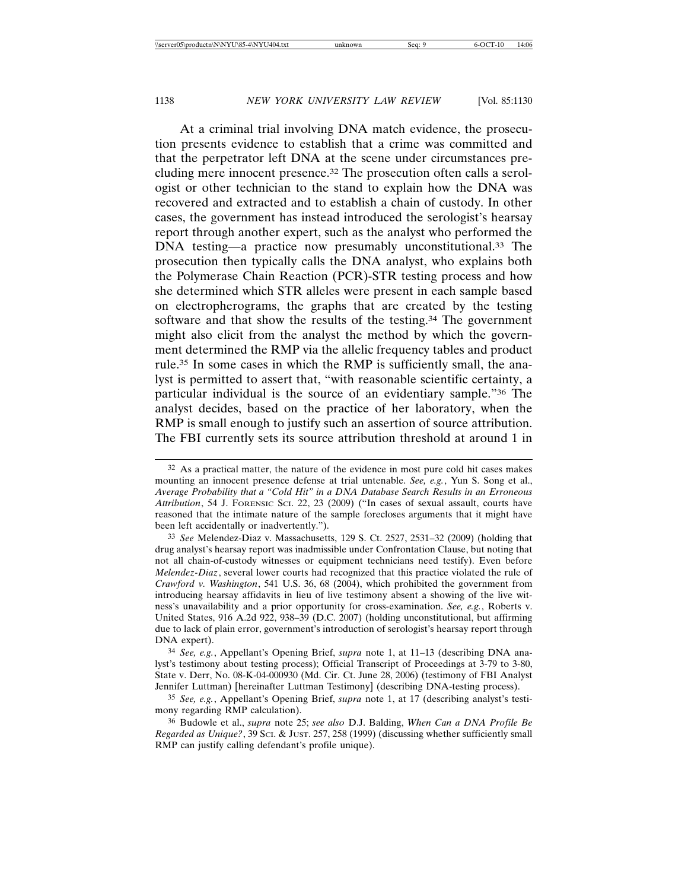At a criminal trial involving DNA match evidence, the prosecution presents evidence to establish that a crime was committed and that the perpetrator left DNA at the scene under circumstances precluding mere innocent presence.[32] The prosecution often calls a serologist or other technician to the stand to explain how the DNA was recovered and extracted and to establish a chain of custody. In other cases, the government has instead introduced the serologist's hearsay report through another expert, such as the analyst who performed the DNA testing—a practice now presumably unconstitutional.[33] The prosecution then typically calls the DNA analyst, who explains both the Polymerase Chain Reaction (PCR)-STR testing process and how she determined which STR alleles were present in each sample based on electropherograms, the graphs that are created by the testing software and that show the results of the testing.[34] The government might also elicit from the analyst the method by which the government determined the RMP via the allelic frequency tables and product rule.[35] In some cases in which the RMP is sufficiently small, the analyst is permitted to assert that, "with reasonable scientific certainty, a particular individual is the source of an evidentiary sample."[36] The analyst decides, based on the practice of her laboratory, when the RMP is small enough to justify such an assertion of source attribution. The FBI currently sets its source attribution threshold at around 1 in

---

[32] As a practical matter, the nature of the evidence in most pure cold hit cases makes mounting an innocent presence defense at trial untenable. *See, e.g.*, Yun S. Song et al., *Average Probability that a "Cold Hit" in a DNA Database Search Results in an Erroneous Attribution*, 54 J. FORENSIC SCI. 22, 23 (2009) ("In cases of sexual assault, courts have reasoned that the intimate nature of the sample forecloses arguments that it might have been left accidentally or inadvertently.").

[33] *See* Melendez-Diaz v. Massachusetts, 129 S. Ct. 2527, 2531–32 (2009) (holding that drug analyst's hearsay report was inadmissible under Confrontation Clause, but noting that not all chain-of-custody witnesses or equipment technicians need testify). Even before *Melendez-Diaz*, several lower courts had recognized that this practice violated the rule of *Crawford v. Washington*, 541 U.S. 36, 68 (2004), which prohibited the government from introducing hearsay affidavits in lieu of live testimony absent a showing of the live witness's unavailability and a prior opportunity for cross-examination. *See, e.g.*, Roberts v. United States, 916 A.2d 922, 938–39 (D.C. 2007) (holding unconstitutional, but affirming due to lack of plain error, government's introduction of serologist's hearsay report through DNA expert).

[34] *See, e.g.*, Appellant's Opening Brief, *supra* note 1, at 11–13 (describing DNA analyst's testimony about testing process); Official Transcript of Proceedings at 3-79 to 3-80, State v. Derr, No. 08-K-04-000930 (Md. Cir. Ct. June 28, 2006) (testimony of FBI Analyst Jennifer Luttman) [hereinafter Luttman Testimony] (describing DNA-testing process).

[35] *See, e.g.*, Appellant's Opening Brief, *supra* note 1, at 17 (describing analyst's testimony regarding RMP calculation).

[36] Budowle et al., *supra* note 25; *see also* D.J. Balding, *When Can a DNA Profile Be Regarded as Unique?*, 39 SCI. & JUST. 257, 258 (1999) (discussing whether sufficiently small RMP can justify calling defendant's profile unique).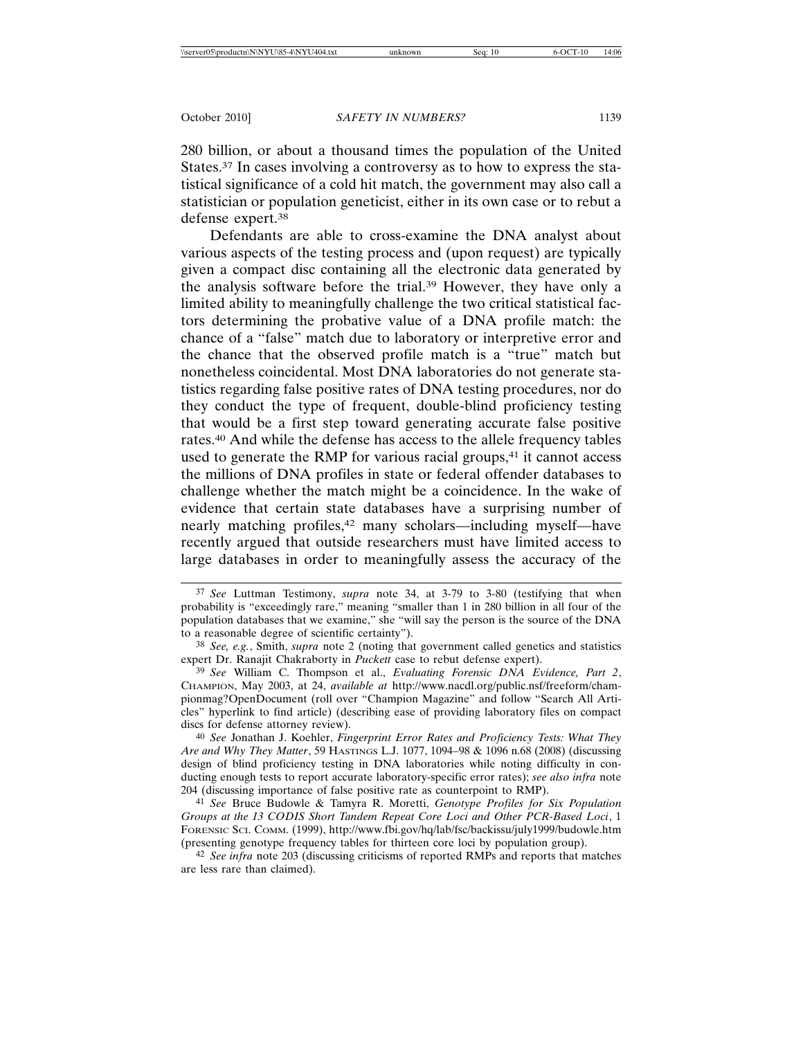280 billion, or about a thousand times the population of the United States.[37] In cases involving a controversy as to how to express the statistical significance of a cold hit match, the government may also call a statistician or population geneticist, either in its own case or to rebut a defense expert.[38]

Defendants are able to cross-examine the DNA analyst about various aspects of the testing process and (upon request) are typically given a compact disc containing all the electronic data generated by the analysis software before the trial.[39] However, they have only a limited ability to meaningfully challenge the two critical statistical factors determining the probative value of a DNA profile match: the chance of a "false" match due to laboratory or interpretive error and the chance that the observed profile match is a "true" match but nonetheless coincidental. Most DNA laboratories do not generate statistics regarding false positive rates of DNA testing procedures, nor do they conduct the type of frequent, double-blind proficiency testing that would be a first step toward generating accurate false positive rates.[40] And while the defense has access to the allele frequency tables used to generate the RMP for various racial groups,[41] it cannot access the millions of DNA profiles in state or federal offender databases to challenge whether the match might be a coincidence. In the wake of evidence that certain state databases have a surprising number of nearly matching profiles,[42] many scholars—including myself—have recently argued that outside researchers must have limited access to large databases in order to meaningfully assess the accuracy of the

---

[37] *See* Luttman Testimony, *supra* note 34, at 3-79 to 3-80 (testifying that when probability is "exceedingly rare," meaning "smaller than 1 in 280 billion in all four of the population databases that we examine," she "will say the person is the source of the DNA to a reasonable degree of scientific certainty").

[38] *See, e.g.*, Smith, *supra* note 2 (noting that government called genetics and statistics expert Dr. Ranajit Chakraborty in *Puckett* case to rebut defense expert).

[39] *See* William C. Thompson et al., *Evaluating Forensic DNA Evidence, Part 2*, CHAMPION, May 2003, at 24, *available at* http://www.nacdl.org/public.nsf/freeform/championmag?OpenDocument (roll over "Champion Magazine" and follow "Search All Articles" hyperlink to find article) (describing ease of providing laboratory files on compact discs for defense attorney review).

[40] *See* Jonathan J. Koehler, *Fingerprint Error Rates and Proficiency Tests: What They Are and Why They Matter*, 59 HASTINGS L.J. 1077, 1094–98 & 1096 n.68 (2008) (discussing design of blind proficiency testing in DNA laboratories while noting difficulty in conducting enough tests to report accurate laboratory-specific error rates); *see also infra* note 204 (discussing importance of false positive rate as counterpoint to RMP).

[41] *See* Bruce Budowle & Tamyra R. Moretti, *Genotype Profiles for Six Population Groups at the 13 CODIS Short Tandem Repeat Core Loci and Other PCR-Based Loci*, 1 FORENSIC SCI. COMM. (1999), http://www.fbi.gov/hq/lab/fsc/backissu/july1999/budowle.htm (presenting genotype frequency tables for thirteen core loci by population group).

[42] *See infra* note 203 (discussing criticisms of reported RMPs and reports that matches are less rare than claimed).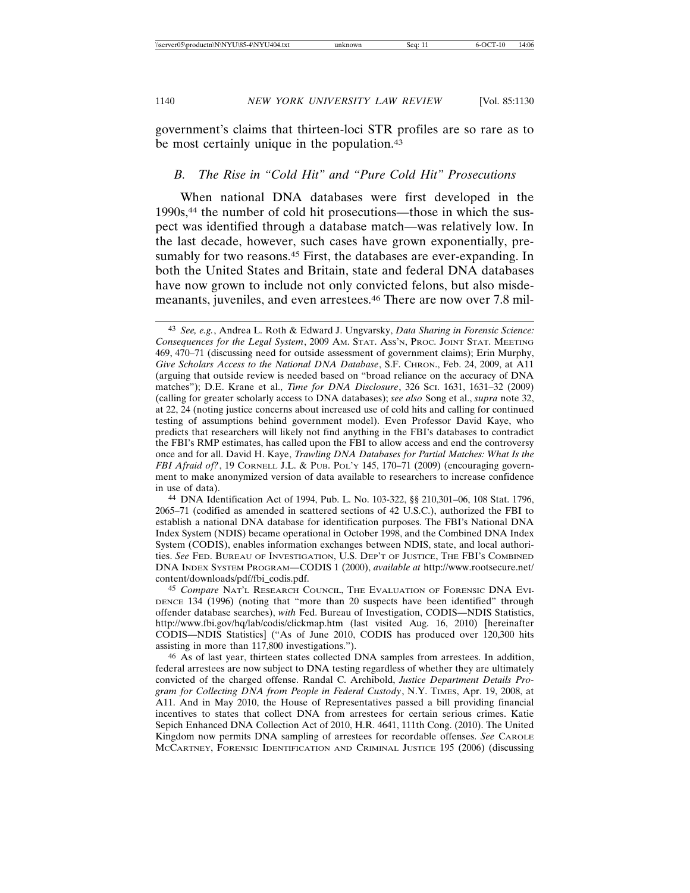government's claims that thirteen-loci STR profiles are so rare as to be most certainly unique in the population.[43]

### B. *The Rise in "Cold Hit" and "Pure Cold Hit" Prosecutions*

When national DNA databases were first developed in the 1990s,[44] the number of cold hit prosecutions—those in which the suspect was identified through a database match—was relatively low. In the last decade, however, such cases have grown exponentially, presumably for two reasons.[45] First, the databases are ever-expanding. In both the United States and Britain, state and federal DNA databases have now grown to include not only convicted felons, but also misdemeanants, juveniles, and even arrestees.[46] There are now over 7.8 mil-

---

[43] *See, e.g.*, Andrea L. Roth & Edward J. Ungvarsky, *Data Sharing in Forensic Science: Consequences for the Legal System*, 2009 AM. STAT. ASS'N, PROC. JOINT STAT. MEETING 469, 470–71 (discussing need for outside assessment of government claims); Erin Murphy, *Give Scholars Access to the National DNA Database*, S.F. CHRON., Feb. 24, 2009, at A11 (arguing that outside review is needed based on "broad reliance on the accuracy of DNA matches"); D.E. Krane et al., *Time for DNA Disclosure*, 326 SCI. 1631, 1631–32 (2009) (calling for greater scholarly access to DNA databases); *see also* Song et al., *supra* note 32, at 22, 24 (noting justice concerns about increased use of cold hits and calling for continued testing of assumptions behind government model). Even Professor David Kaye, who predicts that researchers will likely not find anything in the FBI's databases to contradict the FBI's RMP estimates, has called upon the FBI to allow access and end the controversy once and for all. David H. Kaye, *Trawling DNA Databases for Partial Matches: What Is the FBI Afraid of?*, 19 CORNELL J.L. & PUB. POL'Y 145, 170–71 (2009) (encouraging government to make anonymized version of data available to researchers to increase confidence in use of data).

[44] DNA Identification Act of 1994, Pub. L. No. 103-322, §§ 210,301–06, 108 Stat. 1796, 2065–71 (codified as amended in scattered sections of 42 U.S.C.), authorized the FBI to establish a national DNA database for identification purposes. The FBI's National DNA Index System (NDIS) became operational in October 1998, and the Combined DNA Index System (CODIS), enables information exchanges between NDIS, state, and local authorities. *See* FED. BUREAU OF INVESTIGATION, U.S. DEP'T OF JUSTICE, THE FBI'S COMBINED DNA INDEX SYSTEM PROGRAM—CODIS 1 (2000), *available at* http://www.rootsecure.net/content/downloads/pdf/fbi_codis.pdf.

[45] *Compare* NAT'L RESEARCH COUNCIL, THE EVALUATION OF FORENSIC DNA EVIDENCE 134 (1996) (noting that "more than 20 suspects have been identified" through offender database searches), *with* Fed. Bureau of Investigation, CODIS—NDIS Statistics, http://www.fbi.gov/hq/lab/codis/clickmap.htm (last visited Aug. 16, 2010) [hereinafter CODIS—NDIS Statistics] ("As of June 2010, CODIS has produced over 120,300 hits assisting in more than 117,800 investigations.").

[46] As of last year, thirteen states collected DNA samples from arrestees. In addition, federal arrestees are now subject to DNA testing regardless of whether they are ultimately convicted of the charged offense. Randal C. Archibold, *Justice Department Details Program for Collecting DNA from People in Federal Custody*, N.Y. TIMES, Apr. 19, 2008, at A11. And in May 2010, the House of Representatives passed a bill providing financial incentives to states that collect DNA from arrestees for certain serious crimes. Katie Sepich Enhanced DNA Collection Act of 2010, H.R. 4641, 111th Cong. (2010). The United Kingdom now permits DNA sampling of arrestees for recordable offenses. *See* CAROLE MCCARTNEY, FORENSIC IDENTIFICATION AND CRIMINAL JUSTICE 195 (2006) (discussing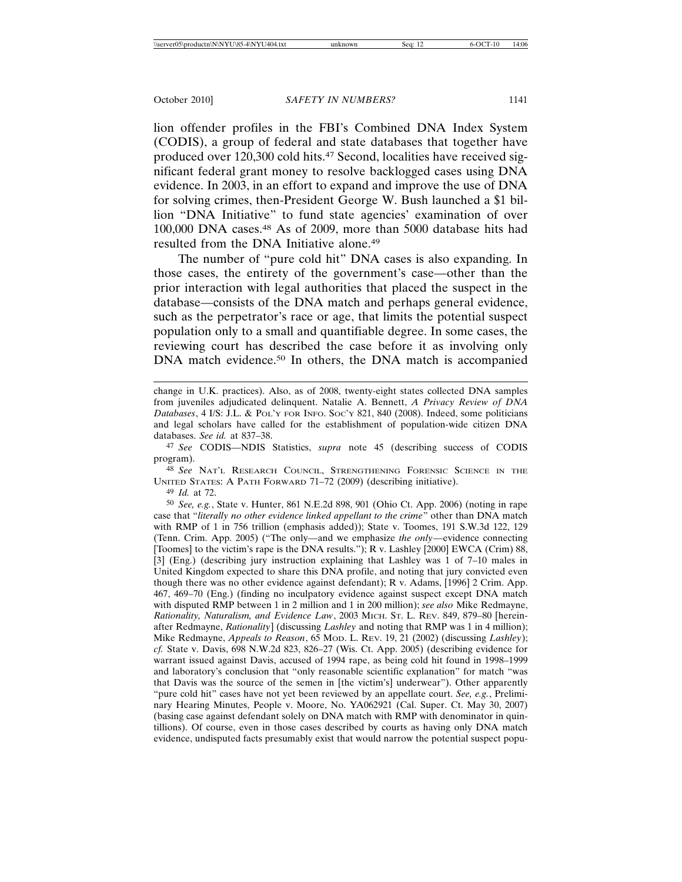lion offender profiles in the FBI's Combined DNA Index System (CODIS), a group of federal and state databases that together have produced over 120,300 cold hits.[47] Second, localities have received significant federal grant money to resolve backlogged cases using DNA evidence. In 2003, in an effort to expand and improve the use of DNA for solving crimes, then-President George W. Bush launched a $1 billion "DNA Initiative" to fund state agencies' examination of over 100,000 DNA cases.[48] As of 2009, more than 5000 database hits had resulted from the DNA Initiative alone.[49]

The number of "pure cold hit" DNA cases is also expanding. In those cases, the entirety of the government's case—other than the prior interaction with legal authorities that placed the suspect in the database—consists of the DNA match and perhaps general evidence, such as the perpetrator's race or age, that limits the potential suspect population only to a small and quantifiable degree. In some cases, the reviewing court has described the case before it as involving only DNA match evidence.[50] In others, the DNA match is accompanied

---

change in U.K. practices). Also, as of 2008, twenty-eight states collected DNA samples from juveniles adjudicated delinquent. Natalie A. Bennett, *A Privacy Review of DNA Databases*, 4 I/S: J.L. & POL'Y FOR INFO. SOC'Y 821, 840 (2008). Indeed, some politicians and legal scholars have called for the establishment of population-wide citizen DNA databases. *See id.* at 837–38.

[47] *See* CODIS—NDIS Statistics, *supra* note 45 (describing success of CODIS program).

[48] *See* NAT'L RESEARCH COUNCIL, STRENGTHENING FORENSIC SCIENCE IN THE UNITED STATES: A PATH FORWARD 71–72 (2009) (describing initiative).

[49] *Id.* at 72.

[50] *See, e.g.*, State v. Hunter, 861 N.E.2d 898, 901 (Ohio Ct. App. 2006) (noting in rape case that "*literally no other evidence linked appellant to the crime*" other than DNA match with RMP of 1 in 756 trillion (emphasis added)); State v. Toomes, 191 S.W.3d 122, 129 (Tenn. Crim. App. 2005) ("The only—and we emphasize *the only*—evidence connecting [Toomes] to the victim's rape is the DNA results."); R v. Lashley [2000] EWCA (Crim) 88, [3] (Eng.) (describing jury instruction explaining that Lashley was 1 of 7–10 males in United Kingdom expected to share this DNA profile, and noting that jury convicted even though there was no other evidence against defendant); R v. Adams, [1996] 2 Crim. App. 467, 469–70 (Eng.) (finding no inculpatory evidence against suspect except DNA match with disputed RMP between 1 in 2 million and 1 in 200 million); *see also* Mike Redmayne, *Rationality, Naturalism, and Evidence Law*, 2003 MICH. ST. L. REV. 849, 879–80 [hereinafter Redmayne, *Rationality*] (discussing *Lashley* and noting that RMP was 1 in 4 million); Mike Redmayne, *Appeals to Reason*, 65 MOD. L. REV. 19, 21 (2002) (discussing *Lashley*); *cf.* State v. Davis, 698 N.W.2d 823, 826–27 (Wis. Ct. App. 2005) (describing evidence for warrant issued against Davis, accused of 1994 rape, as being cold hit found in 1998–1999 and laboratory's conclusion that "only reasonable scientific explanation" for match "was that Davis was the source of the semen in [the victim's] underwear"). Other apparently "pure cold hit" cases have not yet been reviewed by an appellate court. *See, e.g.*, Preliminary Hearing Minutes, People v. Moore, No. YA062921 (Cal. Super. Ct. May 30, 2007) (basing case against defendant solely on DNA match with RMP with denominator in quintillions). Of course, even in those cases described by courts as having only DNA match evidence, undisputed facts presumably exist that would narrow the potential suspect popu-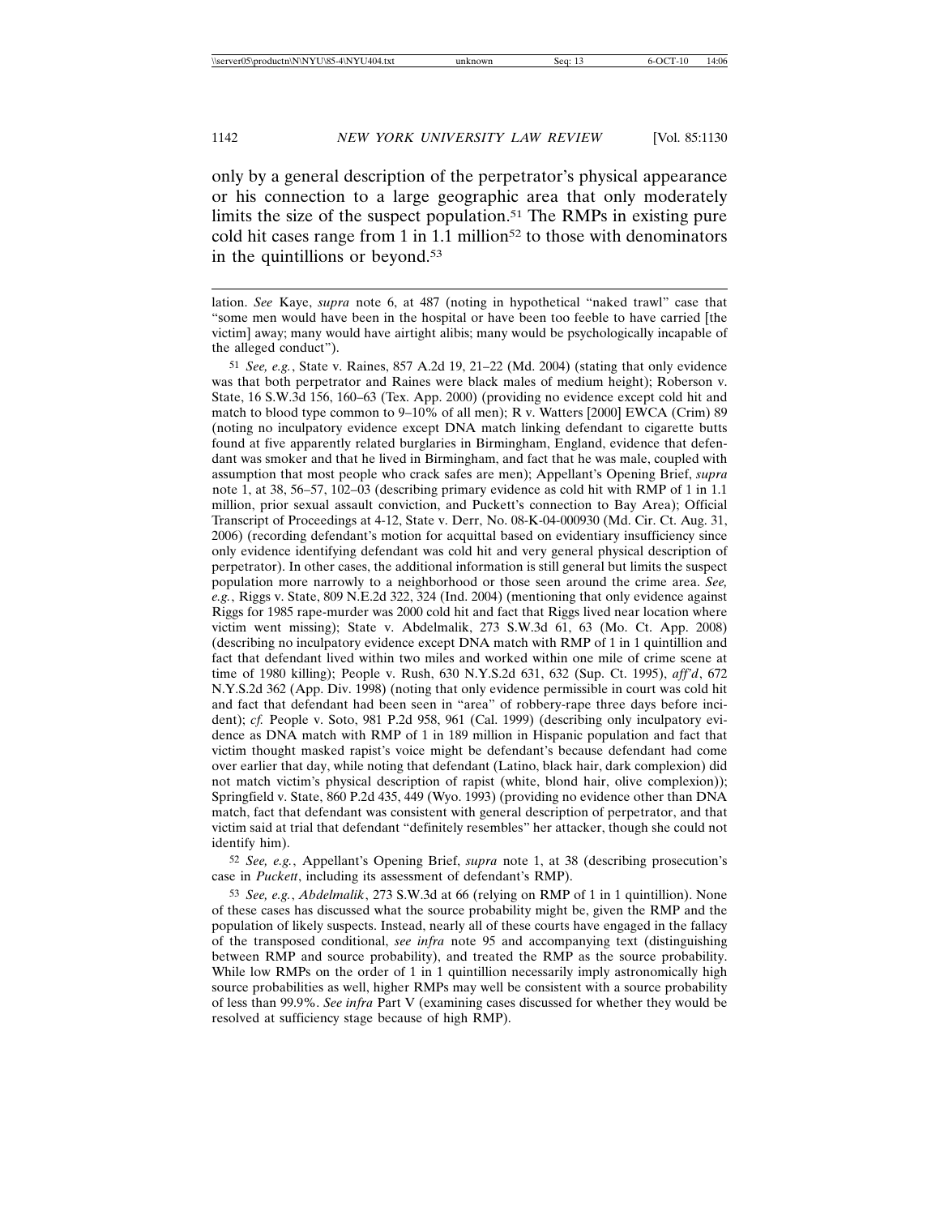only by a general description of the perpetrator's physical appearance or his connection to a large geographic area that only moderately limits the size of the suspect population.[51] The RMPs in existing pure cold hit cases range from 1 in 1.1 million[52] to those with denominators in the quintillions or beyond.[53]

---

lation. *See* Kaye, *supra* note 6, at 487 (noting in hypothetical "naked trawl" case that "some men would have been in the hospital or have been too feeble to have carried [the victim] away; many would have airtight alibis; many would be psychologically incapable of the alleged conduct").

[51] *See, e.g.*, State v. Raines, 857 A.2d 19, 21–22 (Md. 2004) (stating that only evidence was that both perpetrator and Raines were black males of medium height); Roberson v. State, 16 S.W.3d 156, 160–63 (Tex. App. 2000) (providing no evidence except cold hit and match to blood type common to 9–10% of all men); R v. Watters [2000] EWCA (Crim) 89 (noting no inculpatory evidence except DNA match linking defendant to cigarette butts found at five apparently related burglaries in Birmingham, England, evidence that defendant was smoker and that he lived in Birmingham, and fact that he was male, coupled with assumption that most people who crack safes are men); Appellant's Opening Brief, *supra* note 1, at 38, 56–57, 102–03 (describing primary evidence as cold hit with RMP of 1 in 1.1 million, prior sexual assault conviction, and Puckett's connection to Bay Area); Official Transcript of Proceedings at 4-12, State v. Derr, No. 08-K-04-000930 (Md. Cir. Ct. Aug. 31, 2006) (recording defendant's motion for acquittal based on evidentiary insufficiency since only evidence identifying defendant was cold hit and very general physical description of perpetrator). In other cases, the additional information is still general but limits the suspect population more narrowly to a neighborhood or those seen around the crime area. *See, e.g.*, Riggs v. State, 809 N.E.2d 322, 324 (Ind. 2004) (mentioning that only evidence against Riggs for 1985 rape-murder was 2000 cold hit and fact that Riggs lived near location where victim went missing); State v. Abdelmalik, 273 S.W.3d 61, 63 (Mo. Ct. App. 2008) (describing no inculpatory evidence except DNA match with RMP of 1 in 1 quintillion and fact that defendant lived within two miles and worked within one mile of crime scene at time of 1980 killing); People v. Rush, 630 N.Y.S.2d 631, 632 (Sup. Ct. 1995), *aff'd*, 672 N.Y.S.2d 362 (App. Div. 1998) (noting that only evidence permissible in court was cold hit and fact that defendant had been seen in "area" of robbery-rape three days before incident); *cf.* People v. Soto, 981 P.2d 958, 961 (Cal. 1999) (describing only inculpatory evidence as DNA match with RMP of 1 in 189 million in Hispanic population and fact that victim thought masked rapist's voice might be defendant's because defendant had come over earlier that day, while noting that defendant (Latino, black hair, dark complexion) did not match victim's physical description of rapist (white, blond hair, olive complexion)); Springfield v. State, 860 P.2d 435, 449 (Wyo. 1993) (providing no evidence other than DNA match, fact that defendant was consistent with general description of perpetrator, and that victim said at trial that defendant "definitely resembles" her attacker, though she could not identify him).

[52] *See, e.g.*, Appellant's Opening Brief, *supra* note 1, at 38 (describing prosecution's case in *Puckett*, including its assessment of defendant's RMP).

[53] *See, e.g.*, *Abdelmalik*, 273 S.W.3d at 66 (relying on RMP of 1 in 1 quintillion). None of these cases has discussed what the source probability might be, given the RMP and the population of likely suspects. Instead, nearly all of these courts have engaged in the fallacy of the transposed conditional, *see infra* note 95 and accompanying text (distinguishing between RMP and source probability), and treated the RMP as the source probability. While low RMPs on the order of 1 in 1 quintillion necessarily imply astronomically high source probabilities as well, higher RMPs may well be consistent with a source probability of less than 99.9%. *See infra* Part V (examining cases discussed for whether they would be resolved at sufficiency stage because of high RMP).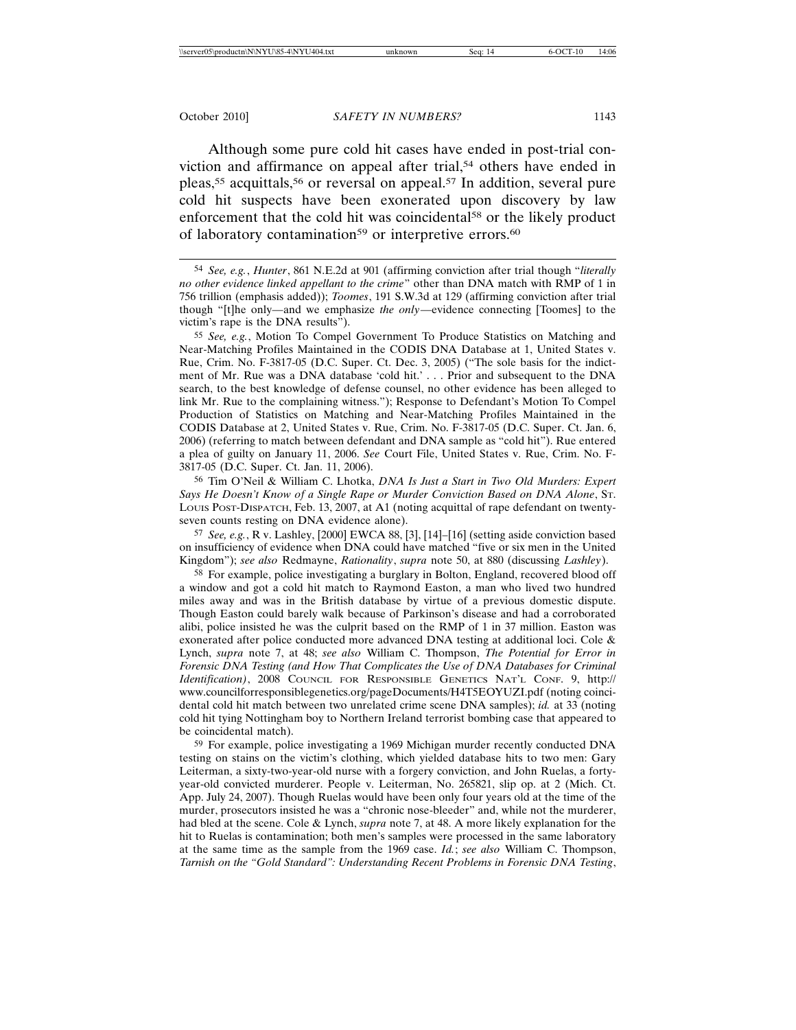Although some pure cold hit cases have ended in post-trial conviction and affirmance on appeal after trial,[54] others have ended in pleas,[55] acquittals,[56] or reversal on appeal.[57] In addition, several pure cold hit suspects have been exonerated upon discovery by law enforcement that the cold hit was coincidental[58] or the likely product of laboratory contamination[59] or interpretive errors.[60]

---

[54] *See, e.g.*, *Hunter*, 861 N.E.2d at 901 (affirming conviction after trial though "*literally no other evidence linked appellant to the crime*" other than DNA match with RMP of 1 in 756 trillion (emphasis added)); *Toomes*, 191 S.W.3d at 129 (affirming conviction after trial though "[t]he only—and we emphasize *the only*—evidence connecting [Toomes] to the victim's rape is the DNA results").

[55] *See, e.g.*, Motion To Compel Government To Produce Statistics on Matching and Near-Matching Profiles Maintained in the CODIS DNA Database at 1, United States v. Rue, Crim. No. F-3817-05 (D.C. Super. Ct. Dec. 3, 2005) ("The sole basis for the indictment of Mr. Rue was a DNA database 'cold hit.' . . . Prior and subsequent to the DNA search, to the best knowledge of defense counsel, no other evidence has been alleged to link Mr. Rue to the complaining witness."); Response to Defendant's Motion To Compel Production of Statistics on Matching and Near-Matching Profiles Maintained in the CODIS Database at 2, United States v. Rue, Crim. No. F-3817-05 (D.C. Super. Ct. Jan. 6, 2006) (referring to match between defendant and DNA sample as "cold hit"). Rue entered a plea of guilty on January 11, 2006. *See* Court File, United States v. Rue, Crim. No. F-3817-05 (D.C. Super. Ct. Jan. 11, 2006).

[56] Tim O'Neil & William C. Lhotka, *DNA Is Just a Start in Two Old Murders: Expert Says He Doesn't Know of a Single Rape or Murder Conviction Based on DNA Alone*, ST. LOUIS POST-DISPATCH, Feb. 13, 2007, at A1 (noting acquittal of rape defendant on twenty-seven counts resting on DNA evidence alone).

[57] *See, e.g.*, R v. Lashley, [2000] EWCA 88, [3], [14]–[16] (setting aside conviction based on insufficiency of evidence when DNA could have matched "five or six men in the United Kingdom"); *see also* Redmayne, *Rationality*, *supra* note 50, at 880 (discussing *Lashley*).

[58] For example, police investigating a burglary in Bolton, England, recovered blood off a window and got a cold hit match to Raymond Easton, a man who lived two hundred miles away and was in the British database by virtue of a previous domestic dispute. Though Easton could barely walk because of Parkinson's disease and had a corroborated alibi, police insisted he was the culprit based on the RMP of 1 in 37 million. Easton was exonerated after police conducted more advanced DNA testing at additional loci. Cole & Lynch, *supra* note 7, at 48; *see also* William C. Thompson, *The Potential for Error in Forensic DNA Testing (and How That Complicates the Use of DNA Databases for Criminal Identification)*, 2008 COUNCIL FOR RESPONSIBLE GENETICS NAT'L CONF. 9, http://www.councilforresponsiblegenetics.org/pageDocuments/H4T5EOYUZI.pdf (noting coincidental cold hit match between two unrelated crime scene DNA samples); *id.* at 33 (noting cold hit tying Nottingham boy to Northern Ireland terrorist bombing case that appeared to be coincidental match).

[59] For example, police investigating a 1969 Michigan murder recently conducted DNA testing on stains on the victim's clothing, which yielded database hits to two men: Gary Leiterman, a sixty-two-year-old nurse with a forgery conviction, and John Ruelas, a forty-year-old convicted murderer. People v. Leiterman, No. 265821, slip op. at 2 (Mich. Ct. App. July 24, 2007). Though Ruelas would have been only four years old at the time of the murder, prosecutors insisted he was a "chronic nose-bleeder" and, while not the murderer, had bled at the scene. Cole & Lynch, *supra* note 7, at 48. A more likely explanation for the hit to Ruelas is contamination; both men's samples were processed in the same laboratory at the same time as the sample from the 1969 case. *Id.*; *see also* William C. Thompson, *Tarnish on the "Gold Standard": Understanding Recent Problems in Forensic DNA Testing*,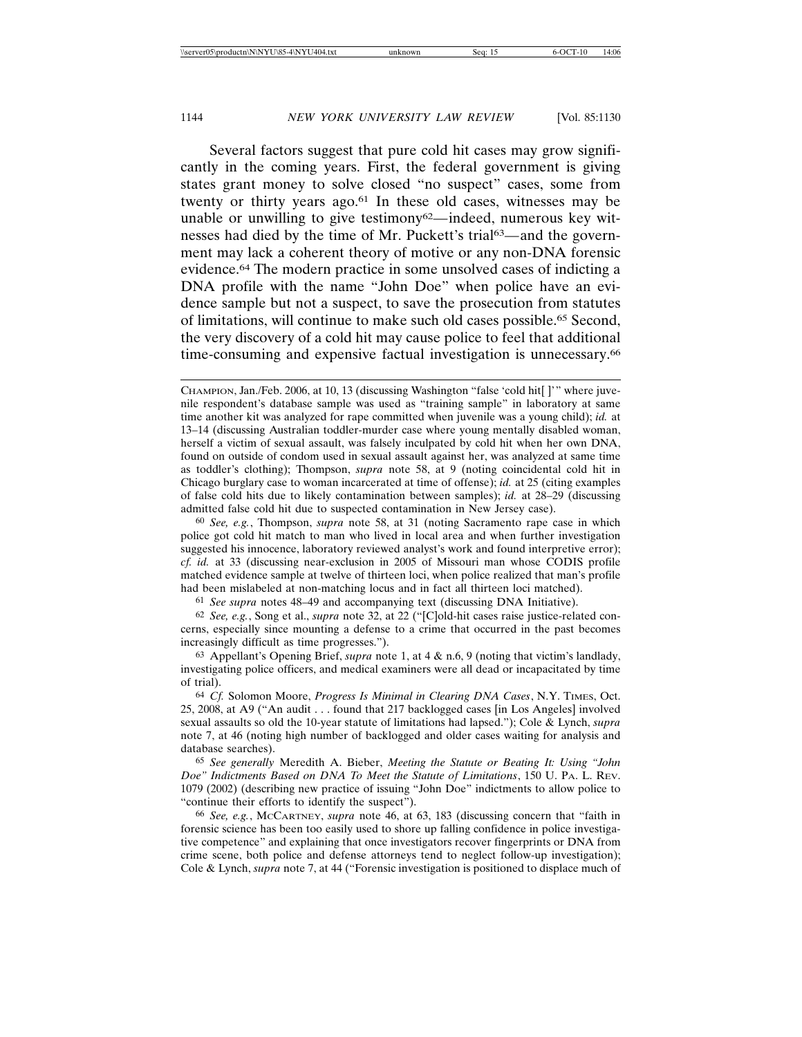Several factors suggest that pure cold hit cases may grow significantly in the coming years. First, the federal government is giving states grant money to solve closed "no suspect" cases, some from twenty or thirty years ago.[61] In these old cases, witnesses may be unable or unwilling to give testimony[62]—indeed, numerous key witnesses had died by the time of Mr. Puckett's trial[63]—and the government may lack a coherent theory of motive or any non-DNA forensic evidence.[64] The modern practice in some unsolved cases of indicting a DNA profile with the name "John Doe" when police have an evidence sample but not a suspect, to save the prosecution from statutes of limitations, will continue to make such old cases possible.[65] Second, the very discovery of a cold hit may cause police to feel that additional time-consuming and expensive factual investigation is unnecessary.[66]

---

CHAMPION, Jan./Feb. 2006, at 10, 13 (discussing Washington "false 'cold hit[ ]'" where juvenile respondent's database sample was used as "training sample" in laboratory at same time another kit was analyzed for rape committed when juvenile was a young child); *id.* at 13–14 (discussing Australian toddler-murder case where young mentally disabled woman, herself a victim of sexual assault, was falsely inculpated by cold hit when her own DNA, found on outside of condom used in sexual assault against her, was analyzed at same time as toddler's clothing); Thompson, *supra* note 58, at 9 (noting coincidental cold hit in Chicago burglary case to woman incarcerated at time of offense); *id.* at 25 (citing examples of false cold hits due to likely contamination between samples); *id.* at 28–29 (discussing admitted false cold hit due to suspected contamination in New Jersey case).

[60] *See, e.g.*, Thompson, *supra* note 58, at 31 (noting Sacramento rape case in which police got cold hit match to man who lived in local area and when further investigation suggested his innocence, laboratory reviewed analyst's work and found interpretive error); *cf. id.* at 33 (discussing near-exclusion in 2005 of Missouri man whose CODIS profile matched evidence sample at twelve of thirteen loci, when police realized that man's profile had been mislabeled at non-matching locus and in fact all thirteen loci matched).

[61] *See supra* notes 48–49 and accompanying text (discussing DNA Initiative).

[62] *See, e.g.*, Song et al., *supra* note 32, at 22 ("[C]old-hit cases raise justice-related concerns, especially since mounting a defense to a crime that occurred in the past becomes increasingly difficult as time progresses.").

[63] Appellant's Opening Brief, *supra* note 1, at 4 & n.6, 9 (noting that victim's landlady, investigating police officers, and medical examiners were all dead or incapacitated by time of trial).

[64] *Cf.* Solomon Moore, *Progress Is Minimal in Clearing DNA Cases*, N.Y. TIMES, Oct. 25, 2008, at A9 ("An audit . . . found that 217 backlogged cases [in Los Angeles] involved sexual assaults so old the 10-year statute of limitations had lapsed."); Cole & Lynch, *supra* note 7, at 46 (noting high number of backlogged and older cases waiting for analysis and database searches).

[65] *See generally* Meredith A. Bieber, *Meeting the Statute or Beating It: Using "John Doe" Indictments Based on DNA To Meet the Statute of Limitations*, 150 U. PA. L. REV. 1079 (2002) (describing new practice of issuing "John Doe" indictments to allow police to "continue their efforts to identify the suspect").

[66] *See, e.g.*, MCCARTNEY, *supra* note 46, at 63, 183 (discussing concern that "faith in forensic science has been too easily used to shore up falling confidence in police investigative competence" and explaining that once investigators recover fingerprints or DNA from crime scene, both police and defense attorneys tend to neglect follow-up investigation); Cole & Lynch, *supra* note 7, at 44 ("Forensic investigation is positioned to displace much of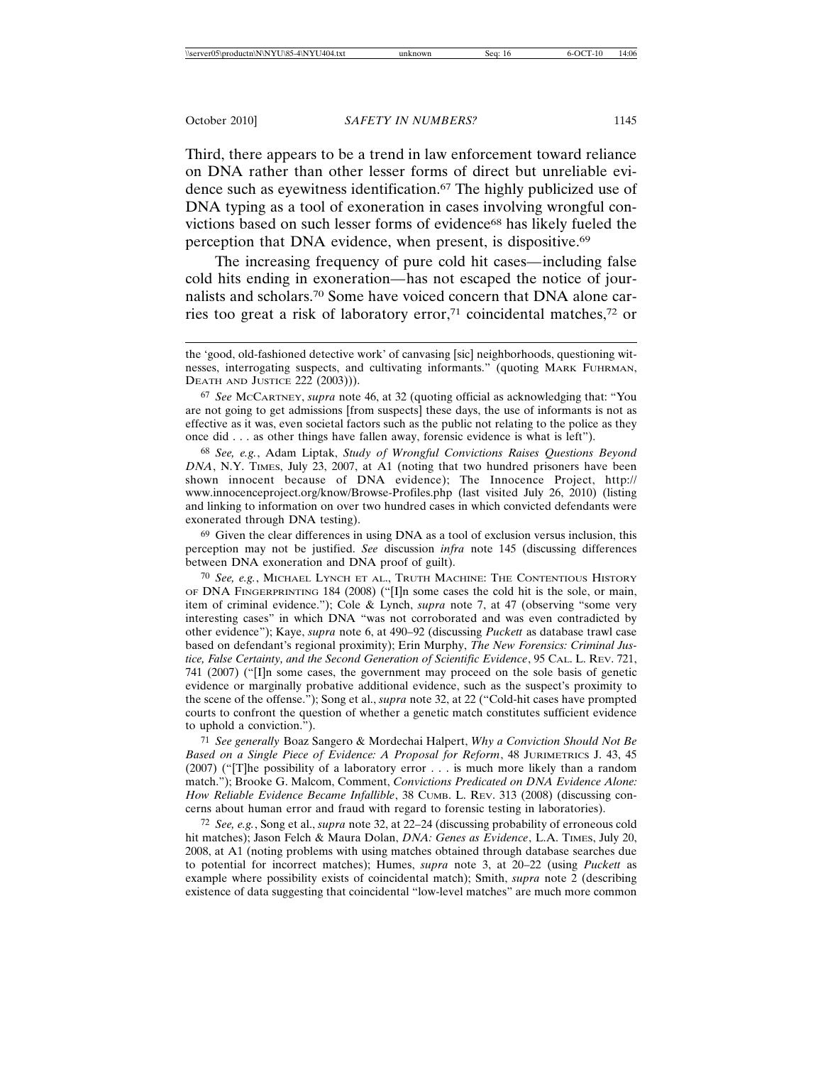Third, there appears to be a trend in law enforcement toward reliance on DNA rather than other lesser forms of direct but unreliable evidence such as eyewitness identification.[67] The highly publicized use of DNA typing as a tool of exoneration in cases involving wrongful convictions based on such lesser forms of evidence[68] has likely fueled the perception that DNA evidence, when present, is dispositive.[69]

The increasing frequency of pure cold hit cases—including false cold hits ending in exoneration—has not escaped the notice of journalists and scholars.[70] Some have voiced concern that DNA alone carries too great a risk of laboratory error,[71] coincidental matches,[72] or

---

the 'good, old-fashioned detective work' of canvasing [sic] neighborhoods, questioning witnesses, interrogating suspects, and cultivating informants." (quoting MARK FUHRMAN, DEATH AND JUSTICE 222 (2003))).

[67] *See* MCCARTNEY, *supra* note 46, at 32 (quoting official as acknowledging that: "You are not going to get admissions [from suspects] these days, the use of informants is not as effective as it was, even societal factors such as the public not relating to the police as they once did . . . as other things have fallen away, forensic evidence is what is left").

[68] *See, e.g.*, Adam Liptak, *Study of Wrongful Convictions Raises Questions Beyond DNA*, N.Y. TIMES, July 23, 2007, at A1 (noting that two hundred prisoners have been shown innocent because of DNA evidence); The Innocence Project, http://www.innocenceproject.org/know/Browse-Profiles.php (last visited July 26, 2010) (listing and linking to information on over two hundred cases in which convicted defendants were exonerated through DNA testing).

[69] Given the clear differences in using DNA as a tool of exclusion versus inclusion, this perception may not be justified. *See* discussion *infra* note 145 (discussing differences between DNA exoneration and DNA proof of guilt).

[70] *See, e.g.*, MICHAEL LYNCH ET AL., TRUTH MACHINE: THE CONTENTIOUS HISTORY OF DNA FINGERPRINTING 184 (2008) ("[I]n some cases the cold hit is the sole, or main, item of criminal evidence."); Cole & Lynch, *supra* note 7, at 47 (observing "some very interesting cases" in which DNA "was not corroborated and was even contradicted by other evidence"); Kaye, *supra* note 6, at 490–92 (discussing *Puckett* as database trawl case based on defendant's regional proximity); Erin Murphy, *The New Forensics: Criminal Justice, False Certainty, and the Second Generation of Scientific Evidence*, 95 CAL. L. REV. 721, 741 (2007) ("[I]n some cases, the government may proceed on the sole basis of genetic evidence or marginally probative additional evidence, such as the suspect's proximity to the scene of the offense."); Song et al., *supra* note 32, at 22 ("Cold-hit cases have prompted courts to confront the question of whether a genetic match constitutes sufficient evidence to uphold a conviction.").

[71] *See generally* Boaz Sangero & Mordechai Halpert, *Why a Conviction Should Not Be Based on a Single Piece of Evidence: A Proposal for Reform*, 48 JURIMETRICS J. 43, 45 (2007) ("[T]he possibility of a laboratory error . . . is much more likely than a random match."); Brooke G. Malcom, Comment, *Convictions Predicated on DNA Evidence Alone: How Reliable Evidence Became Infallible*, 38 CUMB. L. REV. 313 (2008) (discussing concerns about human error and fraud with regard to forensic testing in laboratories).

[72] *See, e.g.*, Song et al., *supra* note 32, at 22–24 (discussing probability of erroneous cold hit matches); Jason Felch & Maura Dolan, *DNA: Genes as Evidence*, L.A. TIMES, July 20, 2008, at A1 (noting problems with using matches obtained through database searches due to potential for incorrect matches); Humes, *supra* note 3, at 20–22 (using *Puckett* as example where possibility exists of coincidental match); Smith, *supra* note 2 (describing existence of data suggesting that coincidental "low-level matches" are much more common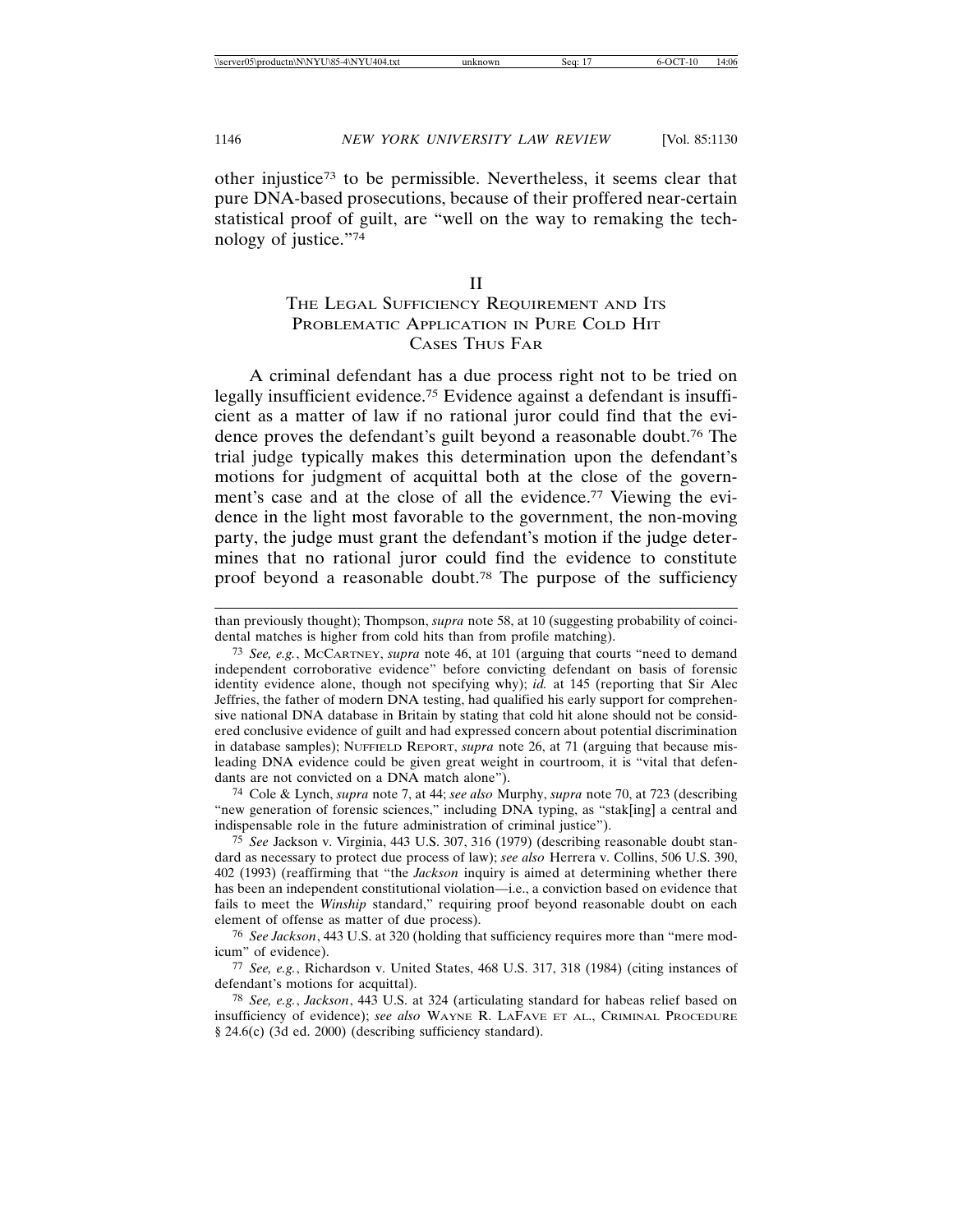other injustice[73] to be permissible. Nevertheless, it seems clear that pure DNA-based prosecutions, because of their proffered near-certain statistical proof of guilt, are "well on the way to remaking the technology of justice."[74]

## II
## The Legal Sufficiency Requirement and Its Problematic Application in Pure Cold Hit Cases Thus Far

A criminal defendant has a due process right not to be tried on legally insufficient evidence.[75] Evidence against a defendant is insufficient as a matter of law if no rational juror could find that the evidence proves the defendant's guilt beyond a reasonable doubt.[76] The trial judge typically makes this determination upon the defendant's motions for judgment of acquittal both at the close of the government's case and at the close of all the evidence.[77] Viewing the evidence in the light most favorable to the government, the non-moving party, the judge must grant the defendant's motion if the judge determines that no rational juror could find the evidence to constitute proof beyond a reasonable doubt.[78] The purpose of the sufficiency

---

than previously thought); Thompson, *supra* note 58, at 10 (suggesting probability of coincidental matches is higher from cold hits than from profile matching).

[73] *See, e.g.*, McCartney, *supra* note 46, at 101 (arguing that courts "need to demand independent corroborative evidence" before convicting defendant on basis of forensic identity evidence alone, though not specifying why); *id.* at 145 (reporting that Sir Alec Jeffries, the father of modern DNA testing, had qualified his early support for comprehensive national DNA database in Britain by stating that cold hit alone should not be considered conclusive evidence of guilt and had expressed concern about potential discrimination in database samples); Nuffield Report, *supra* note 26, at 71 (arguing that because misleading DNA evidence could be given great weight in courtroom, it is "vital that defendants are not convicted on a DNA match alone").

[74] Cole & Lynch, *supra* note 7, at 44; *see also* Murphy, *supra* note 70, at 723 (describing "new generation of forensic sciences," including DNA typing, as "stak[ing] a central and indispensable role in the future administration of criminal justice").

[75] *See* Jackson v. Virginia, 443 U.S. 307, 316 (1979) (describing reasonable doubt standard as necessary to protect due process of law); *see also* Herrera v. Collins, 506 U.S. 390, 402 (1993) (reaffirming that "the *Jackson* inquiry is aimed at determining whether there has been an independent constitutional violation—i.e., a conviction based on evidence that fails to meet the *Winship* standard," requiring proof beyond reasonable doubt on each element of offense as matter of due process).

[76] *See Jackson*, 443 U.S. at 320 (holding that sufficiency requires more than "mere modicum" of evidence).

[77] *See, e.g.*, Richardson v. United States, 468 U.S. 317, 318 (1984) (citing instances of defendant's motions for acquittal).

[78] *See, e.g.*, *Jackson*, 443 U.S. at 324 (articulating standard for habeas relief based on insufficiency of evidence); *see also* Wayne R. LaFave et al., Criminal Procedure § 24.6(c) (3d ed. 2000) (describing sufficiency standard).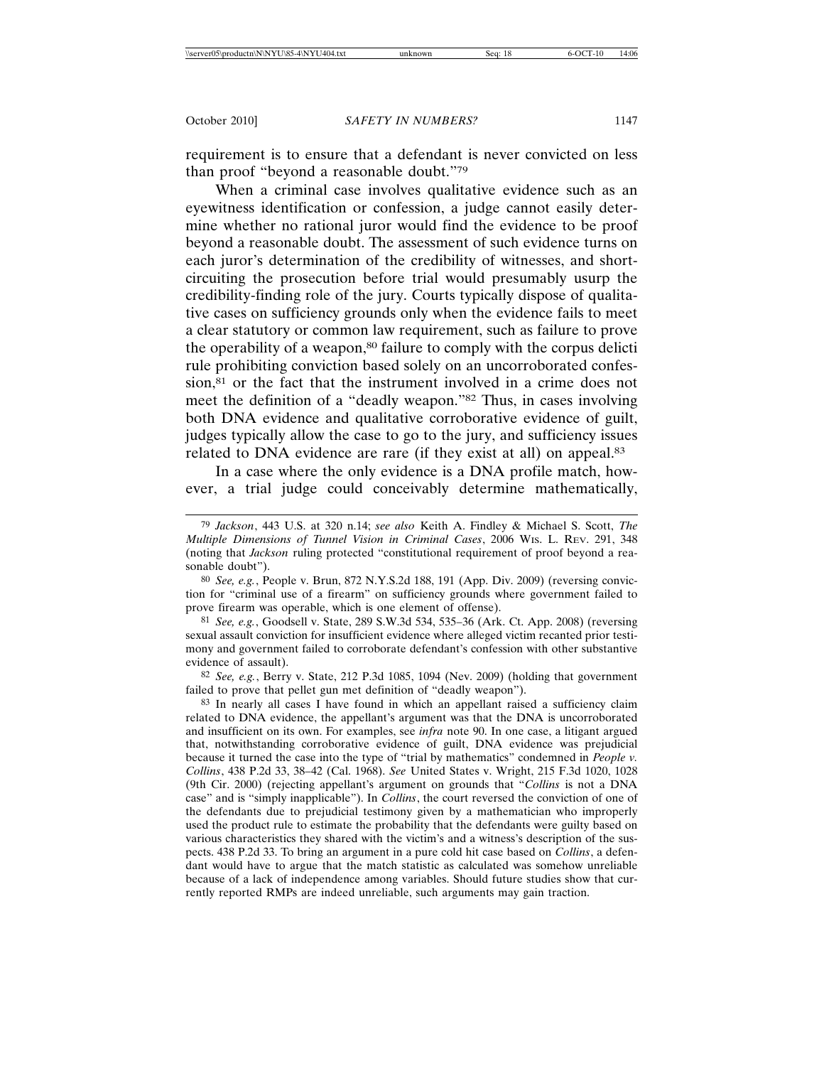requirement is to ensure that a defendant is never convicted on less than proof "beyond a reasonable doubt."[79]

When a criminal case involves qualitative evidence such as an eyewitness identification or confession, a judge cannot easily determine whether no rational juror would find the evidence to be proof beyond a reasonable doubt. The assessment of such evidence turns on each juror's determination of the credibility of witnesses, and short-circuiting the prosecution before trial would presumably usurp the credibility-finding role of the jury. Courts typically dispose of qualitative cases on sufficiency grounds only when the evidence fails to meet a clear statutory or common law requirement, such as failure to prove the operability of a weapon,[80] failure to comply with the corpus delicti rule prohibiting conviction based solely on an uncorroborated confession,[81] or the fact that the instrument involved in a crime does not meet the definition of a "deadly weapon."[82] Thus, in cases involving both DNA evidence and qualitative corroborative evidence of guilt, judges typically allow the case to go to the jury, and sufficiency issues related to DNA evidence are rare (if they exist at all) on appeal.[83]

In a case where the only evidence is a DNA profile match, however, a trial judge could conceivably determine mathematically,

---

[79] *Jackson*, 443 U.S. at 320 n.14; *see also* Keith A. Findley & Michael S. Scott, *The Multiple Dimensions of Tunnel Vision in Criminal Cases*, 2006 WIS. L. REV. 291, 348 (noting that *Jackson* ruling protected "constitutional requirement of proof beyond a reasonable doubt").

[80] *See, e.g.*, People v. Brun, 872 N.Y.S.2d 188, 191 (App. Div. 2009) (reversing conviction for "criminal use of a firearm" on sufficiency grounds where government failed to prove firearm was operable, which is one element of offense).

[81] *See, e.g.*, Goodsell v. State, 289 S.W.3d 534, 535–36 (Ark. Ct. App. 2008) (reversing sexual assault conviction for insufficient evidence where alleged victim recanted prior testimony and government failed to corroborate defendant's confession with other substantive evidence of assault).

[82] *See, e.g.*, Berry v. State, 212 P.3d 1085, 1094 (Nev. 2009) (holding that government failed to prove that pellet gun met definition of "deadly weapon").

[83] In nearly all cases I have found in which an appellant raised a sufficiency claim related to DNA evidence, the appellant's argument was that the DNA is uncorroborated and insufficient on its own. For examples, see *infra* note 90. In one case, a litigant argued that, notwithstanding corroborative evidence of guilt, DNA evidence was prejudicial because it turned the case into the type of "trial by mathematics" condemned in *People v. Collins*, 438 P.2d 33, 38–42 (Cal. 1968). *See* United States v. Wright, 215 F.3d 1020, 1028 (9th Cir. 2000) (rejecting appellant's argument on grounds that "*Collins* is not a DNA case" and is "simply inapplicable"). In *Collins*, the court reversed the conviction of one of the defendants due to prejudicial testimony given by a mathematician who improperly used the product rule to estimate the probability that the defendants were guilty based on various characteristics they shared with the victim's and a witness's description of the suspects. 438 P.2d 33. To bring an argument in a pure cold hit case based on *Collins*, a defendant would have to argue that the match statistic as calculated was somehow unreliable because of a lack of independence among variables. Should future studies show that currently reported RMPs are indeed unreliable, such arguments may gain traction.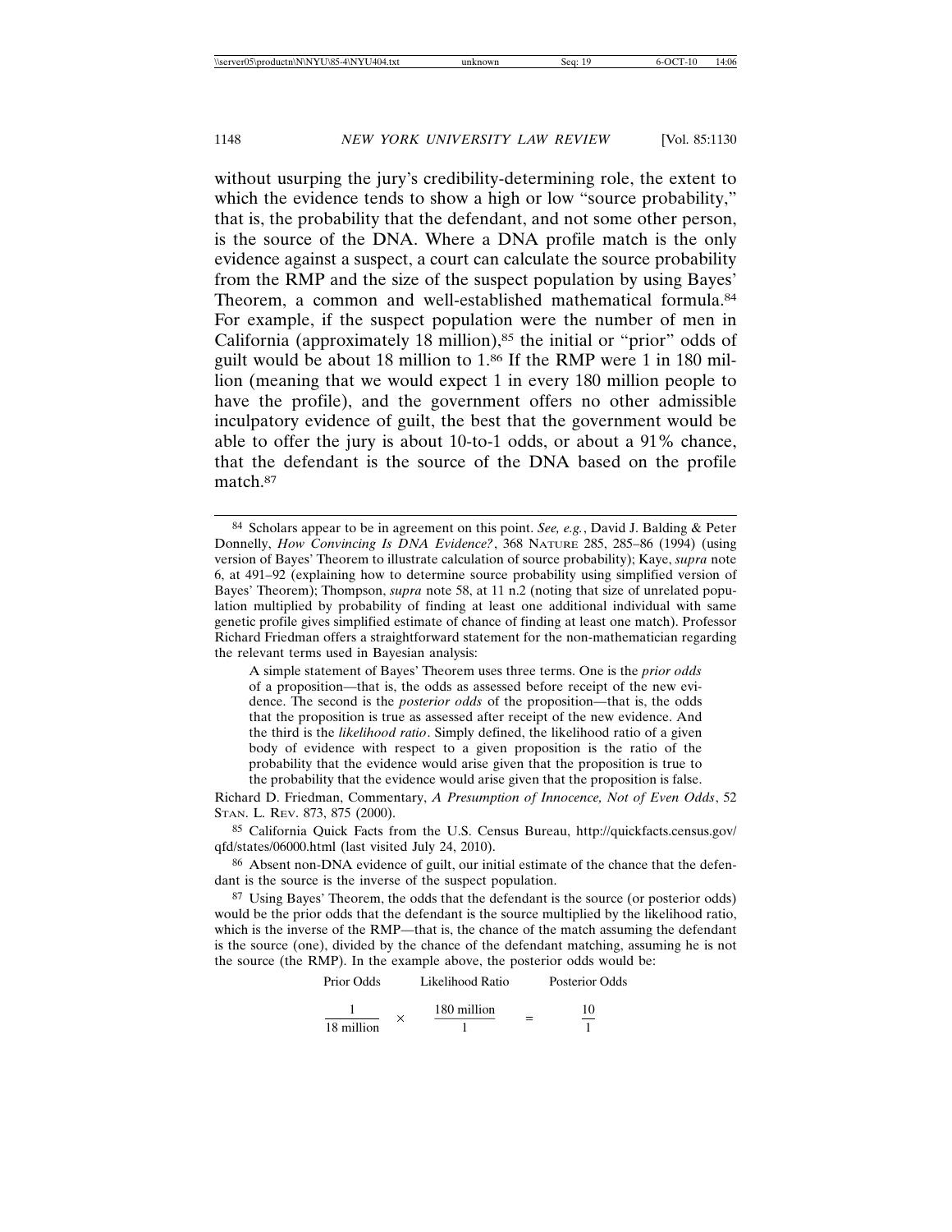without usurping the jury's credibility-determining role, the extent to which the evidence tends to show a high or low "source probability," that is, the probability that the defendant, and not some other person, is the source of the DNA. Where a DNA profile match is the only evidence against a suspect, a court can calculate the source probability from the RMP and the size of the suspect population by using Bayes' Theorem, a common and well-established mathematical formula.[84] For example, if the suspect population were the number of men in California (approximately 18 million),[85] the initial or "prior" odds of guilt would be about 18 million to 1.[86] If the RMP were 1 in 180 million (meaning that we would expect 1 in every 180 million people to have the profile), and the government offers no other admissible inculpatory evidence of guilt, the best that the government would be able to offer the jury is about 10-to-1 odds, or about a 91% chance, that the defendant is the source of the DNA based on the profile match.[87]

---

[84] Scholars appear to be in agreement on this point. *See, e.g.*, David J. Balding & Peter Donnelly, *How Convincing Is DNA Evidence?*, 368 NATURE 285, 285–86 (1994) (using version of Bayes' Theorem to illustrate calculation of source probability); Kaye, *supra* note 6, at 491–92 (explaining how to determine source probability using simplified version of Bayes' Theorem); Thompson, *supra* note 58, at 11 n.2 (noting that size of unrelated population multiplied by probability of finding at least one additional individual with same genetic profile gives simplified estimate of chance of finding at least one match). Professor Richard Friedman offers a straightforward statement for the non-mathematician regarding the relevant terms used in Bayesian analysis:

> A simple statement of Bayes' Theorem uses three terms. One is the *prior odds* of a proposition—that is, the odds as assessed before receipt of the new evidence. The second is the *posterior odds* of the proposition—that is, the odds that the proposition is true as assessed after receipt of the new evidence. And the third is the *likelihood ratio*. Simply defined, the likelihood ratio of a given body of evidence with respect to a given proposition is the ratio of the probability that the evidence would arise given that the proposition is true to the probability that the evidence would arise given that the proposition is false.

Richard D. Friedman, Commentary, *A Presumption of Innocence, Not of Even Odds*, 52 STAN. L. REV. 873, 875 (2000).

[85] California Quick Facts from the U.S. Census Bureau, http://quickfacts.census.gov/qfd/states/06000.html (last visited July 24, 2010).

[86] Absent non-DNA evidence of guilt, our initial estimate of the chance that the defendant is the source is the inverse of the suspect population.

[87] Using Bayes' Theorem, the odds that the defendant is the source (or posterior odds) would be the prior odds that the defendant is the source multiplied by the likelihood ratio, which is the inverse of the RMP—that is, the chance of the match assuming the defendant is the source (one), divided by the chance of the defendant matching, assuming he is not the source (the RMP). In the example above, the posterior odds would be:

$$\underset{\text{Prior Odds}}{\frac{1}{18 \text{ million}}} \times \underset{\text{Likelihood Ratio}}{\frac{180 \text{ million}}{1}} = \underset{\text{Posterior Odds}}{\frac{10}{1}}$$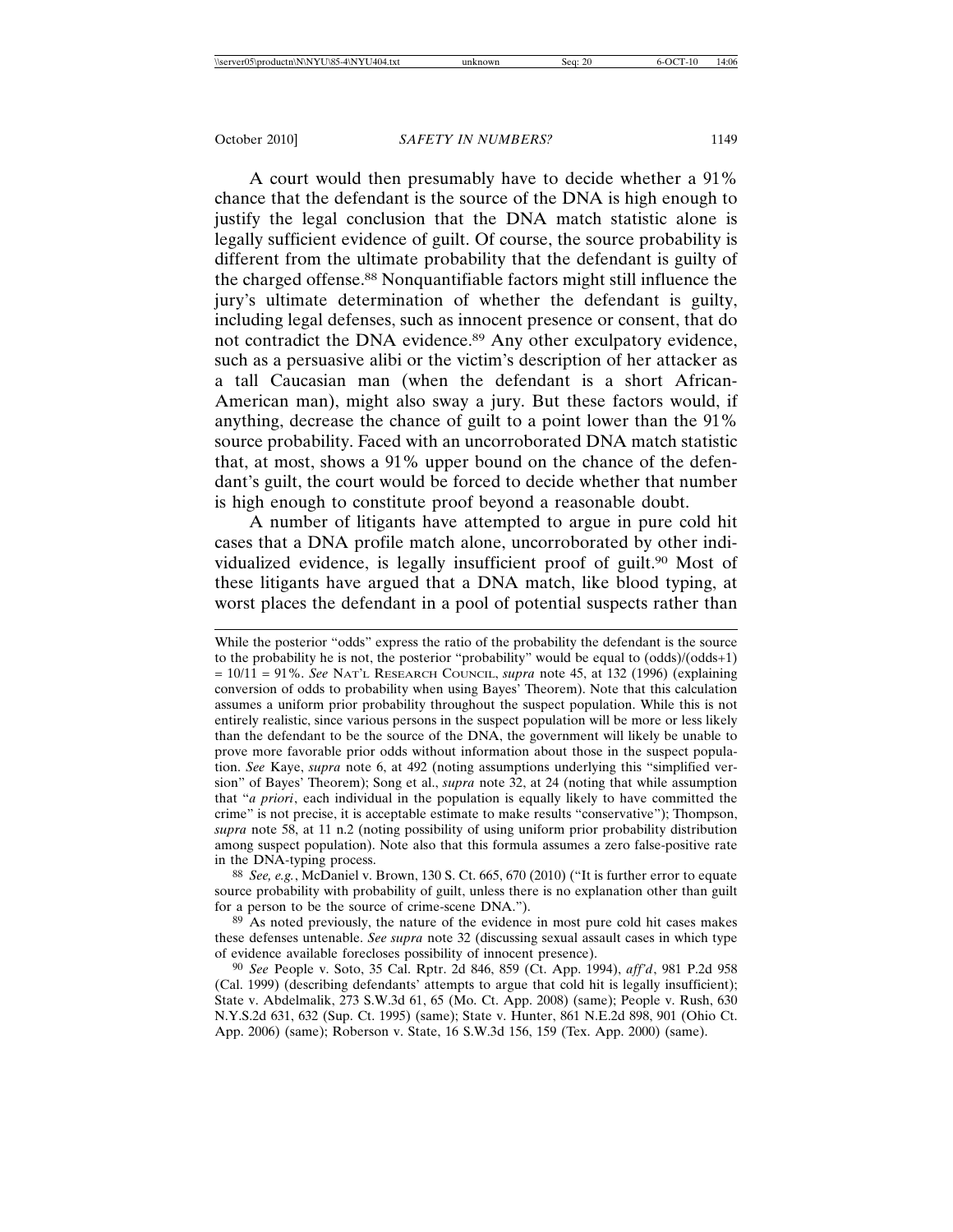A court would then presumably have to decide whether a 91% chance that the defendant is the source of the DNA is high enough to justify the legal conclusion that the DNA match statistic alone is legally sufficient evidence of guilt. Of course, the source probability is different from the ultimate probability that the defendant is guilty of the charged offense.[88] Nonquantifiable factors might still influence the jury's ultimate determination of whether the defendant is guilty, including legal defenses, such as innocent presence or consent, that do not contradict the DNA evidence.[89] Any other exculpatory evidence, such as a persuasive alibi or the victim's description of her attacker as a tall Caucasian man (when the defendant is a short African-American man), might also sway a jury. But these factors would, if anything, decrease the chance of guilt to a point lower than the 91% source probability. Faced with an uncorroborated DNA match statistic that, at most, shows a 91% upper bound on the chance of the defendant's guilt, the court would be forced to decide whether that number is high enough to constitute proof beyond a reasonable doubt.

A number of litigants have attempted to argue in pure cold hit cases that a DNA profile match alone, uncorroborated by other individualized evidence, is legally insufficient proof of guilt.[90] Most of these litigants have argued that a DNA match, like blood typing, at worst places the defendant in a pool of potential suspects rather than

---

While the posterior "odds" express the ratio of the probability the defendant is the source to the probability he is not, the posterior "probability" would be equal to (odds)/(odds+1) = 10/11 = 91%. *See* NAT'L RESEARCH COUNCIL, *supra* note 45, at 132 (1996) (explaining conversion of odds to probability when using Bayes' Theorem). Note that this calculation assumes a uniform prior probability throughout the suspect population. While this is not entirely realistic, since various persons in the suspect population will be more or less likely than the defendant to be the source of the DNA, the government will likely be unable to prove more favorable prior odds without information about those in the suspect population. *See* Kaye, *supra* note 6, at 492 (noting assumptions underlying this "simplified version" of Bayes' Theorem); Song et al., *supra* note 32, at 24 (noting that while assumption that "*a priori*, each individual in the population is equally likely to have committed the crime" is not precise, it is acceptable estimate to make results "conservative"); Thompson, *supra* note 58, at 11 n.2 (noting possibility of using uniform prior probability distribution among suspect population). Note also that this formula assumes a zero false-positive rate in the DNA-typing process.

[88] *See, e.g.*, McDaniel v. Brown, 130 S. Ct. 665, 670 (2010) ("It is further error to equate source probability with probability of guilt, unless there is no explanation other than guilt for a person to be the source of crime-scene DNA.").

[89] As noted previously, the nature of the evidence in most pure cold hit cases makes these defenses untenable. *See supra* note 32 (discussing sexual assault cases in which type of evidence available forecloses possibility of innocent presence).

[90] *See* People v. Soto, 35 Cal. Rptr. 2d 846, 859 (Ct. App. 1994), *aff'd*, 981 P.2d 958 (Cal. 1999) (describing defendants' attempts to argue that cold hit is legally insufficient); State v. Abdelmalik, 273 S.W.3d 61, 65 (Mo. Ct. App. 2008) (same); People v. Rush, 630 N.Y.S.2d 631, 632 (Sup. Ct. 1995) (same); State v. Hunter, 861 N.E.2d 898, 901 (Ohio Ct. App. 2006) (same); Roberson v. State, 16 S.W.3d 156, 159 (Tex. App. 2000) (same).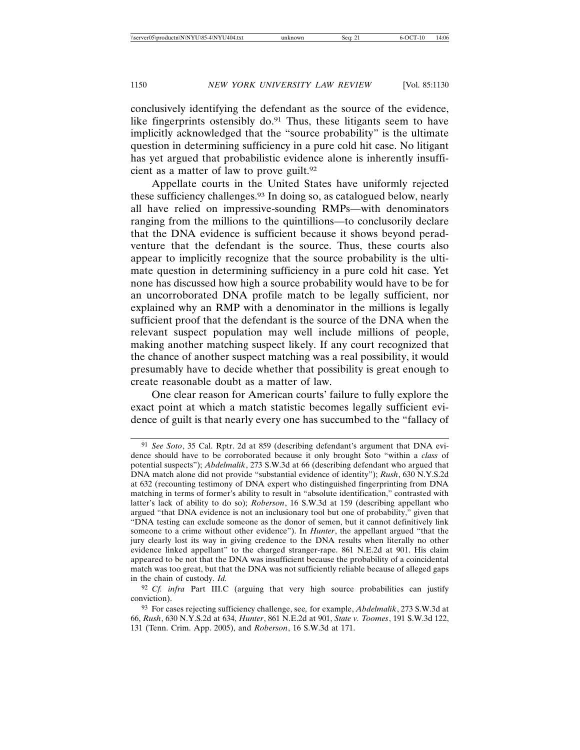conclusively identifying the defendant as the source of the evidence, like fingerprints ostensibly do.[91] Thus, these litigants seem to have implicitly acknowledged that the "source probability" is the ultimate question in determining sufficiency in a pure cold hit case. No litigant has yet argued that probabilistic evidence alone is inherently insufficient as a matter of law to prove guilt.[92]

Appellate courts in the United States have uniformly rejected these sufficiency challenges.[93] In doing so, as catalogued below, nearly all have relied on impressive-sounding RMPs—with denominators ranging from the millions to the quintillions—to conclusorily declare that the DNA evidence is sufficient because it shows beyond peradventure that the defendant is the source. Thus, these courts also appear to implicitly recognize that the source probability is the ultimate question in determining sufficiency in a pure cold hit case. Yet none has discussed how high a source probability would have to be for an uncorroborated DNA profile match to be legally sufficient, nor explained why an RMP with a denominator in the millions is legally sufficient proof that the defendant is the source of the DNA when the relevant suspect population may well include millions of people, making another matching suspect likely. If any court recognized that the chance of another suspect matching was a real possibility, it would presumably have to decide whether that possibility is great enough to create reasonable doubt as a matter of law.

One clear reason for American courts' failure to fully explore the exact point at which a match statistic becomes legally sufficient evidence of guilt is that nearly every one has succumbed to the "fallacy of

---

[91] *See Soto*, 35 Cal. Rptr. 2d at 859 (describing defendant's argument that DNA evidence should have to be corroborated because it only brought Soto "within a *class* of potential suspects"); *Abdelmalik*, 273 S.W.3d at 66 (describing defendant who argued that DNA match alone did not provide "substantial evidence of identity"); *Rush*, 630 N.Y.S.2d at 632 (recounting testimony of DNA expert who distinguished fingerprinting from DNA matching in terms of former's ability to result in "absolute identification," contrasted with latter's lack of ability to do so); *Roberson*, 16 S.W.3d at 159 (describing appellant who argued "that DNA evidence is not an inclusionary tool but one of probability," given that "DNA testing can exclude someone as the donor of semen, but it cannot definitively link someone to a crime without other evidence"). In *Hunter*, the appellant argued "that the jury clearly lost its way in giving credence to the DNA results when literally no other evidence linked appellant" to the charged stranger-rape. 861 N.E.2d at 901. His claim appeared to be not that the DNA was insufficient because the probability of a coincidental match was too great, but that the DNA was not sufficiently reliable because of alleged gaps in the chain of custody. *Id.*

[92] *Cf. infra* Part III.C (arguing that very high source probabilities can justify conviction).

[93] For cases rejecting sufficiency challenge, see*,* for example, *Abdelmalik*, 273 S.W.3d at 66, *Rush*, 630 N.Y.S.2d at 634, *Hunter*, 861 N.E.2d at 901, *State v. Toomes*, 191 S.W.3d 122, 131 (Tenn. Crim. App. 2005), and *Roberson*, 16 S.W.3d at 171.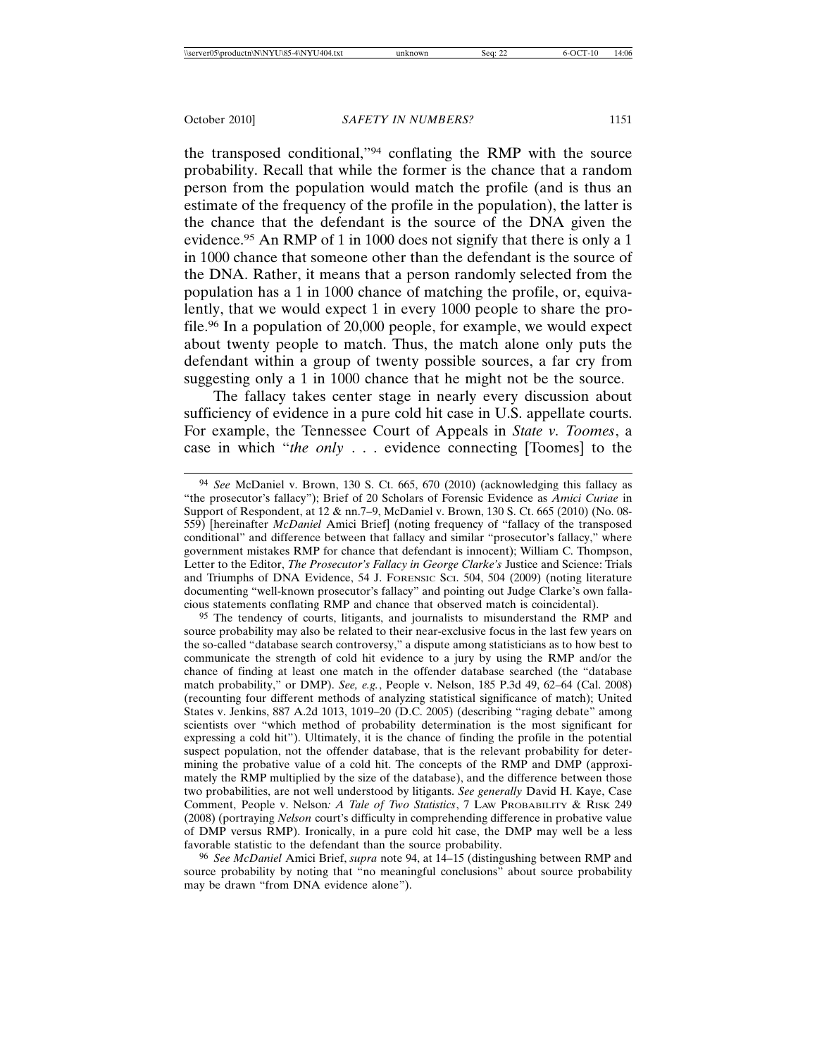the transposed conditional,"[94] conflating the RMP with the source probability. Recall that while the former is the chance that a random person from the population would match the profile (and is thus an estimate of the frequency of the profile in the population), the latter is the chance that the defendant is the source of the DNA given the evidence.[95] An RMP of 1 in 1000 does not signify that there is only a 1 in 1000 chance that someone other than the defendant is the source of the DNA. Rather, it means that a person randomly selected from the population has a 1 in 1000 chance of matching the profile, or, equivalently, that we would expect 1 in every 1000 people to share the profile.[96] In a population of 20,000 people, for example, we would expect about twenty people to match. Thus, the match alone only puts the defendant within a group of twenty possible sources, a far cry from suggesting only a 1 in 1000 chance that he might not be the source.

The fallacy takes center stage in nearly every discussion about sufficiency of evidence in a pure cold hit case in U.S. appellate courts. For example, the Tennessee Court of Appeals in *State v. Toomes*, a case in which "*the only* . . . evidence connecting [Toomes] to the

---

[94] *See* McDaniel v. Brown, 130 S. Ct. 665, 670 (2010) (acknowledging this fallacy as "the prosecutor's fallacy"); Brief of 20 Scholars of Forensic Evidence as *Amici Curiae* in Support of Respondent, at 12 & nn.7–9, McDaniel v. Brown, 130 S. Ct. 665 (2010) (No. 08-559) [hereinafter *McDaniel* Amici Brief] (noting frequency of "fallacy of the transposed conditional" and difference between that fallacy and similar "prosecutor's fallacy," where government mistakes RMP for chance that defendant is innocent); William C. Thompson, Letter to the Editor, *The Prosecutor's Fallacy in George Clarke's* Justice and Science: Trials and Triumphs of DNA Evidence, 54 J. FORENSIC SCI. 504, 504 (2009) (noting literature documenting "well-known prosecutor's fallacy" and pointing out Judge Clarke's own fallacious statements conflating RMP and chance that observed match is coincidental).

[95] The tendency of courts, litigants, and journalists to misunderstand the RMP and source probability may also be related to their near-exclusive focus in the last few years on the so-called "database search controversy," a dispute among statisticians as to how best to communicate the strength of cold hit evidence to a jury by using the RMP and/or the chance of finding at least one match in the offender database searched (the "database match probability," or DMP). *See, e.g.*, People v. Nelson, 185 P.3d 49, 62–64 (Cal. 2008) (recounting four different methods of analyzing statistical significance of match); United States v. Jenkins, 887 A.2d 1013, 1019–20 (D.C. 2005) (describing "raging debate" among scientists over "which method of probability determination is the most significant for expressing a cold hit"). Ultimately, it is the chance of finding the profile in the potential suspect population, not the offender database, that is the relevant probability for determining the probative value of a cold hit. The concepts of the RMP and DMP (approximately the RMP multiplied by the size of the database), and the difference between those two probabilities, are not well understood by litigants. *See generally* David H. Kaye, Case Comment, People v. Nelson*: A Tale of Two Statistics*, 7 LAW PROBABILITY & RISK 249 (2008) (portraying *Nelson* court's difficulty in comprehending difference in probative value of DMP versus RMP). Ironically, in a pure cold hit case, the DMP may well be a less favorable statistic to the defendant than the source probability.

[96] *See McDaniel* Amici Brief, *supra* note 94, at 14–15 (distingushing between RMP and source probability by noting that "no meaningful conclusions" about source probability may be drawn "from DNA evidence alone").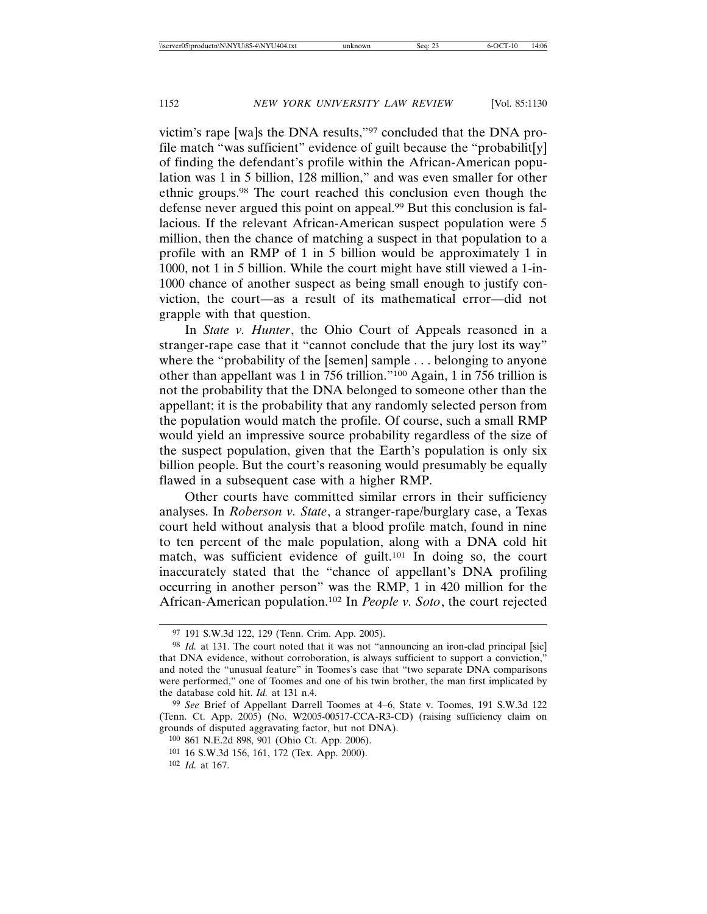victim's rape [wa]s the DNA results,"[97] concluded that the DNA profile match "was sufficient" evidence of guilt because the "probabilit[y] of finding the defendant's profile within the African-American population was 1 in 5 billion, 128 million," and was even smaller for other ethnic groups.[98] The court reached this conclusion even though the defense never argued this point on appeal.[99] But this conclusion is fallacious. If the relevant African-American suspect population were 5 million, then the chance of matching a suspect in that population to a profile with an RMP of 1 in 5 billion would be approximately 1 in 1000, not 1 in 5 billion. While the court might have still viewed a 1-in-1000 chance of another suspect as being small enough to justify conviction, the court—as a result of its mathematical error—did not grapple with that question.

In *State v. Hunter*, the Ohio Court of Appeals reasoned in a stranger-rape case that it "cannot conclude that the jury lost its way" where the "probability of the [semen] sample . . . belonging to anyone other than appellant was 1 in 756 trillion."[100] Again, 1 in 756 trillion is not the probability that the DNA belonged to someone other than the appellant; it is the probability that any randomly selected person from the population would match the profile. Of course, such a small RMP would yield an impressive source probability regardless of the size of the suspect population, given that the Earth's population is only six billion people. But the court's reasoning would presumably be equally flawed in a subsequent case with a higher RMP.

Other courts have committed similar errors in their sufficiency analyses. In *Roberson v. State*, a stranger-rape/burglary case, a Texas court held without analysis that a blood profile match, found in nine to ten percent of the male population, along with a DNA cold hit match, was sufficient evidence of guilt.[101] In doing so, the court inaccurately stated that the "chance of appellant's DNA profiling occurring in another person" was the RMP, 1 in 420 million for the African-American population.[102] In *People v. Soto*, the court rejected

---

[97] 191 S.W.3d 122, 129 (Tenn. Crim. App. 2005).

[98] *Id.* at 131. The court noted that it was not "announcing an iron-clad principal [sic] that DNA evidence, without corroboration, is always sufficient to support a conviction," and noted the "unusual feature" in Toomes's case that "two separate DNA comparisons were performed," one of Toomes and one of his twin brother, the man first implicated by the database cold hit. *Id.* at 131 n.4.

[99] *See* Brief of Appellant Darrell Toomes at 4–6, State v. Toomes, 191 S.W.3d 122 (Tenn. Ct. App. 2005) (No. W2005-00517-CCA-R3-CD) (raising sufficiency claim on grounds of disputed aggravating factor, but not DNA).

[100] 861 N.E.2d 898, 901 (Ohio Ct. App. 2006).

[101] 16 S.W.3d 156, 161, 172 (Tex. App. 2000).

[102] *Id.* at 167.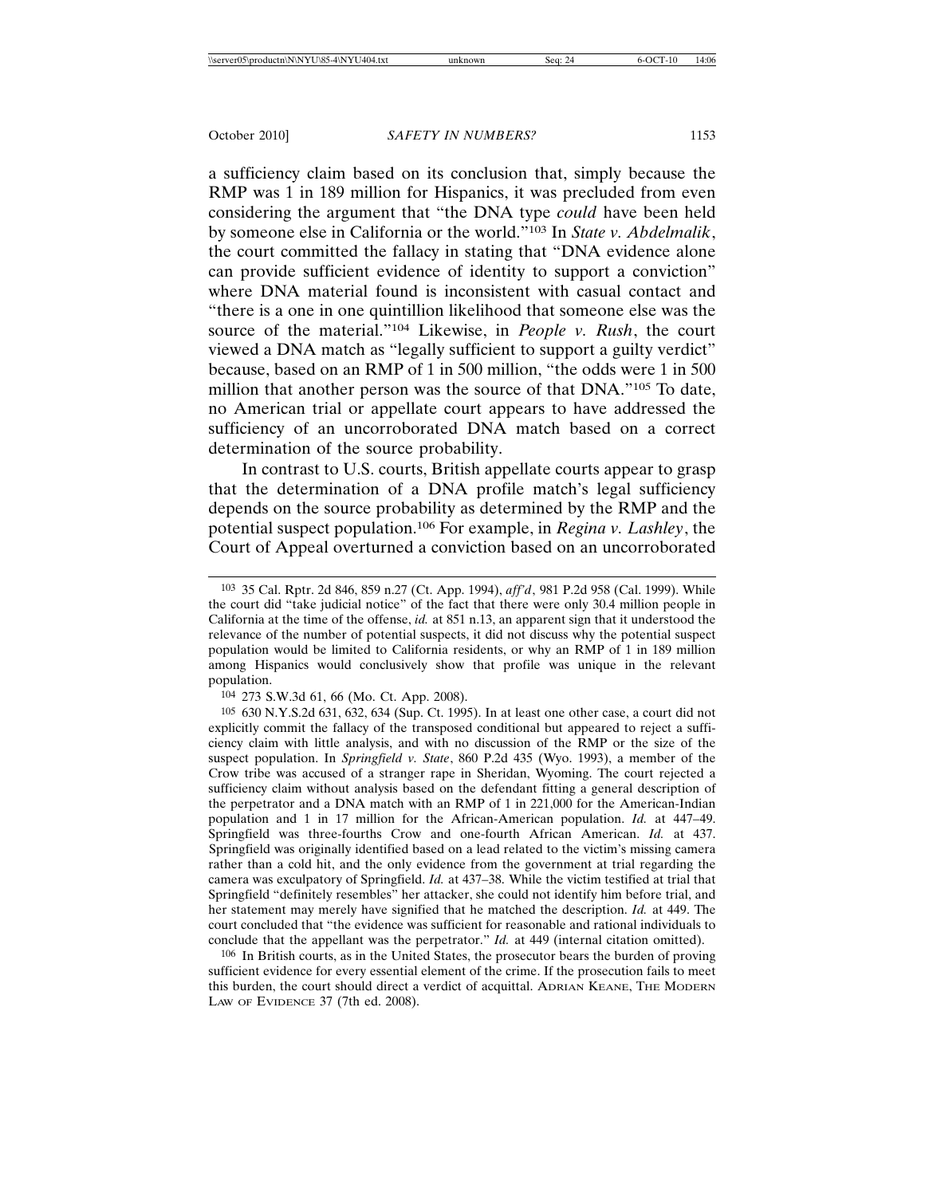a sufficiency claim based on its conclusion that, simply because the RMP was 1 in 189 million for Hispanics, it was precluded from even considering the argument that "the DNA type *could* have been held by someone else in California or the world."[103] In *State v. Abdelmalik*, the court committed the fallacy in stating that "DNA evidence alone can provide sufficient evidence of identity to support a conviction" where DNA material found is inconsistent with casual contact and "there is a one in one quintillion likelihood that someone else was the source of the material."[104] Likewise, in *People v. Rush*, the court viewed a DNA match as "legally sufficient to support a guilty verdict" because, based on an RMP of 1 in 500 million, "the odds were 1 in 500 million that another person was the source of that DNA."[105] To date, no American trial or appellate court appears to have addressed the sufficiency of an uncorroborated DNA match based on a correct determination of the source probability.

In contrast to U.S. courts, British appellate courts appear to grasp that the determination of a DNA profile match's legal sufficiency depends on the source probability as determined by the RMP and the potential suspect population.[106] For example, in *Regina v. Lashley*, the Court of Appeal overturned a conviction based on an uncorroborated

---

[103] 35 Cal. Rptr. 2d 846, 859 n.27 (Ct. App. 1994), *aff'd*, 981 P.2d 958 (Cal. 1999). While the court did "take judicial notice" of the fact that there were only 30.4 million people in California at the time of the offense, *id.* at 851 n.13, an apparent sign that it understood the relevance of the number of potential suspects, it did not discuss why the potential suspect population would be limited to California residents, or why an RMP of 1 in 189 million among Hispanics would conclusively show that profile was unique in the relevant population.

[104] 273 S.W.3d 61, 66 (Mo. Ct. App. 2008).

[105] 630 N.Y.S.2d 631, 632, 634 (Sup. Ct. 1995). In at least one other case, a court did not explicitly commit the fallacy of the transposed conditional but appeared to reject a sufficiency claim with little analysis, and with no discussion of the RMP or the size of the suspect population. In *Springfield v. State*, 860 P.2d 435 (Wyo. 1993), a member of the Crow tribe was accused of a stranger rape in Sheridan, Wyoming. The court rejected a sufficiency claim without analysis based on the defendant fitting a general description of the perpetrator and a DNA match with an RMP of 1 in 221,000 for the American-Indian population and 1 in 17 million for the African-American population. *Id.* at 447–49. Springfield was three-fourths Crow and one-fourth African American. *Id.* at 437. Springfield was originally identified based on a lead related to the victim's missing camera rather than a cold hit, and the only evidence from the government at trial regarding the camera was exculpatory of Springfield. *Id.* at 437–38. While the victim testified at trial that Springfield "definitely resembles" her attacker, she could not identify him before trial, and her statement may merely have signified that he matched the description. *Id.* at 449. The court concluded that "the evidence was sufficient for reasonable and rational individuals to conclude that the appellant was the perpetrator." *Id.* at 449 (internal citation omitted).

[106] In British courts, as in the United States, the prosecutor bears the burden of proving sufficient evidence for every essential element of the crime. If the prosecution fails to meet this burden, the court should direct a verdict of acquittal. ADRIAN KEANE, THE MODERN LAW OF EVIDENCE 37 (7th ed. 2008).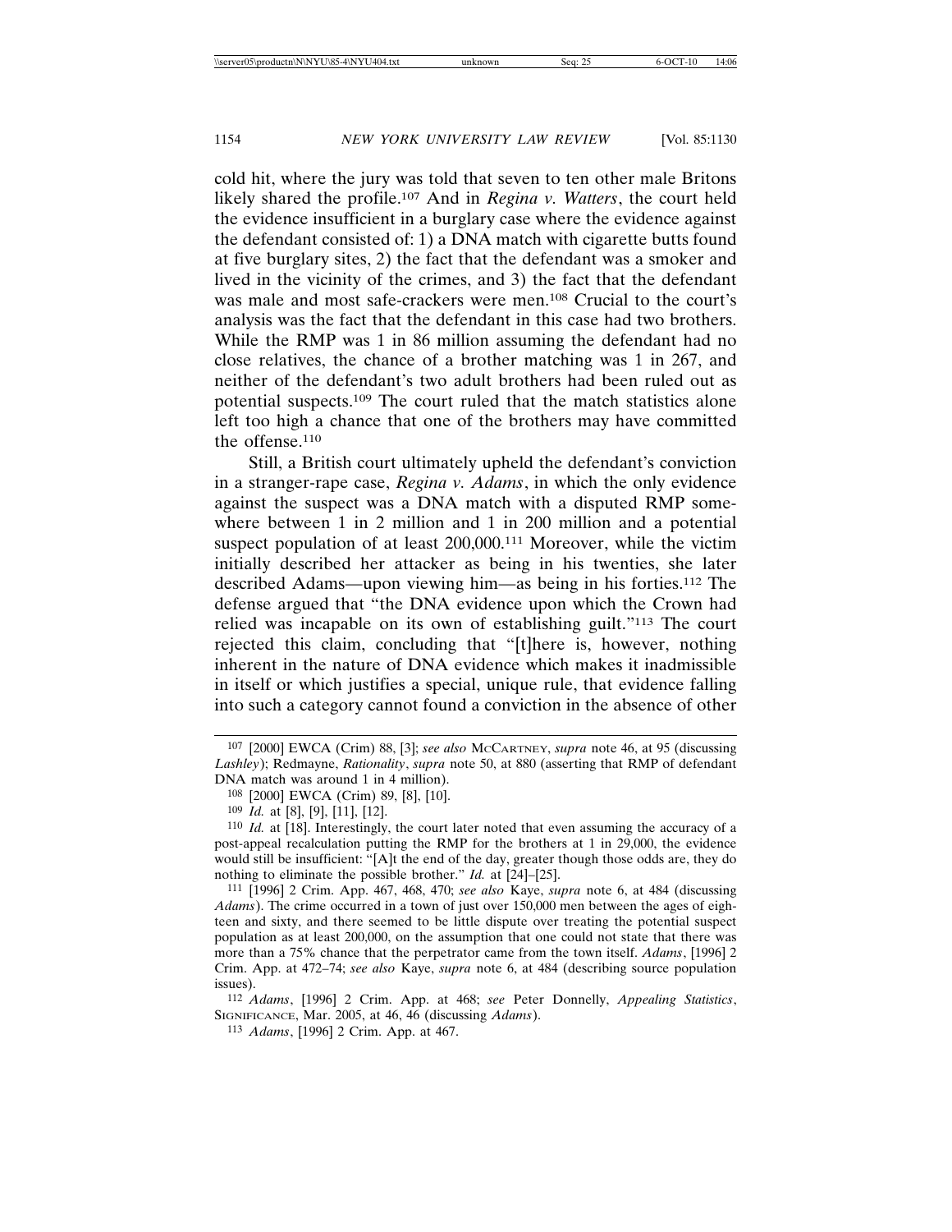cold hit, where the jury was told that seven to ten other male Britons likely shared the profile.[107] And in *Regina v. Watters*, the court held the evidence insufficient in a burglary case where the evidence against the defendant consisted of: 1) a DNA match with cigarette butts found at five burglary sites, 2) the fact that the defendant was a smoker and lived in the vicinity of the crimes, and 3) the fact that the defendant was male and most safe-crackers were men.[108] Crucial to the court's analysis was the fact that the defendant in this case had two brothers. While the RMP was 1 in 86 million assuming the defendant had no close relatives, the chance of a brother matching was 1 in 267, and neither of the defendant's two adult brothers had been ruled out as potential suspects.[109] The court ruled that the match statistics alone left too high a chance that one of the brothers may have committed the offense.[110]

Still, a British court ultimately upheld the defendant's conviction in a stranger-rape case, *Regina v. Adams*, in which the only evidence against the suspect was a DNA match with a disputed RMP somewhere between 1 in 2 million and 1 in 200 million and a potential suspect population of at least 200,000.[111] Moreover, while the victim initially described her attacker as being in his twenties, she later described Adams—upon viewing him—as being in his forties.[112] The defense argued that "the DNA evidence upon which the Crown had relied was incapable on its own of establishing guilt."[113] The court rejected this claim, concluding that "[t]here is, however, nothing inherent in the nature of DNA evidence which makes it inadmissible in itself or which justifies a special, unique rule, that evidence falling into such a category cannot found a conviction in the absence of other

---

107 [2000] EWCA (Crim) 88, [3]; *see also* McCartney, *supra* note 46, at 95 (discussing *Lashley*); Redmayne, *Rationality*, *supra* note 50, at 880 (asserting that RMP of defendant DNA match was around 1 in 4 million).

108 [2000] EWCA (Crim) 89, [8], [10].

109 *Id.* at [8], [9], [11], [12].

110 *Id.* at [18]. Interestingly, the court later noted that even assuming the accuracy of a post-appeal recalculation putting the RMP for the brothers at 1 in 29,000, the evidence would still be insufficient: "[A]t the end of the day, greater though those odds are, they do nothing to eliminate the possible brother." *Id.* at [24]–[25].

111 [1996] 2 Crim. App. 467, 468, 470; *see also* Kaye, *supra* note 6, at 484 (discussing *Adams*). The crime occurred in a town of just over 150,000 men between the ages of eighteen and sixty, and there seemed to be little dispute over treating the potential suspect population as at least 200,000, on the assumption that one could not state that there was more than a 75% chance that the perpetrator came from the town itself. *Adams*, [1996] 2 Crim. App. at 472–74; *see also* Kaye, *supra* note 6, at 484 (describing source population issues).

112 *Adams*, [1996] 2 Crim. App. at 468; *see* Peter Donnelly, *Appealing Statistics*, Significance, Mar. 2005, at 46, 46 (discussing *Adams*).

113 *Adams*, [1996] 2 Crim. App. at 467.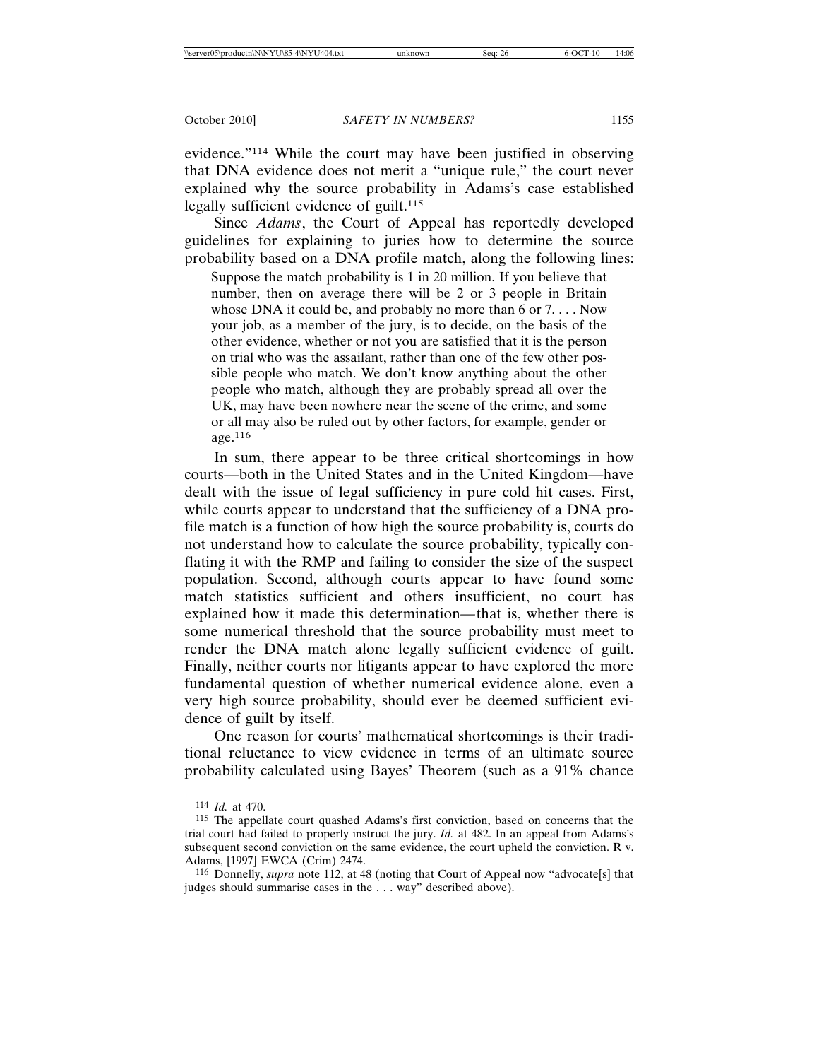evidence."[114] While the court may have been justified in observing that DNA evidence does not merit a "unique rule," the court never explained why the source probability in Adams's case established legally sufficient evidence of guilt.[115]

Since *Adams*, the Court of Appeal has reportedly developed guidelines for explaining to juries how to determine the source probability based on a DNA profile match, along the following lines:

> Suppose the match probability is 1 in 20 million. If you believe that number, then on average there will be 2 or 3 people in Britain whose DNA it could be, and probably no more than 6 or 7. . . . Now your job, as a member of the jury, is to decide, on the basis of the other evidence, whether or not you are satisfied that it is the person on trial who was the assailant, rather than one of the few other possible people who match. We don't know anything about the other people who match, although they are probably spread all over the UK, may have been nowhere near the scene of the crime, and some or all may also be ruled out by other factors, for example, gender or age.[116]

In sum, there appear to be three critical shortcomings in how courts—both in the United States and in the United Kingdom—have dealt with the issue of legal sufficiency in pure cold hit cases. First, while courts appear to understand that the sufficiency of a DNA profile match is a function of how high the source probability is, courts do not understand how to calculate the source probability, typically conflating it with the RMP and failing to consider the size of the suspect population. Second, although courts appear to have found some match statistics sufficient and others insufficient, no court has explained how it made this determination—that is, whether there is some numerical threshold that the source probability must meet to render the DNA match alone legally sufficient evidence of guilt. Finally, neither courts nor litigants appear to have explored the more fundamental question of whether numerical evidence alone, even a very high source probability, should ever be deemed sufficient evidence of guilt by itself.

One reason for courts' mathematical shortcomings is their traditional reluctance to view evidence in terms of an ultimate source probability calculated using Bayes' Theorem (such as a 91% chance

---

[114] *Id.* at 470.

[115] The appellate court quashed Adams's first conviction, based on concerns that the trial court had failed to properly instruct the jury. *Id.* at 482. In an appeal from Adams's subsequent second conviction on the same evidence, the court upheld the conviction. R v. Adams, [1997] EWCA (Crim) 2474.

[116] Donnelly, *supra* note 112, at 48 (noting that Court of Appeal now "advocate[s] that judges should summarise cases in the . . . way" described above).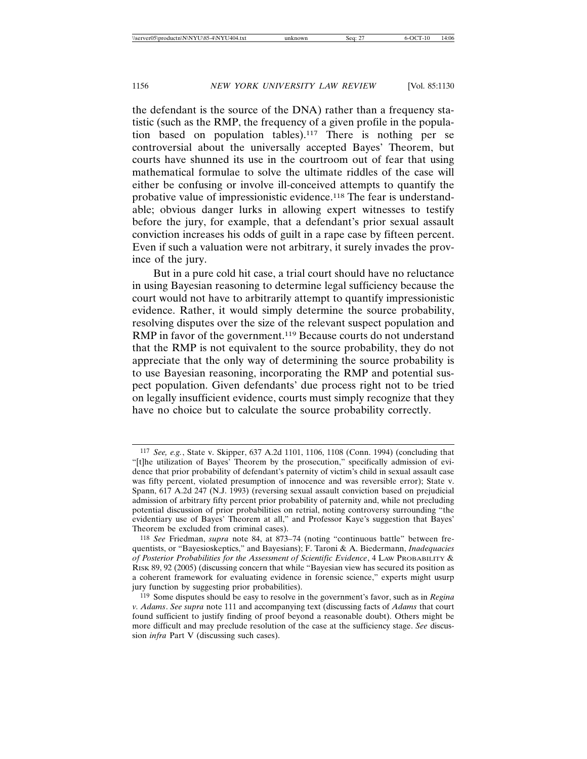the defendant is the source of the DNA) rather than a frequency statistic (such as the RMP, the frequency of a given profile in the population based on population tables).[117] There is nothing per se controversial about the universally accepted Bayes' Theorem, but courts have shunned its use in the courtroom out of fear that using mathematical formulae to solve the ultimate riddles of the case will either be confusing or involve ill-conceived attempts to quantify the probative value of impressionistic evidence.[118] The fear is understandable; obvious danger lurks in allowing expert witnesses to testify before the jury, for example, that a defendant's prior sexual assault conviction increases his odds of guilt in a rape case by fifteen percent. Even if such a valuation were not arbitrary, it surely invades the province of the jury.

But in a pure cold hit case, a trial court should have no reluctance in using Bayesian reasoning to determine legal sufficiency because the court would not have to arbitrarily attempt to quantify impressionistic evidence. Rather, it would simply determine the source probability, resolving disputes over the size of the relevant suspect population and RMP in favor of the government.[119] Because courts do not understand that the RMP is not equivalent to the source probability, they do not appreciate that the only way of determining the source probability is to use Bayesian reasoning, incorporating the RMP and potential suspect population. Given defendants' due process right not to be tried on legally insufficient evidence, courts must simply recognize that they have no choice but to calculate the source probability correctly.

---

[117] *See, e.g.*, State v. Skipper, 637 A.2d 1101, 1106, 1108 (Conn. 1994) (concluding that "[t]he utilization of Bayes' Theorem by the prosecution," specifically admission of evidence that prior probability of defendant's paternity of victim's child in sexual assault case was fifty percent, violated presumption of innocence and was reversible error); State v. Spann, 617 A.2d 247 (N.J. 1993) (reversing sexual assault conviction based on prejudicial admission of arbitrary fifty percent prior probability of paternity and, while not precluding potential discussion of prior probabilities on retrial, noting controversy surrounding "the evidentiary use of Bayes' Theorem at all," and Professor Kaye's suggestion that Bayes' Theorem be excluded from criminal cases).

[118] *See* Friedman, *supra* note 84, at 873–74 (noting "continuous battle" between frequentists, or "Bayesioskeptics," and Bayesians); F. Taroni & A. Biedermann, *Inadequacies of Posterior Probabilities for the Assessment of Scientific Evidence*, 4 LAW PROBABILITY & RISK 89, 92 (2005) (discussing concern that while "Bayesian view has secured its position as a coherent framework for evaluating evidence in forensic science," experts might usurp jury function by suggesting prior probabilities).

[119] Some disputes should be easy to resolve in the government's favor, such as in *Regina v. Adams*. *See supra* note 111 and accompanying text (discussing facts of *Adams* that court found sufficient to justify finding of proof beyond a reasonable doubt). Others might be more difficult and may preclude resolution of the case at the sufficiency stage. *See* discussion *infra* Part V (discussing such cases).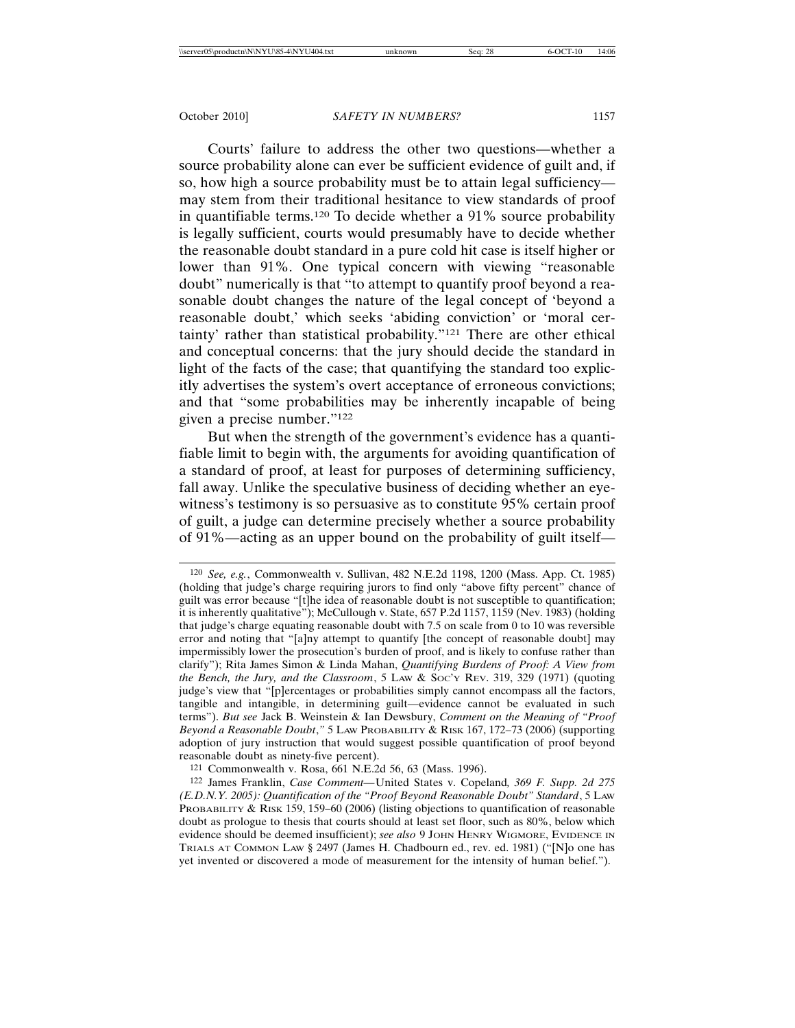Courts' failure to address the other two questions—whether a source probability alone can ever be sufficient evidence of guilt and, if so, how high a source probability must be to attain legal sufficiency—may stem from their traditional hesitance to view standards of proof in quantifiable terms.[120] To decide whether a 91% source probability is legally sufficient, courts would presumably have to decide whether the reasonable doubt standard in a pure cold hit case is itself higher or lower than 91%. One typical concern with viewing "reasonable doubt" numerically is that "to attempt to quantify proof beyond a reasonable doubt changes the nature of the legal concept of 'beyond a reasonable doubt,' which seeks 'abiding conviction' or 'moral certainty' rather than statistical probability."[121] There are other ethical and conceptual concerns: that the jury should decide the standard in light of the facts of the case; that quantifying the standard too explicitly advertises the system's overt acceptance of erroneous convictions; and that "some probabilities may be inherently incapable of being given a precise number."[122]

But when the strength of the government's evidence has a quantifiable limit to begin with, the arguments for avoiding quantification of a standard of proof, at least for purposes of determining sufficiency, fall away. Unlike the speculative business of deciding whether an eyewitness's testimony is so persuasive as to constitute 95% certain proof of guilt, a judge can determine precisely whether a source probability of 91%—acting as an upper bound on the probability of guilt itself—

---

[120] *See, e.g.*, Commonwealth v. Sullivan, 482 N.E.2d 1198, 1200 (Mass. App. Ct. 1985) (holding that judge's charge requiring jurors to find only "above fifty percent" chance of guilt was error because "[t]he idea of reasonable doubt is not susceptible to quantification; it is inherently qualitative"); McCullough v. State, 657 P.2d 1157, 1159 (Nev. 1983) (holding that judge's charge equating reasonable doubt with 7.5 on scale from 0 to 10 was reversible error and noting that "[a]ny attempt to quantify [the concept of reasonable doubt] may impermissibly lower the prosecution's burden of proof, and is likely to confuse rather than clarify"); Rita James Simon & Linda Mahan, *Quantifying Burdens of Proof: A View from the Bench, the Jury, and the Classroom*, 5 LAW & SOC'Y REV. 319, 329 (1971) (quoting judge's view that "[p]ercentages or probabilities simply cannot encompass all the factors, tangible and intangible, in determining guilt—evidence cannot be evaluated in such terms"). *But see* Jack B. Weinstein & Ian Dewsbury, *Comment on the Meaning of "Proof Beyond a Reasonable Doubt*,*"* 5 LAW PROBABILITY & RISK 167, 172–73 (2006) (supporting adoption of jury instruction that would suggest possible quantification of proof beyond reasonable doubt as ninety-five percent).

[121] Commonwealth v. Rosa, 661 N.E.2d 56, 63 (Mass. 1996).

[122] James Franklin, *Case Comment—*United States v. Copeland*, 369 F. Supp. 2d 275 (E.D.N.Y. 2005): Quantification of the "Proof Beyond Reasonable Doubt" Standard*, 5 LAW PROBABILITY & RISK 159, 159–60 (2006) (listing objections to quantification of reasonable doubt as prologue to thesis that courts should at least set floor, such as 80%, below which evidence should be deemed insufficient); *see also* 9 JOHN HENRY WIGMORE, EVIDENCE IN TRIALS AT COMMON LAW § 2497 (James H. Chadbourn ed., rev. ed. 1981) ("[N]o one has yet invented or discovered a mode of measurement for the intensity of human belief.").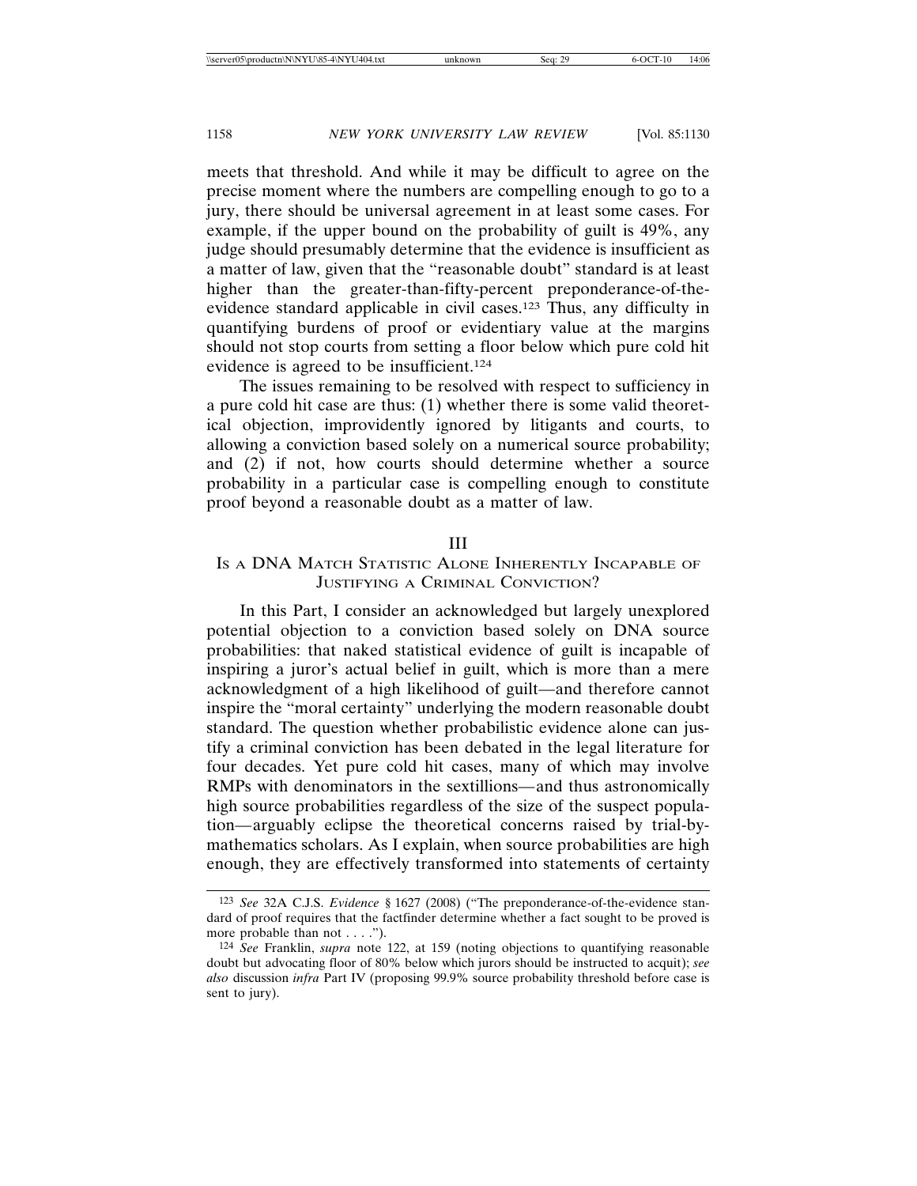meets that threshold. And while it may be difficult to agree on the precise moment where the numbers are compelling enough to go to a jury, there should be universal agreement in at least some cases. For example, if the upper bound on the probability of guilt is 49%, any judge should presumably determine that the evidence is insufficient as a matter of law, given that the "reasonable doubt" standard is at least higher than the greater-than-fifty-percent preponderance-of-the-evidence standard applicable in civil cases.[123] Thus, any difficulty in quantifying burdens of proof or evidentiary value at the margins should not stop courts from setting a floor below which pure cold hit evidence is agreed to be insufficient.[124]

The issues remaining to be resolved with respect to sufficiency in a pure cold hit case are thus: (1) whether there is some valid theoretical objection, improvidently ignored by litigants and courts, to allowing a conviction based solely on a numerical source probability; and (2) if not, how courts should determine whether a source probability in a particular case is compelling enough to constitute proof beyond a reasonable doubt as a matter of law.

## III
## Is a DNA Match Statistic Alone Inherently Incapable of Justifying a Criminal Conviction?

In this Part, I consider an acknowledged but largely unexplored potential objection to a conviction based solely on DNA source probabilities: that naked statistical evidence of guilt is incapable of inspiring a juror's actual belief in guilt, which is more than a mere acknowledgment of a high likelihood of guilt—and therefore cannot inspire the "moral certainty" underlying the modern reasonable doubt standard. The question whether probabilistic evidence alone can justify a criminal conviction has been debated in the legal literature for four decades. Yet pure cold hit cases, many of which may involve RMPs with denominators in the sextillions—and thus astronomically high source probabilities regardless of the size of the suspect population—arguably eclipse the theoretical concerns raised by trial-by-mathematics scholars. As I explain, when source probabilities are high enough, they are effectively transformed into statements of certainty

---

[123] *See* 32A C.J.S. *Evidence* § 1627 (2008) ("The preponderance-of-the-evidence standard of proof requires that the factfinder determine whether a fact sought to be proved is more probable than not . . . .").

[124] *See* Franklin, *supra* note 122, at 159 (noting objections to quantifying reasonable doubt but advocating floor of 80% below which jurors should be instructed to acquit); *see also* discussion *infra* Part IV (proposing 99.9% source probability threshold before case is sent to jury).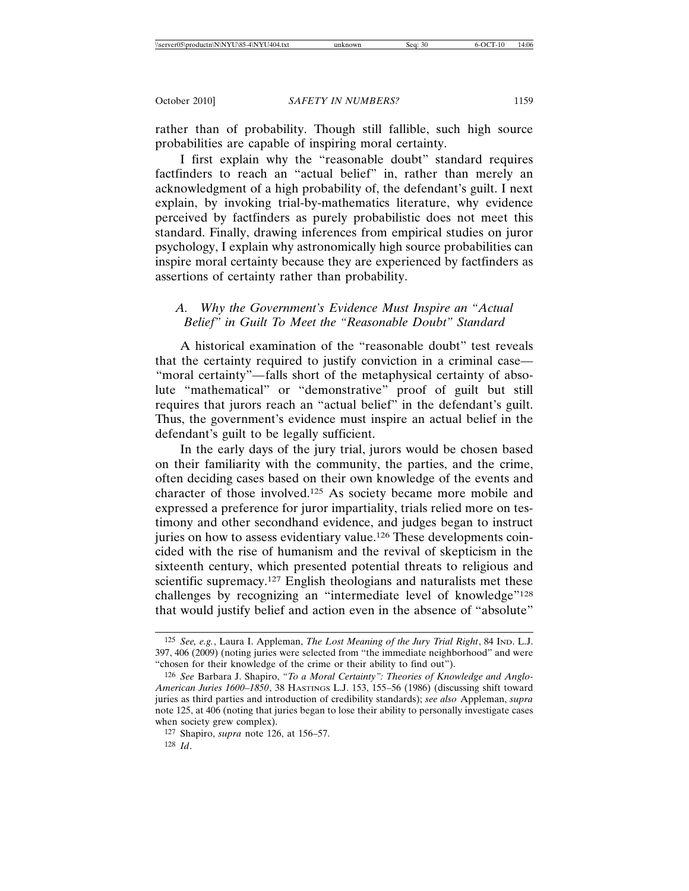rather than of probability. Though still fallible, such high source probabilities are capable of inspiring moral certainty.

I first explain why the "reasonable doubt" standard requires factfinders to reach an "actual belief" in, rather than merely an acknowledgment of a high probability of, the defendant's guilt. I next explain, by invoking trial-by-mathematics literature, why evidence perceived by factfinders as purely probabilistic does not meet this standard. Finally, drawing inferences from empirical studies on juror psychology, I explain why astronomically high source probabilities can inspire moral certainty because they are experienced by factfinders as assertions of certainty rather than probability.

### *A. Why the Government's Evidence Must Inspire an "Actual Belief" in Guilt To Meet the "Reasonable Doubt" Standard*

A historical examination of the "reasonable doubt" test reveals that the certainty required to justify conviction in a criminal case—"moral certainty"—falls short of the metaphysical certainty of absolute "mathematical" or "demonstrative" proof of guilt but still requires that jurors reach an "actual belief" in the defendant's guilt. Thus, the government's evidence must inspire an actual belief in the defendant's guilt to be legally sufficient.

In the early days of the jury trial, jurors would be chosen based on their familiarity with the community, the parties, and the crime, often deciding cases based on their own knowledge of the events and character of those involved.[125] As society became more mobile and expressed a preference for juror impartiality, trials relied more on testimony and other secondhand evidence, and judges began to instruct juries on how to assess evidentiary value.[126] These developments coincided with the rise of humanism and the revival of skepticism in the sixteenth century, which presented potential threats to religious and scientific supremacy.[127] English theologians and naturalists met these challenges by recognizing an "intermediate level of knowledge"[128] that would justify belief and action even in the absence of "absolute"

---

[125] *See, e.g.*, Laura I. Appleman, *The Lost Meaning of the Jury Trial Right*, 84 IND. L.J. 397, 406 (2009) (noting juries were selected from "the immediate neighborhood" and were "chosen for their knowledge of the crime or their ability to find out").

[126] *See* Barbara J. Shapiro, *"To a Moral Certainty": Theories of Knowledge and Anglo-American Juries 1600–1850*, 38 HASTINGS L.J. 153, 155–56 (1986) (discussing shift toward juries as third parties and introduction of credibility standards); *see also* Appleman, *supra* note 125, at 406 (noting that juries began to lose their ability to personally investigate cases when society grew complex).

[127] Shapiro, *supra* note 126, at 156–57.

[128] *Id*.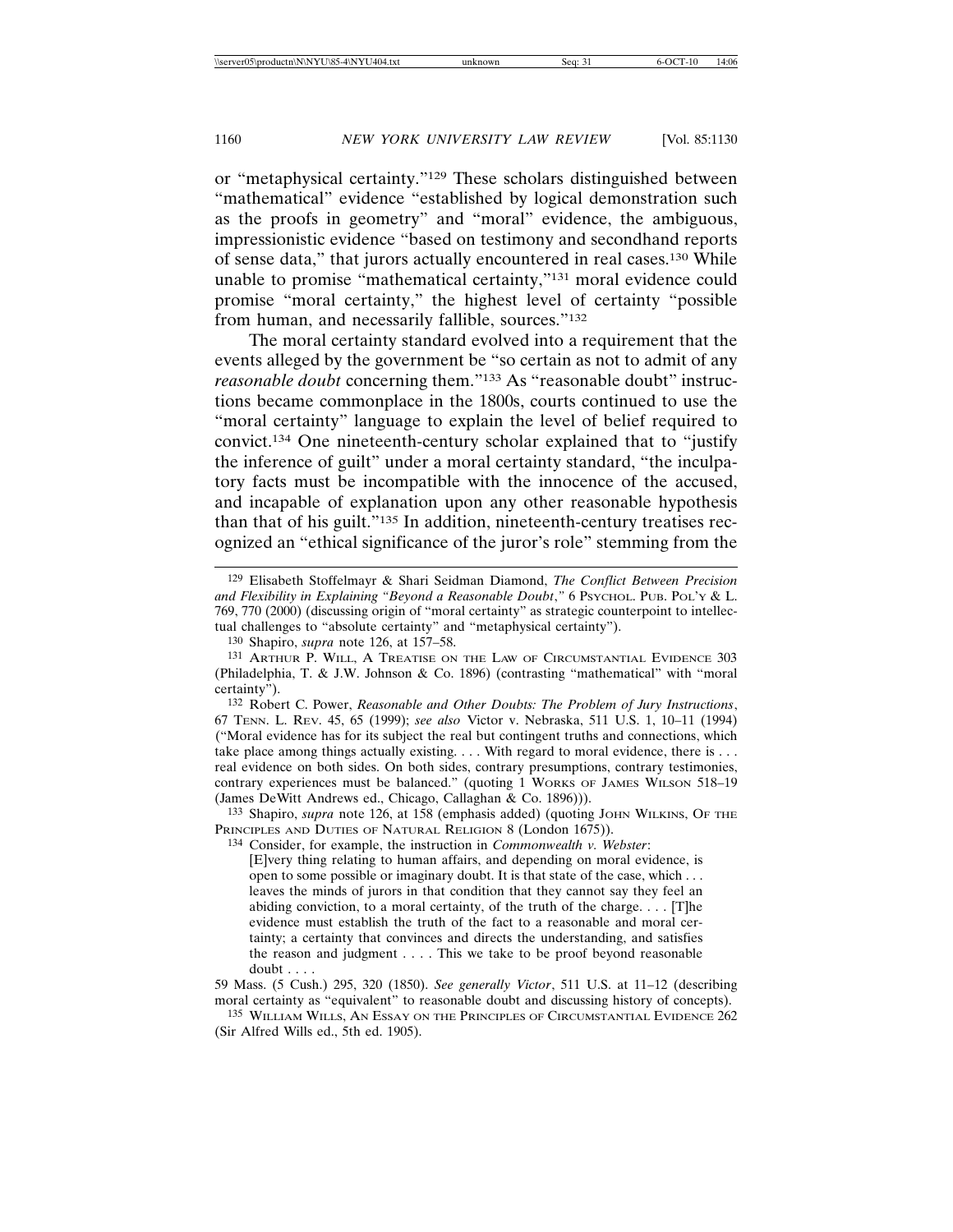or "metaphysical certainty."[129] These scholars distinguished between "mathematical" evidence "established by logical demonstration such as the proofs in geometry" and "moral" evidence, the ambiguous, impressionistic evidence "based on testimony and secondhand reports of sense data," that jurors actually encountered in real cases.[130] While unable to promise "mathematical certainty,"[131] moral evidence could promise "moral certainty," the highest level of certainty "possible from human, and necessarily fallible, sources."[132]

The moral certainty standard evolved into a requirement that the events alleged by the government be "so certain as not to admit of any *reasonable doubt* concerning them."[133] As "reasonable doubt" instructions became commonplace in the 1800s, courts continued to use the "moral certainty" language to explain the level of belief required to convict.[134] One nineteenth-century scholar explained that to "justify the inference of guilt" under a moral certainty standard, "the inculpatory facts must be incompatible with the innocence of the accused, and incapable of explanation upon any other reasonable hypothesis than that of his guilt."[135] In addition, nineteenth-century treatises recognized an "ethical significance of the juror's role" stemming from the

---

[129] Elisabeth Stoffelmayr & Shari Seidman Diamond, *The Conflict Between Precision and Flexibility in Explaining "Beyond a Reasonable Doubt*,*"* 6 Psychol. Pub. Pol'y & L. 769, 770 (2000) (discussing origin of "moral certainty" as strategic counterpoint to intellectual challenges to "absolute certainty" and "metaphysical certainty").

[130] Shapiro, *supra* note 126, at 157–58.

[131] Arthur P. Will, A Treatise on the Law of Circumstantial Evidence 303 (Philadelphia, T. & J.W. Johnson & Co. 1896) (contrasting "mathematical" with "moral certainty").

[132] Robert C. Power, *Reasonable and Other Doubts: The Problem of Jury Instructions*, 67 Tenn. L. Rev. 45, 65 (1999); *see also* Victor v. Nebraska, 511 U.S. 1, 10–11 (1994) ("Moral evidence has for its subject the real but contingent truths and connections, which take place among things actually existing. . . . With regard to moral evidence, there is . . . real evidence on both sides. On both sides, contrary presumptions, contrary testimonies, contrary experiences must be balanced." (quoting 1 Works of James Wilson 518–19 (James DeWitt Andrews ed., Chicago, Callaghan & Co. 1896))).

[133] Shapiro, *supra* note 126, at 158 (emphasis added) (quoting John Wilkins, Of the Principles and Duties of Natural Religion 8 (London 1675)).

[134] Consider, for example, the instruction in *Commonwealth v. Webster*:

> [E]very thing relating to human affairs, and depending on moral evidence, is open to some possible or imaginary doubt. It is that state of the case, which . . . leaves the minds of jurors in that condition that they cannot say they feel an abiding conviction, to a moral certainty, of the truth of the charge. . . . [T]he evidence must establish the truth of the fact to a reasonable and moral certainty; a certainty that convinces and directs the understanding, and satisfies the reason and judgment . . . . This we take to be proof beyond reasonable doubt . . . .

59 Mass. (5 Cush.) 295, 320 (1850). *See generally Victor*, 511 U.S. at 11–12 (describing moral certainty as "equivalent" to reasonable doubt and discussing history of concepts).

[135] William Wills, An Essay on the Principles of Circumstantial Evidence 262 (Sir Alfred Wills ed., 5th ed. 1905).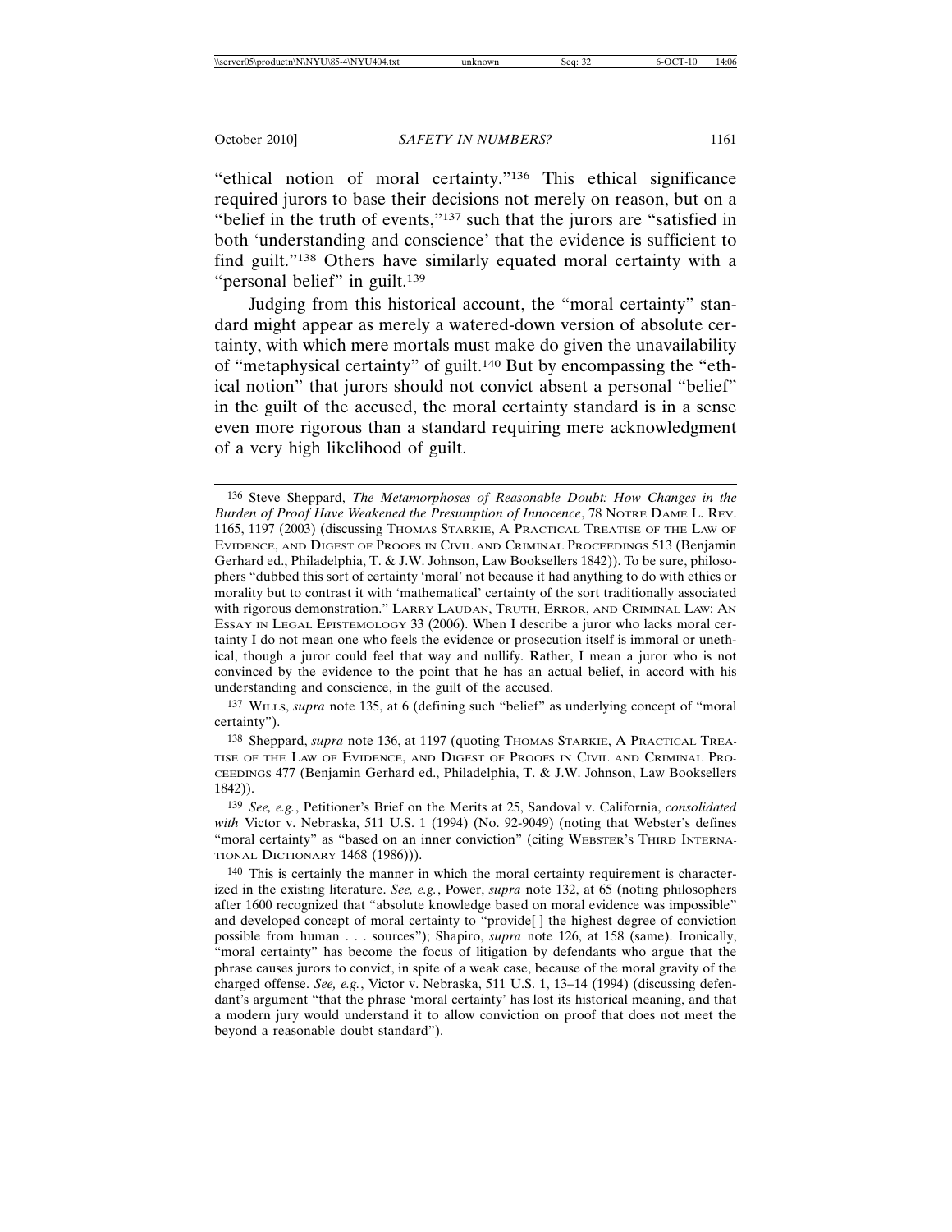"ethical notion of moral certainty."[136] This ethical significance required jurors to base their decisions not merely on reason, but on a "belief in the truth of events,"[137] such that the jurors are "satisfied in both 'understanding and conscience' that the evidence is sufficient to find guilt."[138] Others have similarly equated moral certainty with a "personal belief" in guilt.[139]

Judging from this historical account, the "moral certainty" standard might appear as merely a watered-down version of absolute certainty, with which mere mortals must make do given the unavailability of "metaphysical certainty" of guilt.[140] But by encompassing the "ethical notion" that jurors should not convict absent a personal "belief" in the guilt of the accused, the moral certainty standard is in a sense even more rigorous than a standard requiring mere acknowledgment of a very high likelihood of guilt.

---

[136] Steve Sheppard, *The Metamorphoses of Reasonable Doubt: How Changes in the Burden of Proof Have Weakened the Presumption of Innocence*, 78 NOTRE DAME L. REV. 1165, 1197 (2003) (discussing THOMAS STARKIE, A PRACTICAL TREATISE OF THE LAW OF EVIDENCE, AND DIGEST OF PROOFS IN CIVIL AND CRIMINAL PROCEEDINGS 513 (Benjamin Gerhard ed., Philadelphia, T. & J.W. Johnson, Law Booksellers 1842)). To be sure, philosophers "dubbed this sort of certainty 'moral' not because it had anything to do with ethics or morality but to contrast it with 'mathematical' certainty of the sort traditionally associated with rigorous demonstration." LARRY LAUDAN, TRUTH, ERROR, AND CRIMINAL LAW: AN ESSAY IN LEGAL EPISTEMOLOGY 33 (2006). When I describe a juror who lacks moral certainty I do not mean one who feels the evidence or prosecution itself is immoral or unethical, though a juror could feel that way and nullify. Rather, I mean a juror who is not convinced by the evidence to the point that he has an actual belief, in accord with his understanding and conscience, in the guilt of the accused.

[137] WILLS, *supra* note 135, at 6 (defining such "belief" as underlying concept of "moral certainty").

[138] Sheppard, *supra* note 136, at 1197 (quoting THOMAS STARKIE, A PRACTICAL TREATISE OF THE LAW OF EVIDENCE, AND DIGEST OF PROOFS IN CIVIL AND CRIMINAL PROCEEDINGS 477 (Benjamin Gerhard ed., Philadelphia, T. & J.W. Johnson, Law Booksellers 1842)).

[139] *See, e.g.*, Petitioner's Brief on the Merits at 25, Sandoval v. California, *consolidated with* Victor v. Nebraska, 511 U.S. 1 (1994) (No. 92-9049) (noting that Webster's defines "moral certainty" as "based on an inner conviction" (citing WEBSTER'S THIRD INTERNATIONAL DICTIONARY 1468 (1986))).

[140] This is certainly the manner in which the moral certainty requirement is characterized in the existing literature. *See, e.g.*, Power, *supra* note 132, at 65 (noting philosophers after 1600 recognized that "absolute knowledge based on moral evidence was impossible" and developed concept of moral certainty to "provide[ ] the highest degree of conviction possible from human . . . sources"); Shapiro, *supra* note 126, at 158 (same). Ironically, "moral certainty" has become the focus of litigation by defendants who argue that the phrase causes jurors to convict, in spite of a weak case, because of the moral gravity of the charged offense. *See, e.g.*, Victor v. Nebraska, 511 U.S. 1, 13–14 (1994) (discussing defendant's argument "that the phrase 'moral certainty' has lost its historical meaning, and that a modern jury would understand it to allow conviction on proof that does not meet the beyond a reasonable doubt standard").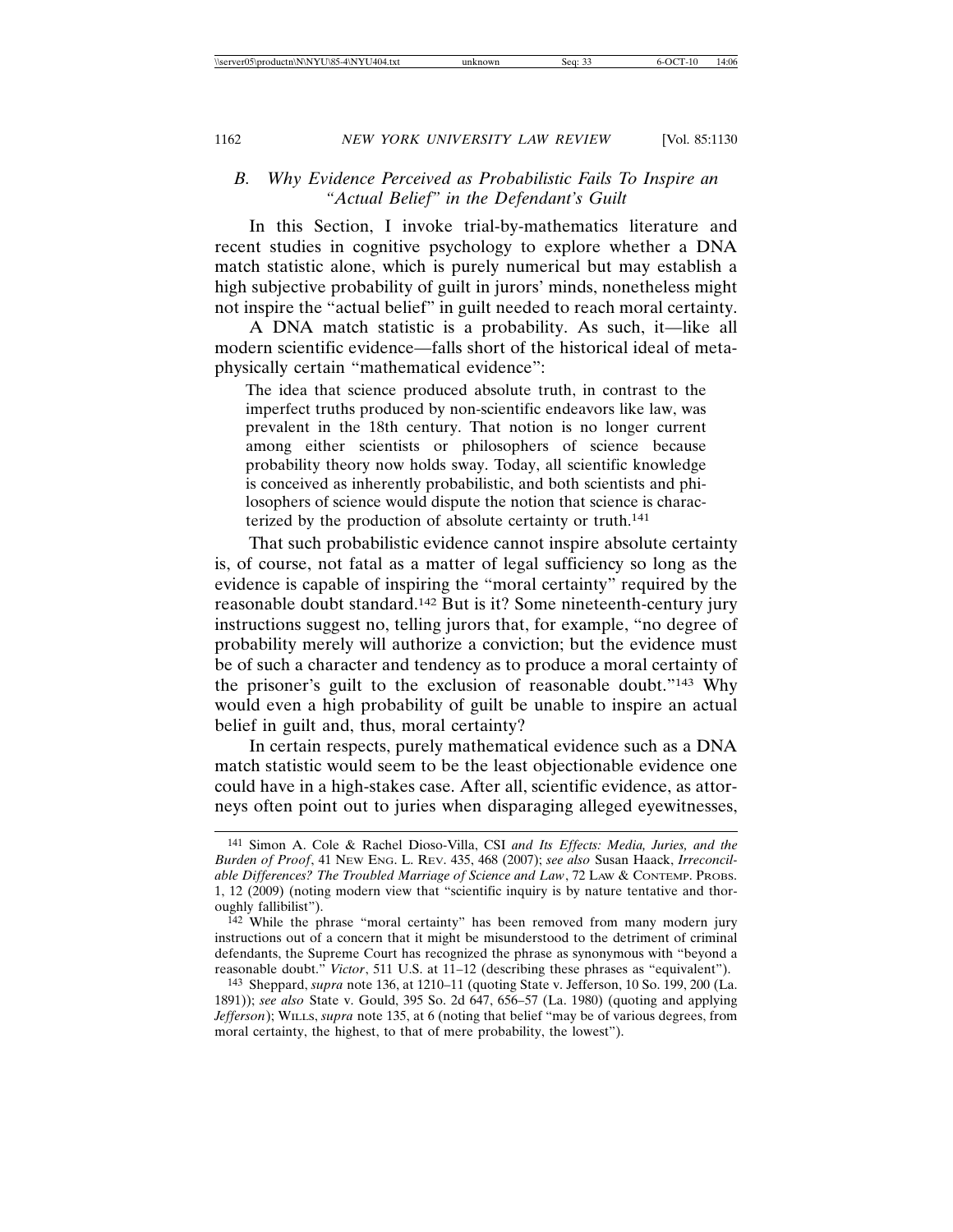### B. *Why Evidence Perceived as Probabilistic Fails To Inspire an "Actual Belief" in the Defendant's Guilt*

In this Section, I invoke trial-by-mathematics literature and recent studies in cognitive psychology to explore whether a DNA match statistic alone, which is purely numerical but may establish a high subjective probability of guilt in jurors' minds, nonetheless might not inspire the "actual belief" in guilt needed to reach moral certainty.

A DNA match statistic is a probability. As such, it—like all modern scientific evidence—falls short of the historical ideal of metaphysically certain "mathematical evidence":

> The idea that science produced absolute truth, in contrast to the imperfect truths produced by non-scientific endeavors like law, was prevalent in the 18th century. That notion is no longer current among either scientists or philosophers of science because probability theory now holds sway. Today, all scientific knowledge is conceived as inherently probabilistic, and both scientists and philosophers of science would dispute the notion that science is characterized by the production of absolute certainty or truth.[141]

That such probabilistic evidence cannot inspire absolute certainty is, of course, not fatal as a matter of legal sufficiency so long as the evidence is capable of inspiring the "moral certainty" required by the reasonable doubt standard.[142] But is it? Some nineteenth-century jury instructions suggest no, telling jurors that, for example, "no degree of probability merely will authorize a conviction; but the evidence must be of such a character and tendency as to produce a moral certainty of the prisoner's guilt to the exclusion of reasonable doubt."[143] Why would even a high probability of guilt be unable to inspire an actual belief in guilt and, thus, moral certainty?

In certain respects, purely mathematical evidence such as a DNA match statistic would seem to be the least objectionable evidence one could have in a high-stakes case. After all, scientific evidence, as attorneys often point out to juries when disparaging alleged eyewitnesses,

---

[141] Simon A. Cole & Rachel Dioso-Villa, *CSI and Its Effects: Media, Juries, and the Burden of Proof*, 41 New Eng. L. Rev. 435, 468 (2007); *see also* Susan Haack, *Irreconcilable Differences? The Troubled Marriage of Science and Law*, 72 Law & Contemp. Probs. 1, 12 (2009) (noting modern view that "scientific inquiry is by nature tentative and thoroughly fallibilist").

[142] While the phrase "moral certainty" has been removed from many modern jury instructions out of a concern that it might be misunderstood to the detriment of criminal defendants, the Supreme Court has recognized the phrase as synonymous with "beyond a reasonable doubt." *Victor*, 511 U.S. at 11–12 (describing these phrases as "equivalent").

[143] Sheppard, *supra* note 136, at 1210–11 (quoting State v. Jefferson, 10 So. 199, 200 (La. 1891)); *see also* State v. Gould, 395 So. 2d 647, 656–57 (La. 1980) (quoting and applying *Jefferson*); Wills, *supra* note 135, at 6 (noting that belief "may be of various degrees, from moral certainty, the highest, to that of mere probability, the lowest").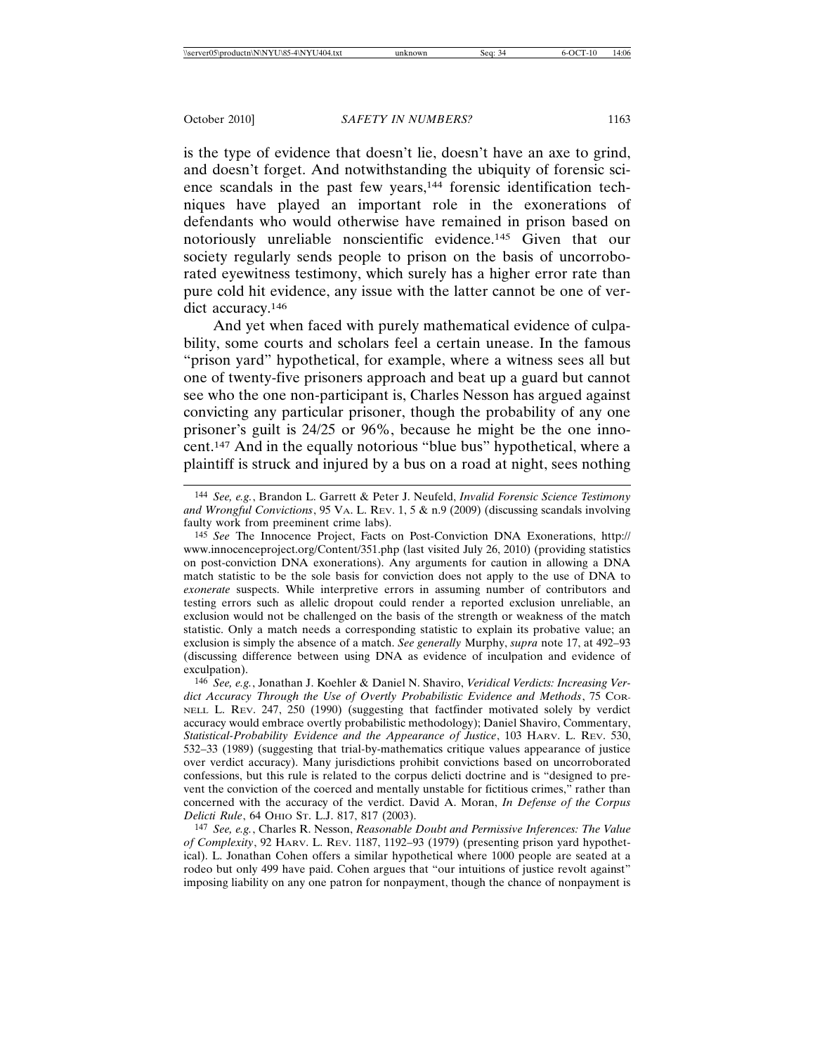is the type of evidence that doesn't lie, doesn't have an axe to grind, and doesn't forget. And notwithstanding the ubiquity of forensic science scandals in the past few years,[144] forensic identification techniques have played an important role in the exonerations of defendants who would otherwise have remained in prison based on notoriously unreliable nonscientific evidence.[145] Given that our society regularly sends people to prison on the basis of uncorroborated eyewitness testimony, which surely has a higher error rate than pure cold hit evidence, any issue with the latter cannot be one of verdict accuracy.[146]

And yet when faced with purely mathematical evidence of culpability, some courts and scholars feel a certain unease. In the famous "prison yard" hypothetical, for example, where a witness sees all but one of twenty-five prisoners approach and beat up a guard but cannot see who the one non-participant is, Charles Nesson has argued against convicting any particular prisoner, though the probability of any one prisoner's guilt is 24/25 or 96%, because he might be the one innocent.[147] And in the equally notorious "blue bus" hypothetical, where a plaintiff is struck and injured by a bus on a road at night, sees nothing

---

[144] *See, e.g.*, Brandon L. Garrett & Peter J. Neufeld, *Invalid Forensic Science Testimony and Wrongful Convictions*, 95 VA. L. REV. 1, 5 & n.9 (2009) (discussing scandals involving faulty work from preeminent crime labs).

[145] *See* The Innocence Project, Facts on Post-Conviction DNA Exonerations, http://www.innocenceproject.org/Content/351.php (last visited July 26, 2010) (providing statistics on post-conviction DNA exonerations). Any arguments for caution in allowing a DNA match statistic to be the sole basis for conviction does not apply to the use of DNA to *exonerate* suspects. While interpretive errors in assuming number of contributors and testing errors such as allelic dropout could render a reported exclusion unreliable, an exclusion would not be challenged on the basis of the strength or weakness of the match statistic. Only a match needs a corresponding statistic to explain its probative value; an exclusion is simply the absence of a match. *See generally* Murphy, *supra* note 17, at 492–93 (discussing difference between using DNA as evidence of inculpation and evidence of exculpation).

[146] *See, e.g.*, Jonathan J. Koehler & Daniel N. Shaviro, *Veridical Verdicts: Increasing Verdict Accuracy Through the Use of Overtly Probabilistic Evidence and Methods*, 75 CORNELL L. REV. 247, 250 (1990) (suggesting that factfinder motivated solely by verdict accuracy would embrace overtly probabilistic methodology); Daniel Shaviro, Commentary, *Statistical-Probability Evidence and the Appearance of Justice*, 103 HARV. L. REV. 530, 532–33 (1989) (suggesting that trial-by-mathematics critique values appearance of justice over verdict accuracy). Many jurisdictions prohibit convictions based on uncorroborated confessions, but this rule is related to the corpus delicti doctrine and is "designed to prevent the conviction of the coerced and mentally unstable for fictitious crimes," rather than concerned with the accuracy of the verdict. David A. Moran, *In Defense of the Corpus Delicti Rule*, 64 OHIO ST. L.J. 817, 817 (2003).

[147] *See, e.g.*, Charles R. Nesson, *Reasonable Doubt and Permissive Inferences: The Value of Complexity*, 92 HARV. L. REV. 1187, 1192–93 (1979) (presenting prison yard hypothetical). L. Jonathan Cohen offers a similar hypothetical where 1000 people are seated at a rodeo but only 499 have paid. Cohen argues that "our intuitions of justice revolt against" imposing liability on any one patron for nonpayment, though the chance of nonpayment is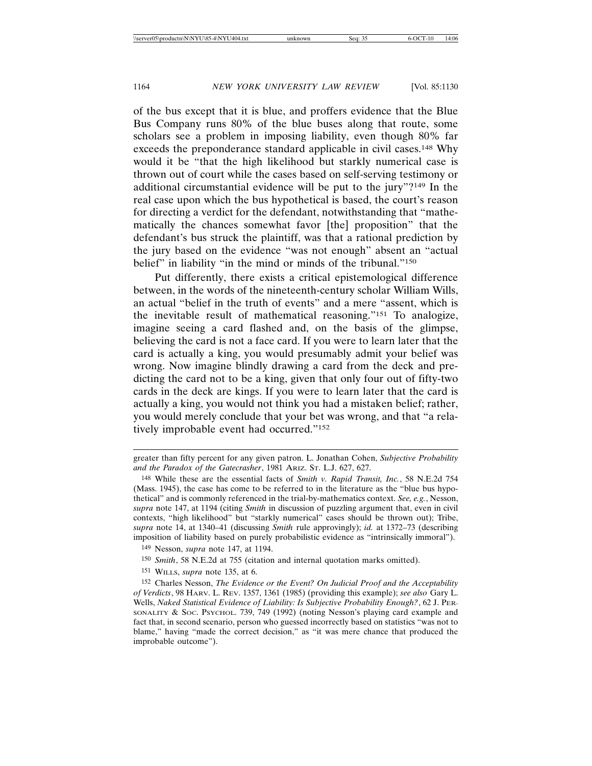of the bus except that it is blue, and proffers evidence that the Blue Bus Company runs 80% of the blue buses along that route, some scholars see a problem in imposing liability, even though 80% far exceeds the preponderance standard applicable in civil cases.[148] Why would it be "that the high likelihood but starkly numerical case is thrown out of court while the cases based on self-serving testimony or additional circumstantial evidence will be put to the jury"?[149] In the real case upon which the bus hypothetical is based, the court's reason for directing a verdict for the defendant, notwithstanding that "mathematically the chances somewhat favor [the] proposition" that the defendant's bus struck the plaintiff, was that a rational prediction by the jury based on the evidence "was not enough" absent an "actual belief" in liability "in the mind or minds of the tribunal."[150]

Put differently, there exists a critical epistemological difference between, in the words of the nineteenth-century scholar William Wills, an actual "belief in the truth of events" and a mere "assent, which is the inevitable result of mathematical reasoning."[151] To analogize, imagine seeing a card flashed and, on the basis of the glimpse, believing the card is not a face card. If you were to learn later that the card is actually a king, you would presumably admit your belief was wrong. Now imagine blindly drawing a card from the deck and predicting the card not to be a king, given that only four out of fifty-two cards in the deck are kings. If you were to learn later that the card is actually a king, you would not think you had a mistaken belief; rather, you would merely conclude that your bet was wrong, and that "a relatively improbable event had occurred."[152]

---

greater than fifty percent for any given patron. L. Jonathan Cohen, *Subjective Probability and the Paradox of the Gatecrasher*, 1981 ARIZ. ST. L.J. 627, 627.

[148] While these are the essential facts of *Smith v. Rapid Transit, Inc.*, 58 N.E.2d 754 (Mass. 1945), the case has come to be referred to in the literature as the "blue bus hypothetical" and is commonly referenced in the trial-by-mathematics context. *See, e.g.*, Nesson, *supra* note 147, at 1194 (citing *Smith* in discussion of puzzling argument that, even in civil contexts, "high likelihood" but "starkly numerical" cases should be thrown out); Tribe, *supra* note 14, at 1340–41 (discussing *Smith* rule approvingly); *id.* at 1372–73 (describing imposition of liability based on purely probabilistic evidence as "intrinsically immoral").

[149] Nesson, *supra* note 147, at 1194.

[150] *Smith*, 58 N.E.2d at 755 (citation and internal quotation marks omitted).

[151] WILLS, *supra* note 135, at 6.

[152] Charles Nesson, *The Evidence or the Event? On Judicial Proof and the Acceptability of Verdicts*, 98 HARV. L. REV. 1357, 1361 (1985) (providing this example); *see also* Gary L. Wells, *Naked Statistical Evidence of Liability: Is Subjective Probability Enough?*, 62 J. PERSONALITY & SOC. PSYCHOL. 739, 749 (1992) (noting Nesson's playing card example and fact that, in second scenario, person who guessed incorrectly based on statistics "was not to blame," having "made the correct decision," as "it was mere chance that produced the improbable outcome").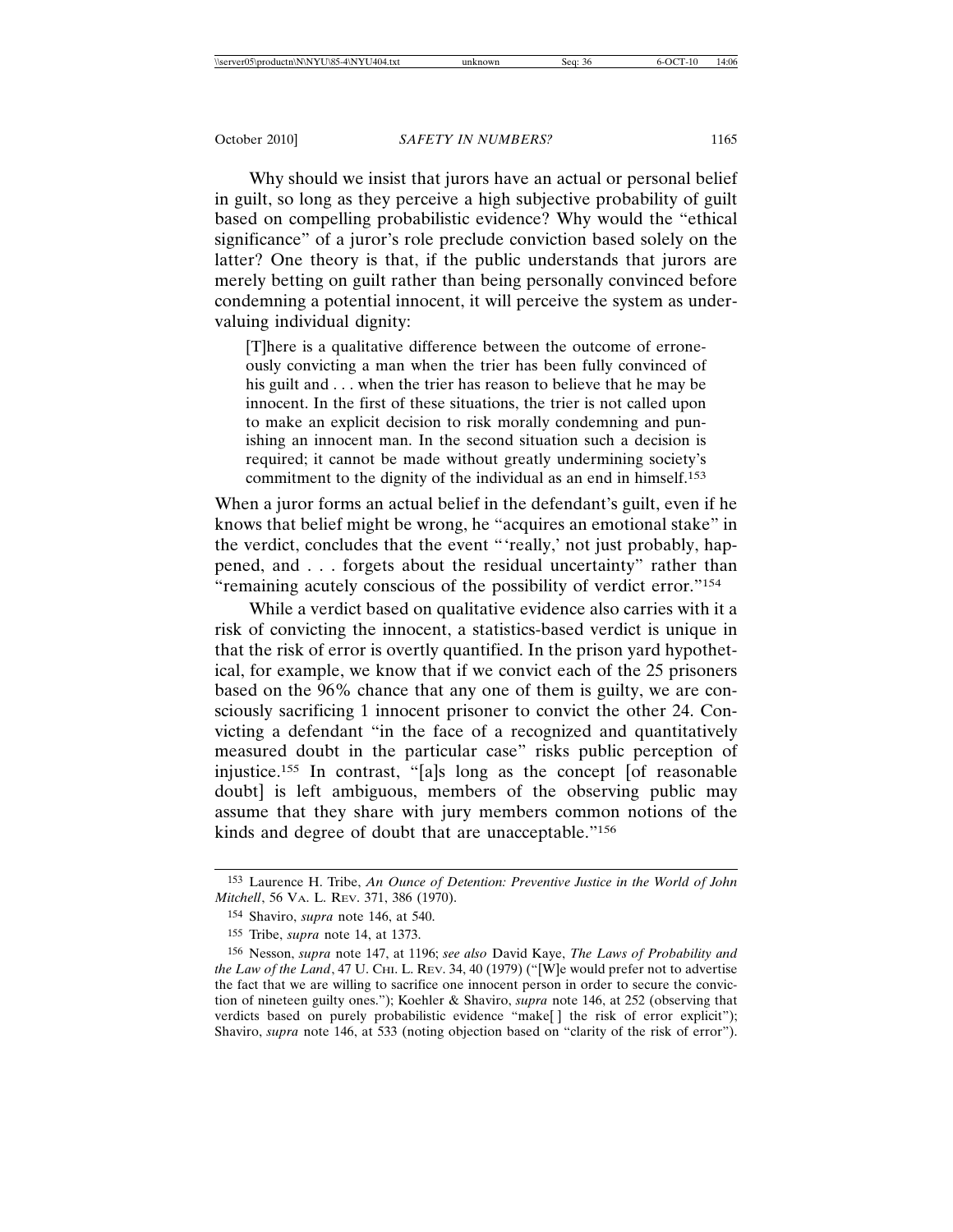Why should we insist that jurors have an actual or personal belief in guilt, so long as they perceive a high subjective probability of guilt based on compelling probabilistic evidence? Why would the "ethical significance" of a juror's role preclude conviction based solely on the latter? One theory is that, if the public understands that jurors are merely betting on guilt rather than being personally convinced before condemning a potential innocent, it will perceive the system as undervaluing individual dignity:

> [T]here is a qualitative difference between the outcome of erroneously convicting a man when the trier has been fully convinced of his guilt and . . . when the trier has reason to believe that he may be innocent. In the first of these situations, the trier is not called upon to make an explicit decision to risk morally condemning and punishing an innocent man. In the second situation such a decision is required; it cannot be made without greatly undermining society's commitment to the dignity of the individual as an end in himself.[153]

When a juror forms an actual belief in the defendant's guilt, even if he knows that belief might be wrong, he "acquires an emotional stake" in the verdict, concludes that the event "'really,' not just probably, happened, and . . . forgets about the residual uncertainty" rather than "remaining acutely conscious of the possibility of verdict error."[154]

While a verdict based on qualitative evidence also carries with it a risk of convicting the innocent, a statistics-based verdict is unique in that the risk of error is overtly quantified. In the prison yard hypothetical, for example, we know that if we convict each of the 25 prisoners based on the 96% chance that any one of them is guilty, we are consciously sacrificing 1 innocent prisoner to convict the other 24. Convicting a defendant "in the face of a recognized and quantitatively measured doubt in the particular case" risks public perception of injustice.[155] In contrast, "[a]s long as the concept [of reasonable doubt] is left ambiguous, members of the observing public may assume that they share with jury members common notions of the kinds and degree of doubt that are unacceptable."[156]

---

[153] Laurence H. Tribe, *An Ounce of Detention: Preventive Justice in the World of John Mitchell*, 56 VA. L. REV. 371, 386 (1970).

[154] Shaviro, *supra* note 146, at 540.

[155] Tribe, *supra* note 14, at 1373.

[156] Nesson, *supra* note 147, at 1196; *see also* David Kaye, *The Laws of Probability and the Law of the Land*, 47 U. CHI. L. REV. 34, 40 (1979) ("[W]e would prefer not to advertise the fact that we are willing to sacrifice one innocent person in order to secure the conviction of nineteen guilty ones."); Koehler & Shaviro, *supra* note 146, at 252 (observing that verdicts based on purely probabilistic evidence "make[ ] the risk of error explicit"); Shaviro, *supra* note 146, at 533 (noting objection based on "clarity of the risk of error").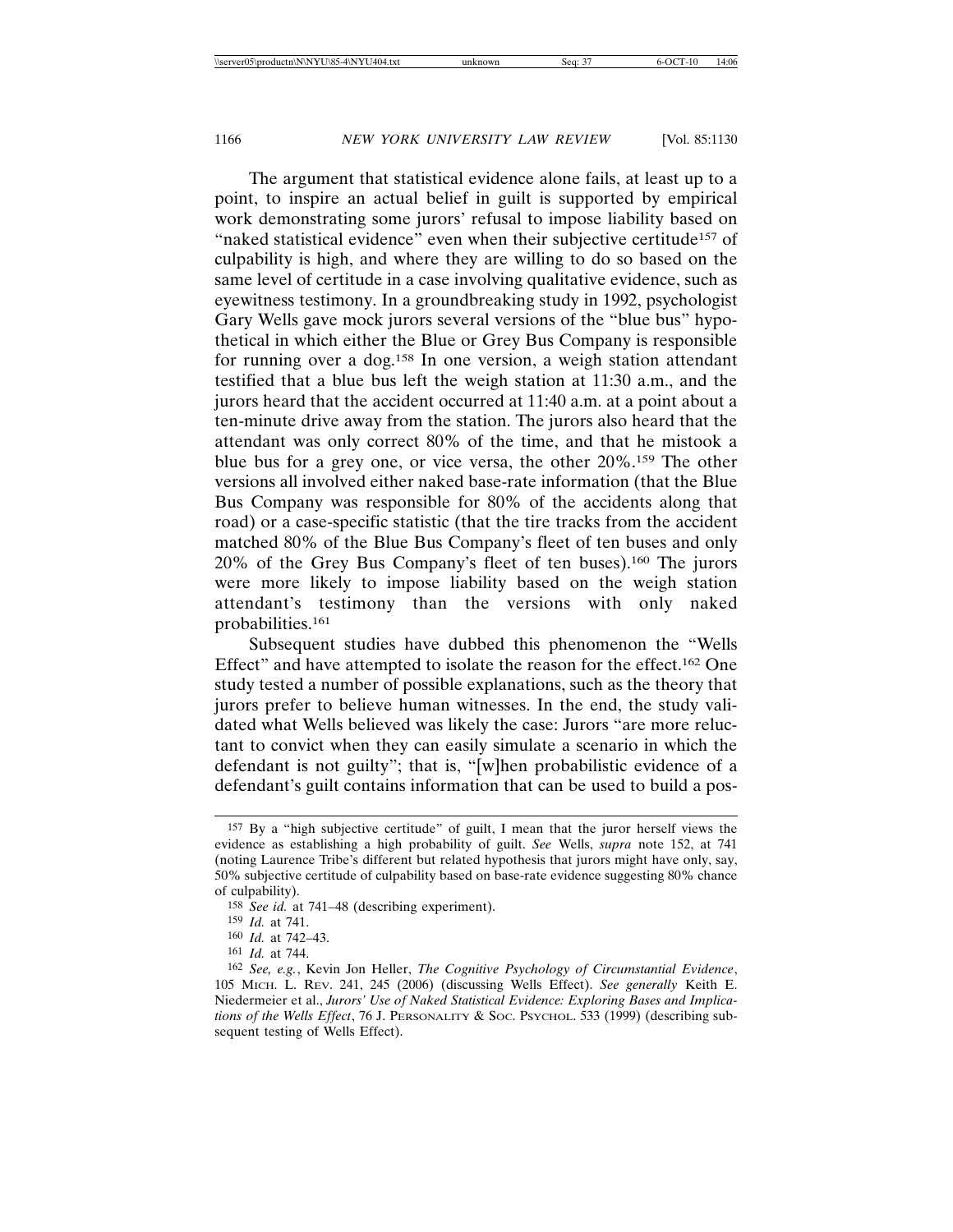The argument that statistical evidence alone fails, at least up to a point, to inspire an actual belief in guilt is supported by empirical work demonstrating some jurors' refusal to impose liability based on "naked statistical evidence" even when their subjective certitude[157] of culpability is high, and where they are willing to do so based on the same level of certitude in a case involving qualitative evidence, such as eyewitness testimony. In a groundbreaking study in 1992, psychologist Gary Wells gave mock jurors several versions of the "blue bus" hypothetical in which either the Blue or Grey Bus Company is responsible for running over a dog.[158] In one version, a weigh station attendant testified that a blue bus left the weigh station at 11:30 a.m., and the jurors heard that the accident occurred at 11:40 a.m. at a point about a ten-minute drive away from the station. The jurors also heard that the attendant was only correct 80% of the time, and that he mistook a blue bus for a grey one, or vice versa, the other 20%.[159] The other versions all involved either naked base-rate information (that the Blue Bus Company was responsible for 80% of the accidents along that road) or a case-specific statistic (that the tire tracks from the accident matched 80% of the Blue Bus Company's fleet of ten buses and only 20% of the Grey Bus Company's fleet of ten buses).[160] The jurors were more likely to impose liability based on the weigh station attendant's testimony than the versions with only naked probabilities.[161]

Subsequent studies have dubbed this phenomenon the "Wells Effect" and have attempted to isolate the reason for the effect.[162] One study tested a number of possible explanations, such as the theory that jurors prefer to believe human witnesses. In the end, the study validated what Wells believed was likely the case: Jurors "are more reluctant to convict when they can easily simulate a scenario in which the defendant is not guilty"; that is, "[w]hen probabilistic evidence of a defendant's guilt contains information that can be used to build a pos-

---

[157] By a "high subjective certitude" of guilt, I mean that the juror herself views the evidence as establishing a high probability of guilt. *See* Wells, *supra* note 152, at 741 (noting Laurence Tribe's different but related hypothesis that jurors might have only, say, 50% subjective certitude of culpability based on base-rate evidence suggesting 80% chance of culpability).

[158] *See id.* at 741–48 (describing experiment).

[159] *Id.* at 741.

[160] *Id.* at 742–43.

[161] *Id.* at 744.

[162] *See, e.g.*, Kevin Jon Heller, *The Cognitive Psychology of Circumstantial Evidence*, 105 MICH. L. REV. 241, 245 (2006) (discussing Wells Effect). *See generally* Keith E. Niedermeier et al., *Jurors' Use of Naked Statistical Evidence: Exploring Bases and Implications of the Wells Effect*, 76 J. PERSONALITY & SOC. PSYCHOL. 533 (1999) (describing subsequent testing of Wells Effect).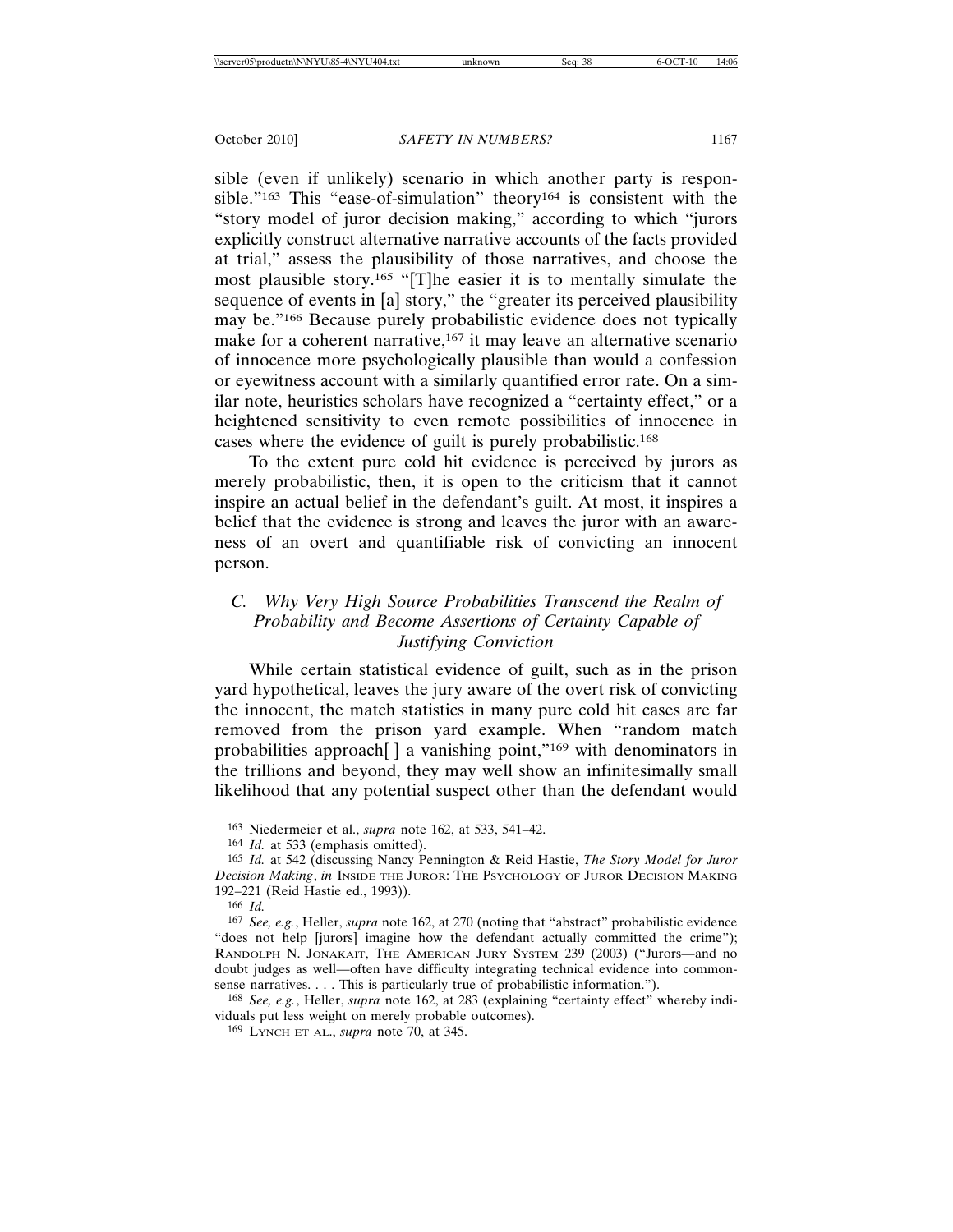sible (even if unlikely) scenario in which another party is responsible."[163] This "ease-of-simulation" theory[164] is consistent with the "story model of juror decision making," according to which "jurors explicitly construct alternative narrative accounts of the facts provided at trial," assess the plausibility of those narratives, and choose the most plausible story.[165] "[T]he easier it is to mentally simulate the sequence of events in [a] story," the "greater its perceived plausibility may be."[166] Because purely probabilistic evidence does not typically make for a coherent narrative,[167] it may leave an alternative scenario of innocence more psychologically plausible than would a confession or eyewitness account with a similarly quantified error rate. On a similar note, heuristics scholars have recognized a "certainty effect," or a heightened sensitivity to even remote possibilities of innocence in cases where the evidence of guilt is purely probabilistic.[168]

To the extent pure cold hit evidence is perceived by jurors as merely probabilistic, then, it is open to the criticism that it cannot inspire an actual belief in the defendant's guilt. At most, it inspires a belief that the evidence is strong and leaves the juror with an awareness of an overt and quantifiable risk of convicting an innocent person.

### *C. Why Very High Source Probabilities Transcend the Realm of Probability and Become Assertions of Certainty Capable of Justifying Conviction*

While certain statistical evidence of guilt, such as in the prison yard hypothetical, leaves the jury aware of the overt risk of convicting the innocent, the match statistics in many pure cold hit cases are far removed from the prison yard example. When "random match probabilities approach[ ] a vanishing point,"[169] with denominators in the trillions and beyond, they may well show an infinitesimally small likelihood that any potential suspect other than the defendant would

---

163 Niedermeier et al., *supra* note 162, at 533, 541–42.

164 *Id.* at 533 (emphasis omitted).

165 *Id.* at 542 (discussing Nancy Pennington & Reid Hastie, *The Story Model for Juror Decision Making*, *in* INSIDE THE JUROR: THE PSYCHOLOGY OF JUROR DECISION MAKING 192–221 (Reid Hastie ed., 1993)).

166 *Id.*

167 *See, e.g.*, Heller, *supra* note 162, at 270 (noting that "abstract" probabilistic evidence "does not help [jurors] imagine how the defendant actually committed the crime"); RANDOLPH N. JONAKAIT, THE AMERICAN JURY SYSTEM 239 (2003) ("Jurors—and no doubt judges as well—often have difficulty integrating technical evidence into commonsense narratives. . . . This is particularly true of probabilistic information.").

168 *See, e.g.*, Heller, *supra* note 162, at 283 (explaining "certainty effect" whereby individuals put less weight on merely probable outcomes).

169 LYNCH ET AL., *supra* note 70, at 345.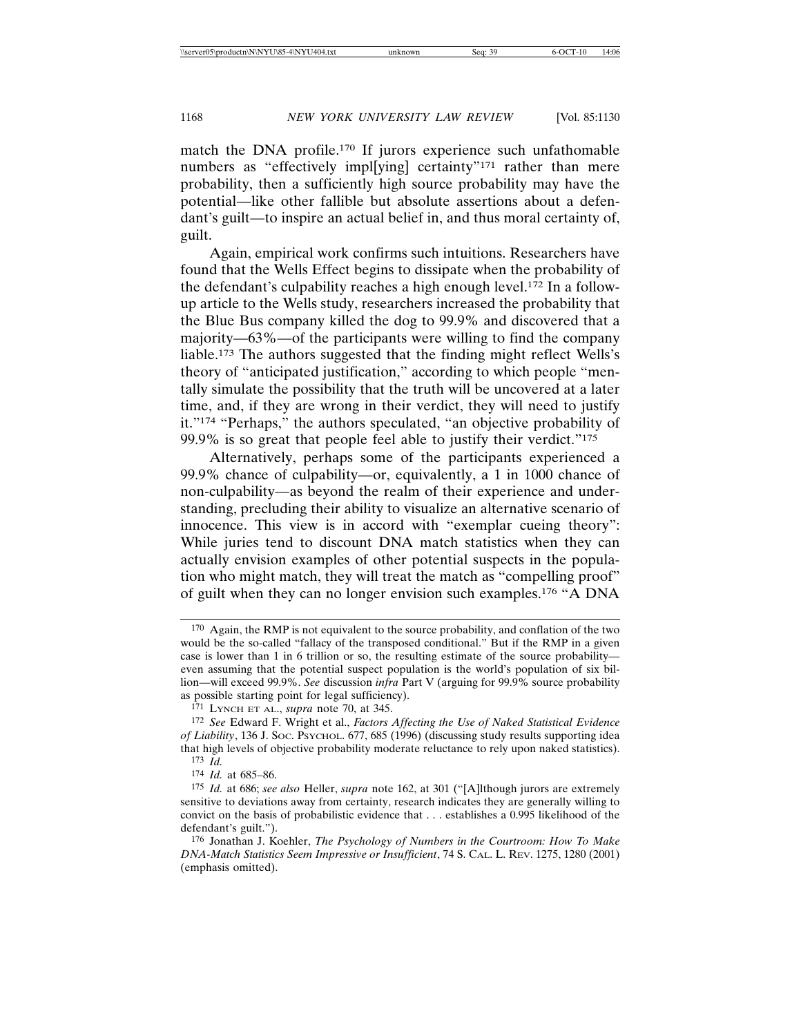match the DNA profile.[170] If jurors experience such unfathomable numbers as "effectively impl[ying] certainty"[171] rather than mere probability, then a sufficiently high source probability may have the potential—like other fallible but absolute assertions about a defendant's guilt—to inspire an actual belief in, and thus moral certainty of, guilt.

Again, empirical work confirms such intuitions. Researchers have found that the Wells Effect begins to dissipate when the probability of the defendant's culpability reaches a high enough level.[172] In a follow-up article to the Wells study, researchers increased the probability that the Blue Bus company killed the dog to 99.9% and discovered that a majority—63%—of the participants were willing to find the company liable.[173] The authors suggested that the finding might reflect Wells's theory of "anticipated justification," according to which people "mentally simulate the possibility that the truth will be uncovered at a later time, and, if they are wrong in their verdict, they will need to justify it."[174] "Perhaps," the authors speculated, "an objective probability of 99.9% is so great that people feel able to justify their verdict."[175]

Alternatively, perhaps some of the participants experienced a 99.9% chance of culpability—or, equivalently, a 1 in 1000 chance of non-culpability—as beyond the realm of their experience and understanding, precluding their ability to visualize an alternative scenario of innocence. This view is in accord with "exemplar cueing theory": While juries tend to discount DNA match statistics when they can actually envision examples of other potential suspects in the population who might match, they will treat the match as "compelling proof" of guilt when they can no longer envision such examples.[176] "A DNA

---

[170] Again, the RMP is not equivalent to the source probability, and conflation of the two would be the so-called "fallacy of the transposed conditional." But if the RMP in a given case is lower than 1 in 6 trillion or so, the resulting estimate of the source probability—even assuming that the potential suspect population is the world's population of six billion—will exceed 99.9%. *See* discussion *infra* Part V (arguing for 99.9% source probability as possible starting point for legal sufficiency).

[171] LYNCH ET AL., *supra* note 70, at 345.

[172] *See* Edward F. Wright et al., *Factors Affecting the Use of Naked Statistical Evidence of Liability*, 136 J. SOC. PSYCHOL. 677, 685 (1996) (discussing study results supporting idea that high levels of objective probability moderate reluctance to rely upon naked statistics).

[173] *Id.*

[174] *Id.* at 685–86.

[175] *Id.* at 686; *see also* Heller, *supra* note 162, at 301 ("[A]lthough jurors are extremely sensitive to deviations away from certainty, research indicates they are generally willing to convict on the basis of probabilistic evidence that . . . establishes a 0.995 likelihood of the defendant's guilt.").

[176] Jonathan J. Koehler, *The Psychology of Numbers in the Courtroom: How To Make DNA-Match Statistics Seem Impressive or Insufficient*, 74 S. CAL. L. REV. 1275, 1280 (2001) (emphasis omitted).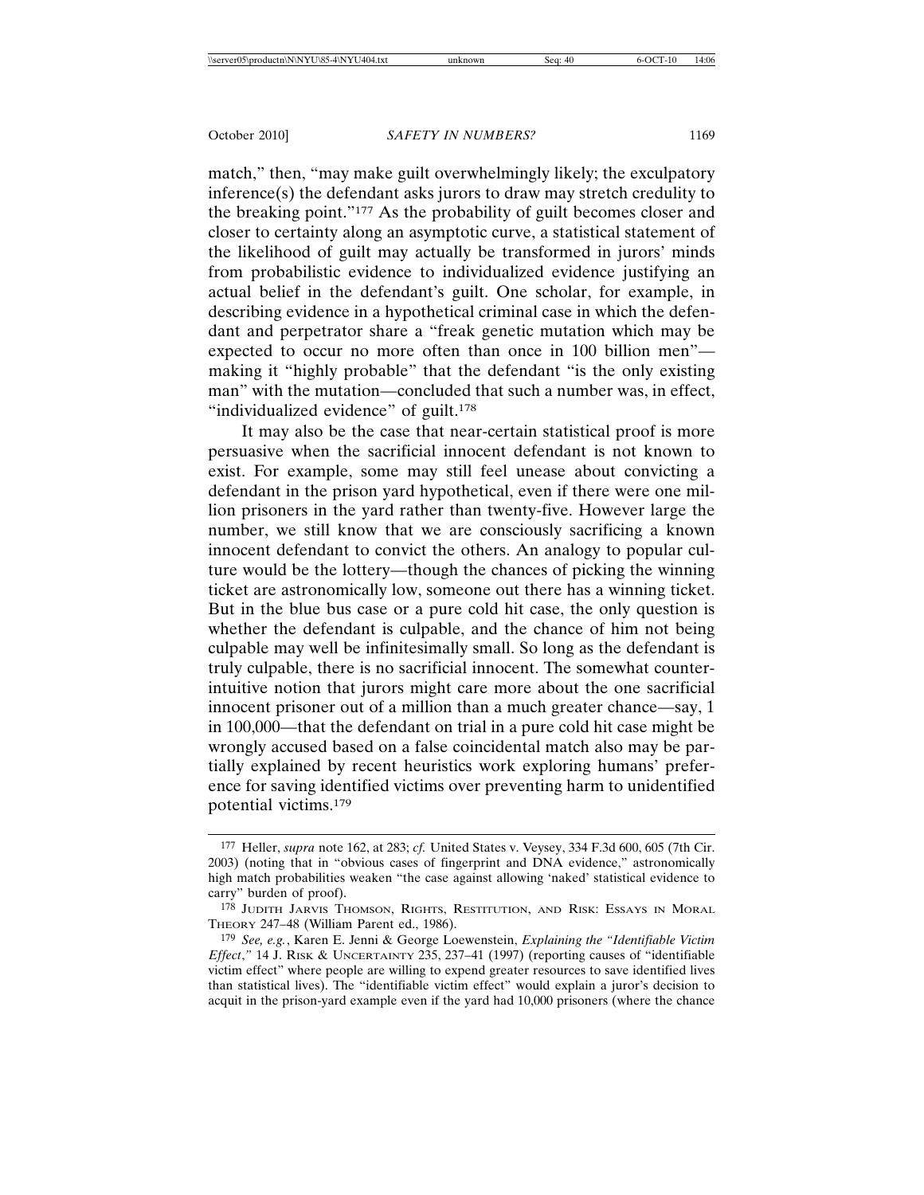match," then, "may make guilt overwhelmingly likely; the exculpatory inference(s) the defendant asks jurors to draw may stretch credulity to the breaking point."[177] As the probability of guilt becomes closer and closer to certainty along an asymptotic curve, a statistical statement of the likelihood of guilt may actually be transformed in jurors' minds from probabilistic evidence to individualized evidence justifying an actual belief in the defendant's guilt. One scholar, for example, in describing evidence in a hypothetical criminal case in which the defendant and perpetrator share a "freak genetic mutation which may be expected to occur no more often than once in 100 billion men"—making it "highly probable" that the defendant "is the only existing man" with the mutation—concluded that such a number was, in effect, "individualized evidence" of guilt.[178]

It may also be the case that near-certain statistical proof is more persuasive when the sacrificial innocent defendant is not known to exist. For example, some may still feel unease about convicting a defendant in the prison yard hypothetical, even if there were one million prisoners in the yard rather than twenty-five. However large the number, we still know that we are consciously sacrificing a known innocent defendant to convict the others. An analogy to popular culture would be the lottery—though the chances of picking the winning ticket are astronomically low, someone out there has a winning ticket. But in the blue bus case or a pure cold hit case, the only question is whether the defendant is culpable, and the chance of him not being culpable may well be infinitesimally small. So long as the defendant is truly culpable, there is no sacrificial innocent. The somewhat counterintuitive notion that jurors might care more about the one sacrificial innocent prisoner out of a million than a much greater chance—say, 1 in 100,000—that the defendant on trial in a pure cold hit case might be wrongly accused based on a false coincidental match also may be partially explained by recent heuristics work exploring humans' preference for saving identified victims over preventing harm to unidentified potential victims.[179]

---

[177] Heller, *supra* note 162, at 283; *cf.* United States v. Veysey, 334 F.3d 600, 605 (7th Cir. 2003) (noting that in "obvious cases of fingerprint and DNA evidence," astronomically high match probabilities weaken "the case against allowing 'naked' statistical evidence to carry" burden of proof).

[178] Judith Jarvis Thomson, Rights, Restitution, and Risk: Essays in Moral Theory 247–48 (William Parent ed., 1986).

[179] *See, e.g.*, Karen E. Jenni & George Loewenstein, *Explaining the "Identifiable Victim Effect*," 14 J. Risk & Uncertainty 235, 237–41 (1997) (reporting causes of "identifiable victim effect" where people are willing to expend greater resources to save identified lives than statistical lives). The "identifiable victim effect" would explain a juror's decision to acquit in the prison-yard example even if the yard had 10,000 prisoners (where the chance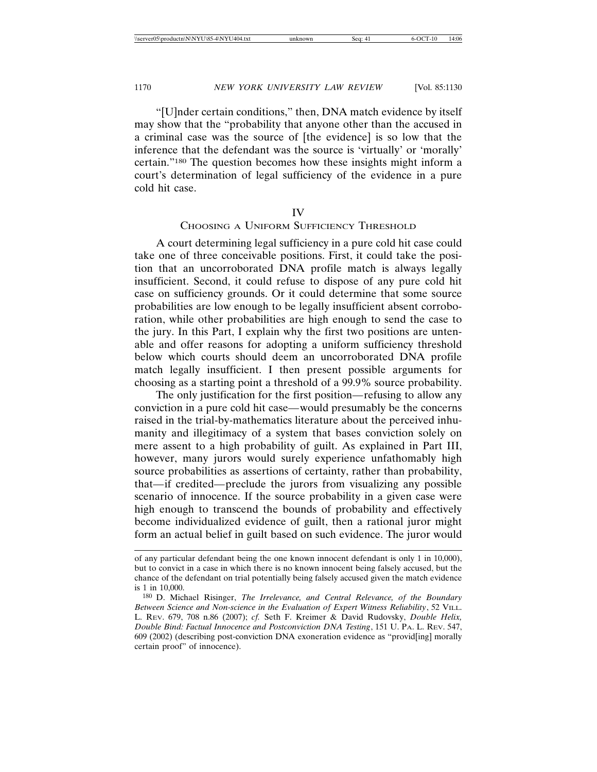"[U]nder certain conditions," then, DNA match evidence by itself may show that the "probability that anyone other than the accused in a criminal case was the source of [the evidence] is so low that the inference that the defendant was the source is 'virtually' or 'morally' certain."[180] The question becomes how these insights might inform a court's determination of legal sufficiency of the evidence in a pure cold hit case.

## IV
## Choosing a Uniform Sufficiency Threshold

A court determining legal sufficiency in a pure cold hit case could take one of three conceivable positions. First, it could take the position that an uncorroborated DNA profile match is always legally insufficient. Second, it could refuse to dispose of any pure cold hit case on sufficiency grounds. Or it could determine that some source probabilities are low enough to be legally insufficient absent corroboration, while other probabilities are high enough to send the case to the jury. In this Part, I explain why the first two positions are untenable and offer reasons for adopting a uniform sufficiency threshold below which courts should deem an uncorroborated DNA profile match legally insufficient. I then present possible arguments for choosing as a starting point a threshold of a 99.9% source probability.

The only justification for the first position—refusing to allow any conviction in a pure cold hit case—would presumably be the concerns raised in the trial-by-mathematics literature about the perceived inhumanity and illegitimacy of a system that bases conviction solely on mere assent to a high probability of guilt. As explained in Part III, however, many jurors would surely experience unfathomably high source probabilities as assertions of certainty, rather than probability, that—if credited—preclude the jurors from visualizing any possible scenario of innocence. If the source probability in a given case were high enough to transcend the bounds of probability and effectively become individualized evidence of guilt, then a rational juror might form an actual belief in guilt based on such evidence. The juror would

---

of any particular defendant being the one known innocent defendant is only 1 in 10,000), but to convict in a case in which there is no known innocent being falsely accused, but the chance of the defendant on trial potentially being falsely accused given the match evidence is 1 in 10,000.

[180] D. Michael Risinger, *The Irrelevance, and Central Relevance, of the Boundary Between Science and Non-science in the Evaluation of Expert Witness Reliability*, 52 Vill. L. Rev. 679, 708 n.86 (2007); *cf.* Seth F. Kreimer & David Rudovsky, *Double Helix, Double Bind: Factual Innocence and Postconviction DNA Testing*, 151 U. Pa. L. Rev. 547, 609 (2002) (describing post-conviction DNA exoneration evidence as "provid[ing] morally certain proof" of innocence).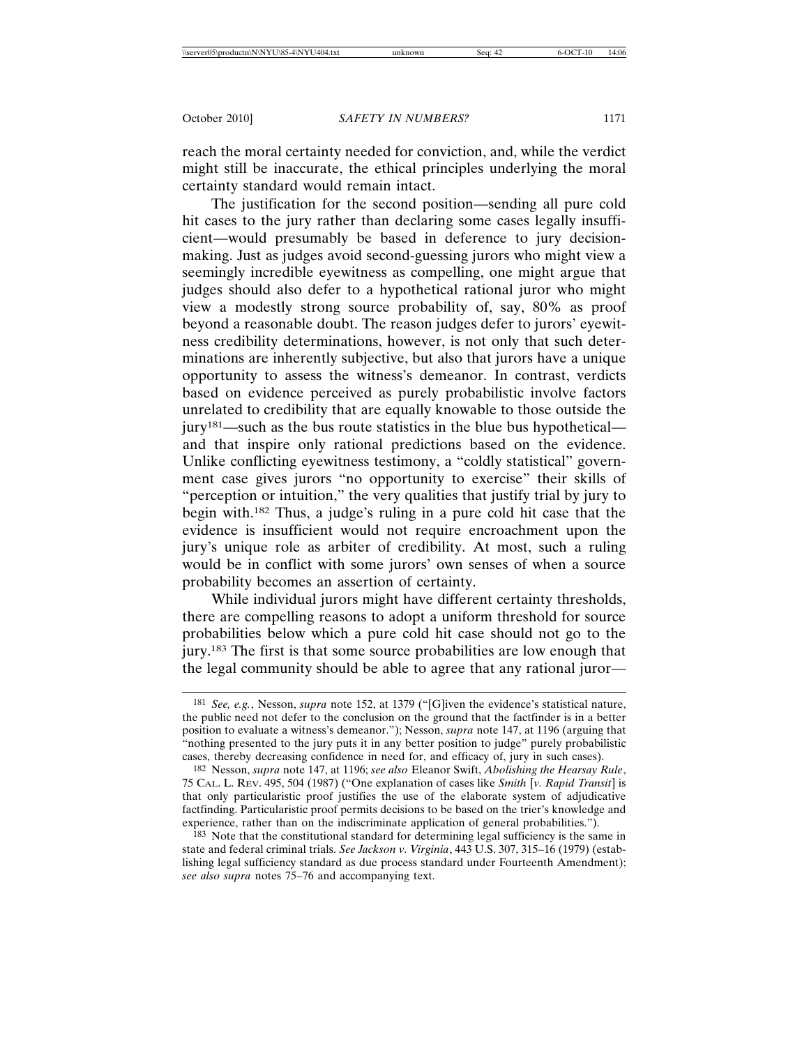reach the moral certainty needed for conviction, and, while the verdict might still be inaccurate, the ethical principles underlying the moral certainty standard would remain intact.

The justification for the second position—sending all pure cold hit cases to the jury rather than declaring some cases legally insufficient—would presumably be based in deference to jury decision-making. Just as judges avoid second-guessing jurors who might view a seemingly incredible eyewitness as compelling, one might argue that judges should also defer to a hypothetical rational juror who might view a modestly strong source probability of, say, 80% as proof beyond a reasonable doubt. The reason judges defer to jurors' eyewitness credibility determinations, however, is not only that such determinations are inherently subjective, but also that jurors have a unique opportunity to assess the witness's demeanor. In contrast, verdicts based on evidence perceived as purely probabilistic involve factors unrelated to credibility that are equally knowable to those outside the jury[181]—such as the bus route statistics in the blue bus hypothetical—and that inspire only rational predictions based on the evidence. Unlike conflicting eyewitness testimony, a "coldly statistical" government case gives jurors "no opportunity to exercise" their skills of "perception or intuition," the very qualities that justify trial by jury to begin with.[182] Thus, a judge's ruling in a pure cold hit case that the evidence is insufficient would not require encroachment upon the jury's unique role as arbiter of credibility. At most, such a ruling would be in conflict with some jurors' own senses of when a source probability becomes an assertion of certainty.

While individual jurors might have different certainty thresholds, there are compelling reasons to adopt a uniform threshold for source probabilities below which a pure cold hit case should not go to the jury.[183] The first is that some source probabilities are low enough that the legal community should be able to agree that any rational juror—

---

[181] *See, e.g.*, Nesson, *supra* note 152, at 1379 ("[G]iven the evidence's statistical nature, the public need not defer to the conclusion on the ground that the factfinder is in a better position to evaluate a witness's demeanor."); Nesson, *supra* note 147, at 1196 (arguing that "nothing presented to the jury puts it in any better position to judge" purely probabilistic cases, thereby decreasing confidence in need for, and efficacy of, jury in such cases).

[182] Nesson, *supra* note 147, at 1196; *see also* Eleanor Swift, *Abolishing the Hearsay Rule*, 75 CAL. L. REV. 495, 504 (1987) ("One explanation of cases like *Smith* [*v. Rapid Transit*] is that only particularistic proof justifies the use of the elaborate system of adjudicative factfinding. Particularistic proof permits decisions to be based on the trier's knowledge and experience, rather than on the indiscriminate application of general probabilities.").

[183] Note that the constitutional standard for determining legal sufficiency is the same in state and federal criminal trials. *See Jackson v. Virginia*, 443 U.S. 307, 315–16 (1979) (establishing legal sufficiency standard as due process standard under Fourteenth Amendment); *see also supra* notes 75–76 and accompanying text.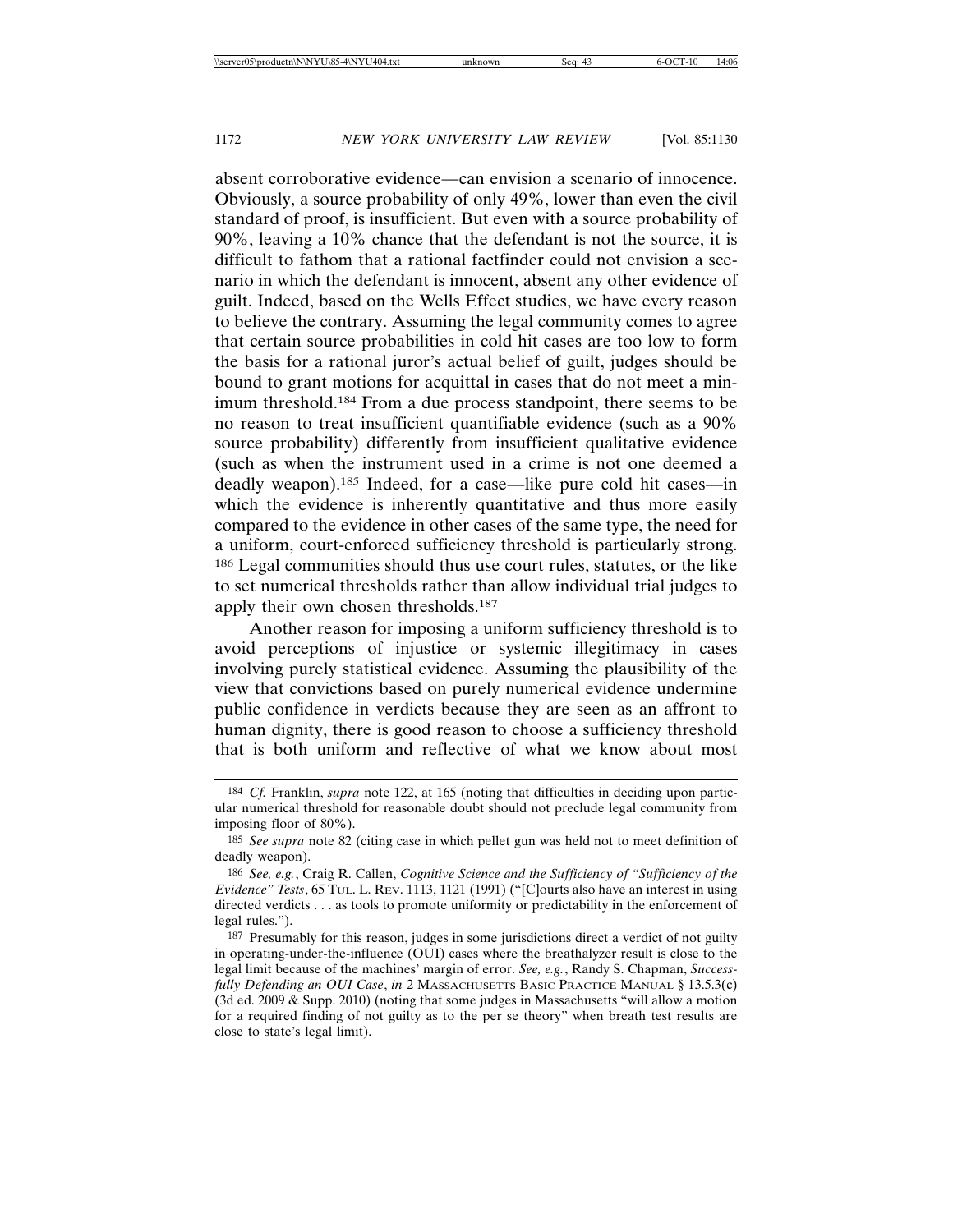absent corroborative evidence—can envision a scenario of innocence. Obviously, a source probability of only 49%, lower than even the civil standard of proof, is insufficient. But even with a source probability of 90%, leaving a 10% chance that the defendant is not the source, it is difficult to fathom that a rational factfinder could not envision a scenario in which the defendant is innocent, absent any other evidence of guilt. Indeed, based on the Wells Effect studies, we have every reason to believe the contrary. Assuming the legal community comes to agree that certain source probabilities in cold hit cases are too low to form the basis for a rational juror's actual belief of guilt, judges should be bound to grant motions for acquittal in cases that do not meet a minimum threshold.[184] From a due process standpoint, there seems to be no reason to treat insufficient quantifiable evidence (such as a 90% source probability) differently from insufficient qualitative evidence (such as when the instrument used in a crime is not one deemed a deadly weapon).[185] Indeed, for a case—like pure cold hit cases—in which the evidence is inherently quantitative and thus more easily compared to the evidence in other cases of the same type, the need for a uniform, court-enforced sufficiency threshold is particularly strong.[186] Legal communities should thus use court rules, statutes, or the like to set numerical thresholds rather than allow individual trial judges to apply their own chosen thresholds.[187]

Another reason for imposing a uniform sufficiency threshold is to avoid perceptions of injustice or systemic illegitimacy in cases involving purely statistical evidence. Assuming the plausibility of the view that convictions based on purely numerical evidence undermine public confidence in verdicts because they are seen as an affront to human dignity, there is good reason to choose a sufficiency threshold that is both uniform and reflective of what we know about most

---

[184] *Cf.* Franklin, *supra* note 122, at 165 (noting that difficulties in deciding upon particular numerical threshold for reasonable doubt should not preclude legal community from imposing floor of 80%).

[185] *See supra* note 82 (citing case in which pellet gun was held not to meet definition of deadly weapon).

[186] *See, e.g.*, Craig R. Callen, *Cognitive Science and the Sufficiency of "Sufficiency of the Evidence" Tests*, 65 TUL. L. REV. 1113, 1121 (1991) ("[C]ourts also have an interest in using directed verdicts . . . as tools to promote uniformity or predictability in the enforcement of legal rules.").

[187] Presumably for this reason, judges in some jurisdictions direct a verdict of not guilty in operating-under-the-influence (OUI) cases where the breathalyzer result is close to the legal limit because of the machines' margin of error. *See, e.g.*, Randy S. Chapman, *Successfully Defending an OUI Case*, *in* 2 MASSACHUSETTS BASIC PRACTICE MANUAL § 13.5.3(c) (3d ed. 2009 & Supp. 2010) (noting that some judges in Massachusetts "will allow a motion for a required finding of not guilty as to the per se theory" when breath test results are close to state's legal limit).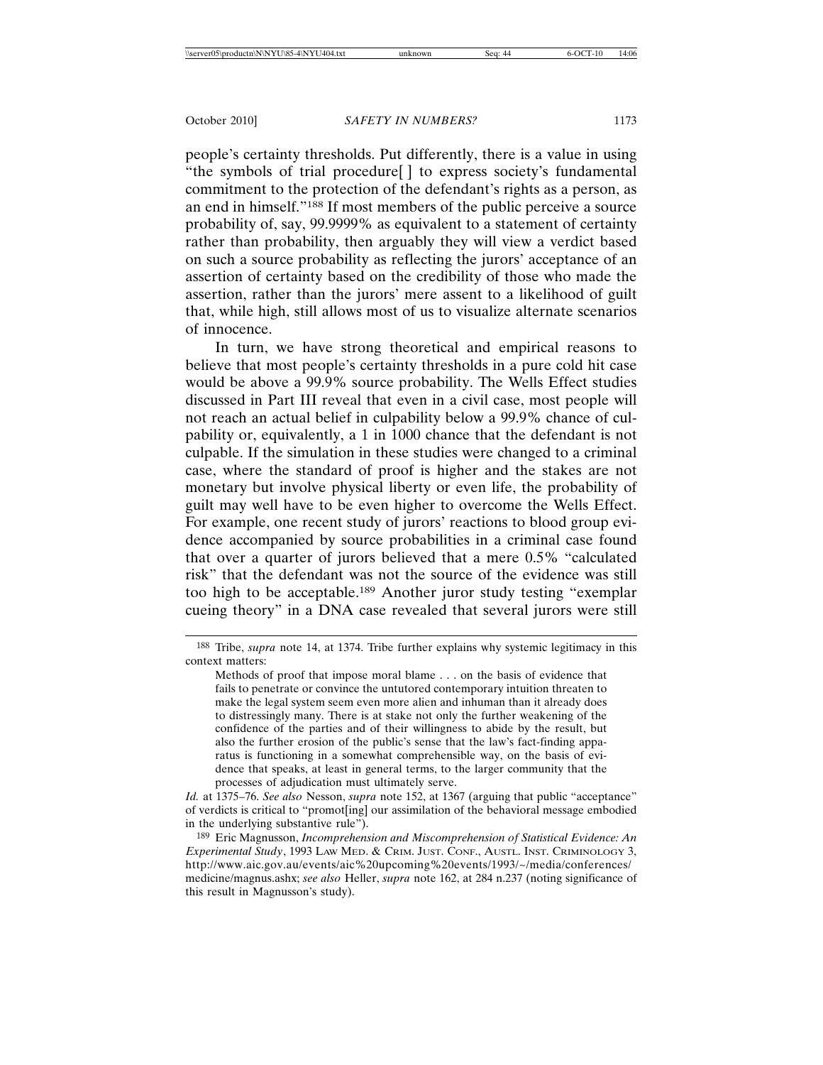people's certainty thresholds. Put differently, there is a value in using "the symbols of trial procedure[ ] to express society's fundamental commitment to the protection of the defendant's rights as a person, as an end in himself."[188] If most members of the public perceive a source probability of, say, 99.9999% as equivalent to a statement of certainty rather than probability, then arguably they will view a verdict based on such a source probability as reflecting the jurors' acceptance of an assertion of certainty based on the credibility of those who made the assertion, rather than the jurors' mere assent to a likelihood of guilt that, while high, still allows most of us to visualize alternate scenarios of innocence.

In turn, we have strong theoretical and empirical reasons to believe that most people's certainty thresholds in a pure cold hit case would be above a 99.9% source probability. The Wells Effect studies discussed in Part III reveal that even in a civil case, most people will not reach an actual belief in culpability below a 99.9% chance of culpability or, equivalently, a 1 in 1000 chance that the defendant is not culpable. If the simulation in these studies were changed to a criminal case, where the standard of proof is higher and the stakes are not monetary but involve physical liberty or even life, the probability of guilt may well have to be even higher to overcome the Wells Effect. For example, one recent study of jurors' reactions to blood group evidence accompanied by source probabilities in a criminal case found that over a quarter of jurors believed that a mere 0.5% "calculated risk" that the defendant was not the source of the evidence was still too high to be acceptable.[189] Another juror study testing "exemplar cueing theory" in a DNA case revealed that several jurors were still

---

[188] Tribe, *supra* note 14, at 1374. Tribe further explains why systemic legitimacy in this context matters:

> Methods of proof that impose moral blame . . . on the basis of evidence that fails to penetrate or convince the untutored contemporary intuition threaten to make the legal system seem even more alien and inhuman than it already does to distressingly many. There is at stake not only the further weakening of the confidence of the parties and of their willingness to abide by the result, but also the further erosion of the public's sense that the law's fact-finding apparatus is functioning in a somewhat comprehensible way, on the basis of evidence that speaks, at least in general terms, to the larger community that the processes of adjudication must ultimately serve.

*Id.* at 1375–76. *See also* Nesson, *supra* note 152, at 1367 (arguing that public "acceptance" of verdicts is critical to "promot[ing] our assimilation of the behavioral message embodied in the underlying substantive rule").

[189] Eric Magnusson, *Incomprehension and Miscomprehension of Statistical Evidence: An Experimental Study*, 1993 LAW MED. & CRIM. JUST. CONF., AUSTL. INST. CRIMINOLOGY 3, http://www.aic.gov.au/events/aic%20upcoming%20events/1993/~/media/conferences/medicine/magnus.ashx; *see also* Heller, *supra* note 162, at 284 n.237 (noting significance of this result in Magnusson's study).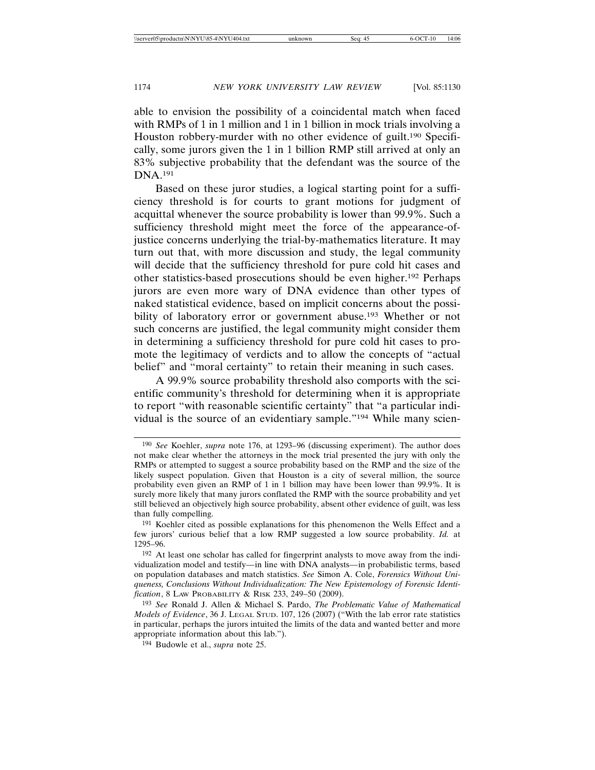able to envision the possibility of a coincidental match when faced with RMPs of 1 in 1 million and 1 in 1 billion in mock trials involving a Houston robbery-murder with no other evidence of guilt.[190] Specifically, some jurors given the 1 in 1 billion RMP still arrived at only an 83% subjective probability that the defendant was the source of the DNA.[191]

Based on these juror studies, a logical starting point for a sufficiency threshold is for courts to grant motions for judgment of acquittal whenever the source probability is lower than 99.9%. Such a sufficiency threshold might meet the force of the appearance-of-justice concerns underlying the trial-by-mathematics literature. It may turn out that, with more discussion and study, the legal community will decide that the sufficiency threshold for pure cold hit cases and other statistics-based prosecutions should be even higher.[192] Perhaps jurors are even more wary of DNA evidence than other types of naked statistical evidence, based on implicit concerns about the possibility of laboratory error or government abuse.[193] Whether or not such concerns are justified, the legal community might consider them in determining a sufficiency threshold for pure cold hit cases to promote the legitimacy of verdicts and to allow the concepts of "actual belief" and "moral certainty" to retain their meaning in such cases.

A 99.9% source probability threshold also comports with the scientific community's threshold for determining when it is appropriate to report "with reasonable scientific certainty" that "a particular individual is the source of an evidentiary sample."[194] While many scien-

---

[190] *See* Koehler, *supra* note 176, at 1293–96 (discussing experiment). The author does not make clear whether the attorneys in the mock trial presented the jury with only the RMPs or attempted to suggest a source probability based on the RMP and the size of the likely suspect population. Given that Houston is a city of several million, the source probability even given an RMP of 1 in 1 billion may have been lower than 99.9%. It is surely more likely that many jurors conflated the RMP with the source probability and yet still believed an objectively high source probability, absent other evidence of guilt, was less than fully compelling.

[191] Koehler cited as possible explanations for this phenomenon the Wells Effect and a few jurors' curious belief that a low RMP suggested a low source probability. *Id.* at 1295–96.

[192] At least one scholar has called for fingerprint analysts to move away from the individualization model and testify—in line with DNA analysts—in probabilistic terms, based on population databases and match statistics. *See* Simon A. Cole, *Forensics Without Uniqueness, Conclusions Without Individualization: The New Epistemology of Forensic Identification*, 8 LAW PROBABILITY & RISK 233, 249–50 (2009).

[193] *See* Ronald J. Allen & Michael S. Pardo, *The Problematic Value of Mathematical Models of Evidence*, 36 J. LEGAL STUD. 107, 126 (2007) ("With the lab error rate statistics in particular, perhaps the jurors intuited the limits of the data and wanted better and more appropriate information about this lab.").

[194] Budowle et al., *supra* note 25.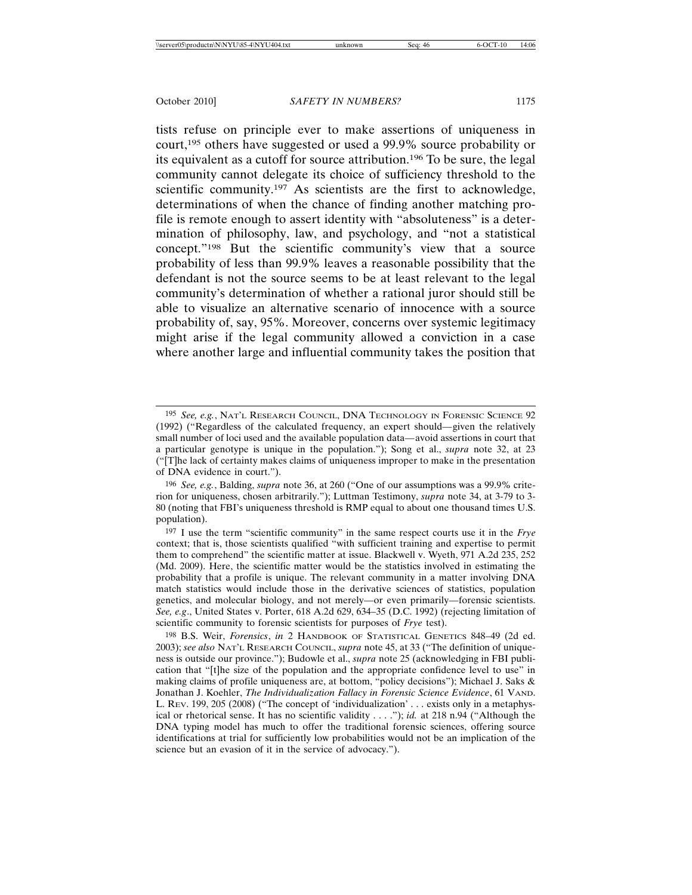tists refuse on principle ever to make assertions of uniqueness in court,[195] others have suggested or used a 99.9% source probability or its equivalent as a cutoff for source attribution.[196] To be sure, the legal community cannot delegate its choice of sufficiency threshold to the scientific community.[197] As scientists are the first to acknowledge, determinations of when the chance of finding another matching profile is remote enough to assert identity with "absoluteness" is a determination of philosophy, law, and psychology, and "not a statistical concept."[198] But the scientific community's view that a source probability of less than 99.9% leaves a reasonable possibility that the defendant is not the source seems to be at least relevant to the legal community's determination of whether a rational juror should still be able to visualize an alternative scenario of innocence with a source probability of, say, 95%. Moreover, concerns over systemic legitimacy might arise if the legal community allowed a conviction in a case where another large and influential community takes the position that

---

[195] *See, e.g.*, NAT'L RESEARCH COUNCIL, DNA TECHNOLOGY IN FORENSIC SCIENCE 92 (1992) ("Regardless of the calculated frequency, an expert should—given the relatively small number of loci used and the available population data—avoid assertions in court that a particular genotype is unique in the population."); Song et al., *supra* note 32, at 23 ("[T]he lack of certainty makes claims of uniqueness improper to make in the presentation of DNA evidence in court.").

[196] *See, e.g.*, Balding, *supra* note 36, at 260 ("One of our assumptions was a 99.9% criterion for uniqueness, chosen arbitrarily."); Luttman Testimony, *supra* note 34, at 3-79 to 3-80 (noting that FBI's uniqueness threshold is RMP equal to about one thousand times U.S. population).

[197] I use the term "scientific community" in the same respect courts use it in the *Frye* context; that is, those scientists qualified "with sufficient training and expertise to permit them to comprehend" the scientific matter at issue. Blackwell v. Wyeth, 971 A.2d 235, 252 (Md. 2009). Here, the scientific matter would be the statistics involved in estimating the probability that a profile is unique. The relevant community in a matter involving DNA match statistics would include those in the derivative sciences of statistics, population genetics, and molecular biology, and not merely—or even primarily—forensic scientists. *See, e.g.*, United States v. Porter, 618 A.2d 629, 634–35 (D.C. 1992) (rejecting limitation of scientific community to forensic scientists for purposes of *Frye* test).

[198] B.S. Weir, *Forensics*, *in* 2 HANDBOOK OF STATISTICAL GENETICS 848–49 (2d ed. 2003); *see also* NAT'L RESEARCH COUNCIL, *supra* note 45, at 33 ("The definition of uniqueness is outside our province."); Budowle et al., *supra* note 25 (acknowledging in FBI publication that "[t]he size of the population and the appropriate confidence level to use" in making claims of profile uniqueness are, at bottom, "policy decisions"); Michael J. Saks & Jonathan J. Koehler, *The Individualization Fallacy in Forensic Science Evidence*, 61 VAND. L. REV. 199, 205 (2008) ("The concept of 'individualization' . . . exists only in a metaphysical or rhetorical sense. It has no scientific validity . . . ."); *id.* at 218 n.94 ("Although the DNA typing model has much to offer the traditional forensic sciences, offering source identifications at trial for sufficiently low probabilities would not be an implication of the science but an evasion of it in the service of advocacy.").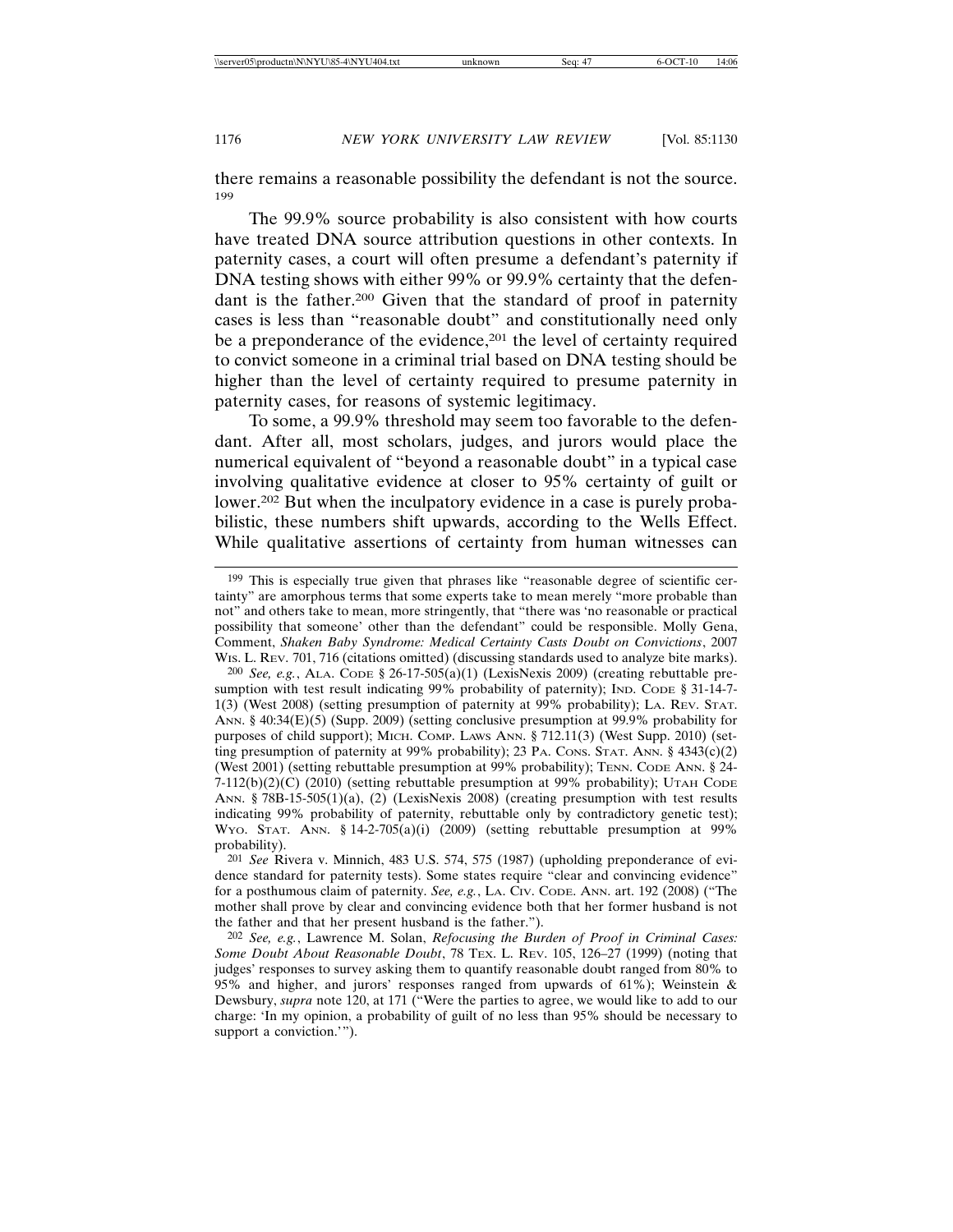there remains a reasonable possibility the defendant is not the source.[199]

The 99.9% source probability is also consistent with how courts have treated DNA source attribution questions in other contexts. In paternity cases, a court will often presume a defendant's paternity if DNA testing shows with either 99% or 99.9% certainty that the defendant is the father.[200] Given that the standard of proof in paternity cases is less than "reasonable doubt" and constitutionally need only be a preponderance of the evidence,[201] the level of certainty required to convict someone in a criminal trial based on DNA testing should be higher than the level of certainty required to presume paternity in paternity cases, for reasons of systemic legitimacy.

To some, a 99.9% threshold may seem too favorable to the defendant. After all, most scholars, judges, and jurors would place the numerical equivalent of "beyond a reasonable doubt" in a typical case involving qualitative evidence at closer to 95% certainty of guilt or lower.[202] But when the inculpatory evidence in a case is purely probabilistic, these numbers shift upwards, according to the Wells Effect. While qualitative assertions of certainty from human witnesses can

---

[199] This is especially true given that phrases like "reasonable degree of scientific certainty" are amorphous terms that some experts take to mean merely "more probable than not" and others take to mean, more stringently, that "there was 'no reasonable or practical possibility that someone' other than the defendant" could be responsible. Molly Gena, Comment, *Shaken Baby Syndrome: Medical Certainty Casts Doubt on Convictions*, 2007 WIS. L. REV. 701, 716 (citations omitted) (discussing standards used to analyze bite marks).

[200] *See, e.g.*, ALA. CODE § 26-17-505(a)(1) (LexisNexis 2009) (creating rebuttable presumption with test result indicating 99% probability of paternity); IND. CODE § 31-14-7-1(3) (West 2008) (setting presumption of paternity at 99% probability); LA. REV. STAT. ANN. § 40:34(E)(5) (Supp. 2009) (setting conclusive presumption at 99.9% probability for purposes of child support); MICH. COMP. LAWS ANN. § 712.11(3) (West Supp. 2010) (setting presumption of paternity at 99% probability); 23 PA. CONS. STAT. ANN. § 4343(c)(2) (West 2001) (setting rebuttable presumption at 99% probability); TENN. CODE ANN. § 24-7-112(b)(2)(C) (2010) (setting rebuttable presumption at 99% probability); UTAH CODE ANN. § 78B-15-505(1)(a), (2) (LexisNexis 2008) (creating presumption with test results indicating 99% probability of paternity, rebuttable only by contradictory genetic test); WYO. STAT. ANN. § 14-2-705(a)(i) (2009) (setting rebuttable presumption at 99% probability).

[201] *See* Rivera v. Minnich, 483 U.S. 574, 575 (1987) (upholding preponderance of evidence standard for paternity tests). Some states require "clear and convincing evidence" for a posthumous claim of paternity. *See, e.g.*, LA. CIV. CODE. ANN. art. 192 (2008) ("The mother shall prove by clear and convincing evidence both that her former husband is not the father and that her present husband is the father.").

[202] *See, e.g.*, Lawrence M. Solan, *Refocusing the Burden of Proof in Criminal Cases: Some Doubt About Reasonable Doubt*, 78 TEX. L. REV. 105, 126–27 (1999) (noting that judges' responses to survey asking them to quantify reasonable doubt ranged from 80% to 95% and higher, and jurors' responses ranged from upwards of 61%); Weinstein & Dewsbury, *supra* note 120, at 171 ("Were the parties to agree, we would like to add to our charge: 'In my opinion, a probability of guilt of no less than 95% should be necessary to support a conviction.'").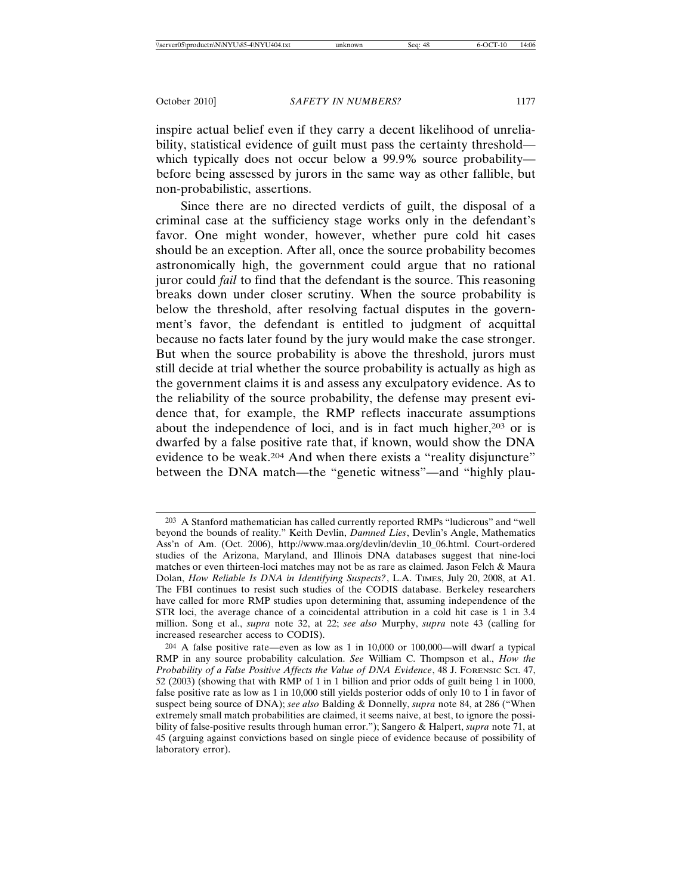inspire actual belief even if they carry a decent likelihood of unreliability, statistical evidence of guilt must pass the certainty threshold—which typically does not occur below a 99.9% source probability—before being assessed by jurors in the same way as other fallible, but non-probabilistic, assertions.

Since there are no directed verdicts of guilt, the disposal of a criminal case at the sufficiency stage works only in the defendant's favor. One might wonder, however, whether pure cold hit cases should be an exception. After all, once the source probability becomes astronomically high, the government could argue that no rational juror could *fail* to find that the defendant is the source. This reasoning breaks down under closer scrutiny. When the source probability is below the threshold, after resolving factual disputes in the government's favor, the defendant is entitled to judgment of acquittal because no facts later found by the jury would make the case stronger. But when the source probability is above the threshold, jurors must still decide at trial whether the source probability is actually as high as the government claims it is and assess any exculpatory evidence. As to the reliability of the source probability, the defense may present evidence that, for example, the RMP reflects inaccurate assumptions about the independence of loci, and is in fact much higher,[203] or is dwarfed by a false positive rate that, if known, would show the DNA evidence to be weak.[204] And when there exists a "reality disjuncture" between the DNA match—the "genetic witness"—and "highly plau-

---

[203] A Stanford mathematician has called currently reported RMPs "ludicrous" and "well beyond the bounds of reality." Keith Devlin, *Damned Lies*, Devlin's Angle, Mathematics Ass'n of Am. (Oct. 2006), http://www.maa.org/devlin/devlin_10_06.html. Court-ordered studies of the Arizona, Maryland, and Illinois DNA databases suggest that nine-loci matches or even thirteen-loci matches may not be as rare as claimed. Jason Felch & Maura Dolan, *How Reliable Is DNA in Identifying Suspects?*, L.A. TIMES, July 20, 2008, at A1. The FBI continues to resist such studies of the CODIS database. Berkeley researchers have called for more RMP studies upon determining that, assuming independence of the STR loci, the average chance of a coincidental attribution in a cold hit case is 1 in 3.4 million. Song et al., *supra* note 32, at 22; *see also* Murphy, *supra* note 43 (calling for increased researcher access to CODIS).

[204] A false positive rate—even as low as 1 in 10,000 or 100,000—will dwarf a typical RMP in any source probability calculation. *See* William C. Thompson et al., *How the Probability of a False Positive Affects the Value of DNA Evidence*, 48 J. FORENSIC SCI. 47, 52 (2003) (showing that with RMP of 1 in 1 billion and prior odds of guilt being 1 in 1000, false positive rate as low as 1 in 10,000 still yields posterior odds of only 10 to 1 in favor of suspect being source of DNA); *see also* Balding & Donnelly, *supra* note 84, at 286 ("When extremely small match probabilities are claimed, it seems naive, at best, to ignore the possibility of false-positive results through human error."); Sangero & Halpert, *supra* note 71, at 45 (arguing against convictions based on single piece of evidence because of possibility of laboratory error).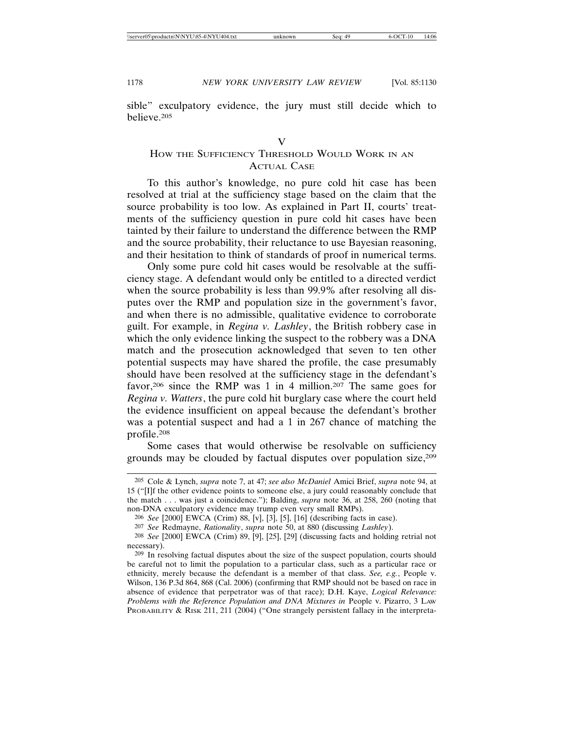sible" exculpatory evidence, the jury must still decide which to believe.[205]

# V
## HOW THE SUFFICIENCY THRESHOLD WOULD WORK IN AN ACTUAL CASE

To this author's knowledge, no pure cold hit case has been resolved at trial at the sufficiency stage based on the claim that the source probability is too low. As explained in Part II, courts' treatments of the sufficiency question in pure cold hit cases have been tainted by their failure to understand the difference between the RMP and the source probability, their reluctance to use Bayesian reasoning, and their hesitation to think of standards of proof in numerical terms.

Only some pure cold hit cases would be resolvable at the sufficiency stage. A defendant would only be entitled to a directed verdict when the source probability is less than 99.9% after resolving all disputes over the RMP and population size in the government's favor, and when there is no admissible, qualitative evidence to corroborate guilt. For example, in *Regina v. Lashley*, the British robbery case in which the only evidence linking the suspect to the robbery was a DNA match and the prosecution acknowledged that seven to ten other potential suspects may have shared the profile, the case presumably should have been resolved at the sufficiency stage in the defendant's favor,[206] since the RMP was 1 in 4 million.[207] The same goes for *Regina v. Watters*, the pure cold hit burglary case where the court held the evidence insufficient on appeal because the defendant's brother was a potential suspect and had a 1 in 267 chance of matching the profile.[208]

Some cases that would otherwise be resolvable on sufficiency grounds may be clouded by factual disputes over population size,[209]

---

205 Cole & Lynch, *supra* note 7, at 47; *see also McDaniel* Amici Brief, *supra* note 94, at 15 ("[I]f the other evidence points to someone else, a jury could reasonably conclude that the match . . . was just a coincidence."); Balding, *supra* note 36, at 258, 260 (noting that non-DNA exculpatory evidence may trump even very small RMPs).

206 *See* [2000] EWCA (Crim) 88, [v], [3], [5], [16] (describing facts in case).

207 *See* Redmayne, *Rationality*, *supra* note 50, at 880 (discussing *Lashley*).

208 *See* [2000] EWCA (Crim) 89, [9], [25], [29] (discussing facts and holding retrial not necessary).

209 In resolving factual disputes about the size of the suspect population, courts should be careful not to limit the population to a particular class, such as a particular race or ethnicity, merely because the defendant is a member of that class. *See, e.g.*, People v. Wilson, 136 P.3d 864, 868 (Cal. 2006) (confirming that RMP should not be based on race in absence of evidence that perpetrator was of that race); D.H. Kaye, *Logical Relevance: Problems with the Reference Population and DNA Mixtures in* People v. Pizarro, 3 LAW PROBABILITY & RISK 211, 211 (2004) ("One strangely persistent fallacy in the interpreta-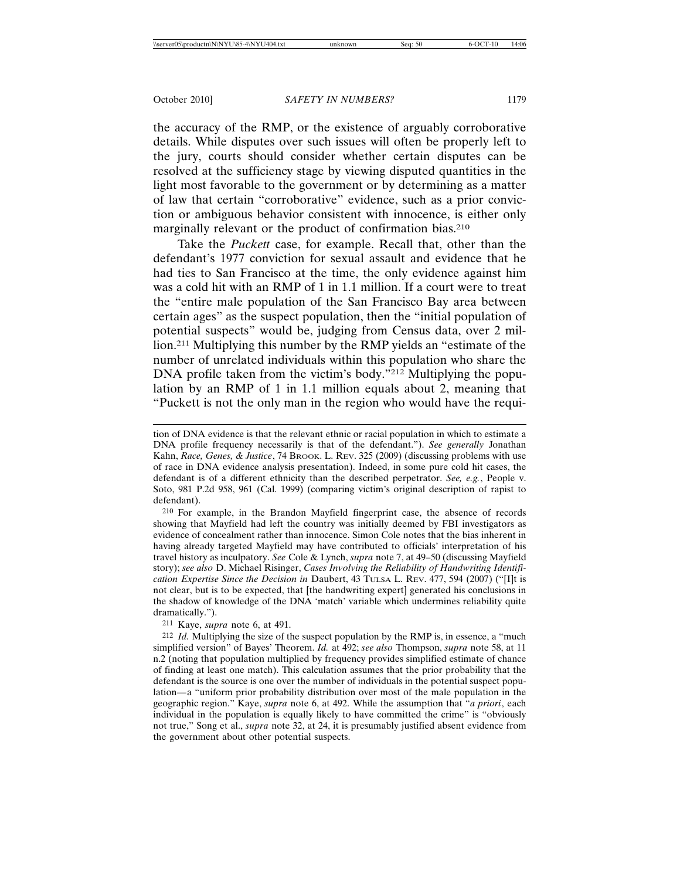the accuracy of the RMP, or the existence of arguably corroborative details. While disputes over such issues will often be properly left to the jury, courts should consider whether certain disputes can be resolved at the sufficiency stage by viewing disputed quantities in the light most favorable to the government or by determining as a matter of law that certain "corroborative" evidence, such as a prior conviction or ambiguous behavior consistent with innocence, is either only marginally relevant or the product of confirmation bias.[210]

Take the *Puckett* case, for example. Recall that, other than the defendant's 1977 conviction for sexual assault and evidence that he had ties to San Francisco at the time, the only evidence against him was a cold hit with an RMP of 1 in 1.1 million. If a court were to treat the "entire male population of the San Francisco Bay area between certain ages" as the suspect population, then the "initial population of potential suspects" would be, judging from Census data, over 2 million.[211] Multiplying this number by the RMP yields an "estimate of the number of unrelated individuals within this population who share the DNA profile taken from the victim's body."[212] Multiplying the population by an RMP of 1 in 1.1 million equals about 2, meaning that "Puckett is not the only man in the region who would have the requi-

---

tion of DNA evidence is that the relevant ethnic or racial population in which to estimate a DNA profile frequency necessarily is that of the defendant."). *See generally* Jonathan Kahn, *Race, Genes, & Justice*, 74 BROOK. L. REV. 325 (2009) (discussing problems with use of race in DNA evidence analysis presentation). Indeed, in some pure cold hit cases, the defendant is of a different ethnicity than the described perpetrator. *See, e.g.*, People v. Soto, 981 P.2d 958, 961 (Cal. 1999) (comparing victim's original description of rapist to defendant).

210 For example, in the Brandon Mayfield fingerprint case, the absence of records showing that Mayfield had left the country was initially deemed by FBI investigators as evidence of concealment rather than innocence. Simon Cole notes that the bias inherent in having already targeted Mayfield may have contributed to officials' interpretation of his travel history as inculpatory. *See* Cole & Lynch, *supra* note 7, at 49–50 (discussing Mayfield story); *see also* D. Michael Risinger, *Cases Involving the Reliability of Handwriting Identification Expertise Since the Decision in* Daubert, 43 TULSA L. REV. 477, 594 (2007) ("[I]t is not clear, but is to be expected, that [the handwriting expert] generated his conclusions in the shadow of knowledge of the DNA 'match' variable which undermines reliability quite dramatically.").

211 Kaye, *supra* note 6, at 491.

212 *Id.* Multiplying the size of the suspect population by the RMP is, in essence, a "much simplified version" of Bayes' Theorem. *Id.* at 492; *see also* Thompson, *supra* note 58, at 11 n.2 (noting that population multiplied by frequency provides simplified estimate of chance of finding at least one match). This calculation assumes that the prior probability that the defendant is the source is one over the number of individuals in the potential suspect population—a "uniform prior probability distribution over most of the male population in the geographic region." Kaye, *supra* note 6, at 492. While the assumption that "*a priori*, each individual in the population is equally likely to have committed the crime" is "obviously not true," Song et al., *supra* note 32, at 24, it is presumably justified absent evidence from the government about other potential suspects.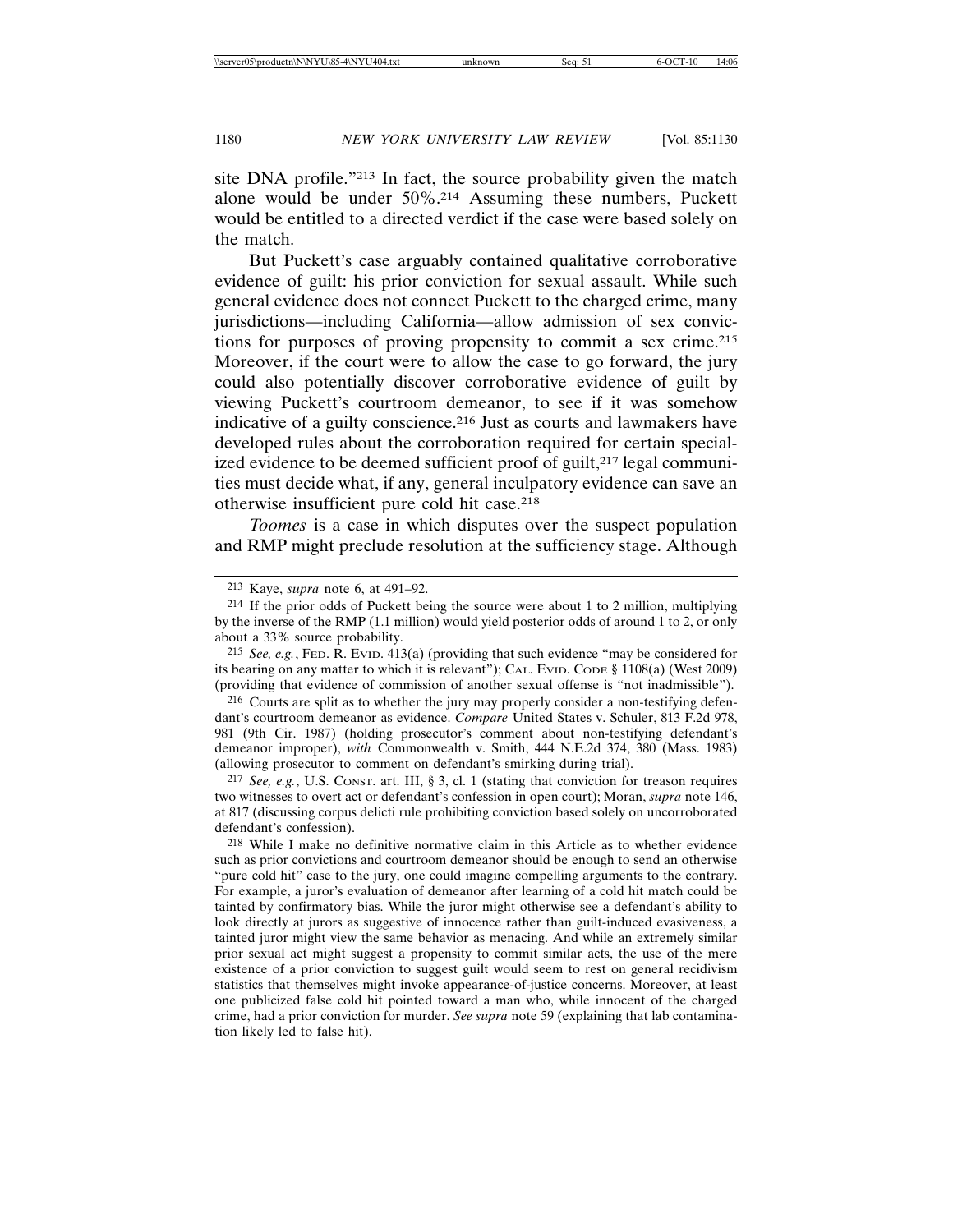site DNA profile."[213] In fact, the source probability given the match alone would be under 50%.[214] Assuming these numbers, Puckett would be entitled to a directed verdict if the case were based solely on the match.

But Puckett's case arguably contained qualitative corroborative evidence of guilt: his prior conviction for sexual assault. While such general evidence does not connect Puckett to the charged crime, many jurisdictions—including California—allow admission of sex convictions for purposes of proving propensity to commit a sex crime.[215] Moreover, if the court were to allow the case to go forward, the jury could also potentially discover corroborative evidence of guilt by viewing Puckett's courtroom demeanor, to see if it was somehow indicative of a guilty conscience.[216] Just as courts and lawmakers have developed rules about the corroboration required for certain specialized evidence to be deemed sufficient proof of guilt,[217] legal communities must decide what, if any, general inculpatory evidence can save an otherwise insufficient pure cold hit case.[218]

*Toomes* is a case in which disputes over the suspect population and RMP might preclude resolution at the sufficiency stage. Although

---

[213] Kaye, *supra* note 6, at 491–92.

[214] If the prior odds of Puckett being the source were about 1 to 2 million, multiplying by the inverse of the RMP (1.1 million) would yield posterior odds of around 1 to 2, or only about a 33% source probability.

[215] *See, e.g.*, FED. R. EVID. 413(a) (providing that such evidence "may be considered for its bearing on any matter to which it is relevant"); CAL. EVID. CODE § 1108(a) (West 2009) (providing that evidence of commission of another sexual offense is "not inadmissible").

[216] Courts are split as to whether the jury may properly consider a non-testifying defendant's courtroom demeanor as evidence. *Compare* United States v. Schuler, 813 F.2d 978, 981 (9th Cir. 1987) (holding prosecutor's comment about non-testifying defendant's demeanor improper), *with* Commonwealth v. Smith, 444 N.E.2d 374, 380 (Mass. 1983) (allowing prosecutor to comment on defendant's smirking during trial).

[217] *See, e.g.*, U.S. CONST. art. III, § 3, cl. 1 (stating that conviction for treason requires two witnesses to overt act or defendant's confession in open court); Moran, *supra* note 146, at 817 (discussing corpus delicti rule prohibiting conviction based solely on uncorroborated defendant's confession).

[218] While I make no definitive normative claim in this Article as to whether evidence such as prior convictions and courtroom demeanor should be enough to send an otherwise "pure cold hit" case to the jury, one could imagine compelling arguments to the contrary. For example, a juror's evaluation of demeanor after learning of a cold hit match could be tainted by confirmatory bias. While the juror might otherwise see a defendant's ability to look directly at jurors as suggestive of innocence rather than guilt-induced evasiveness, a tainted juror might view the same behavior as menacing. And while an extremely similar prior sexual act might suggest a propensity to commit similar acts, the use of the mere existence of a prior conviction to suggest guilt would seem to rest on general recidivism statistics that themselves might invoke appearance-of-justice concerns. Moreover, at least one publicized false cold hit pointed toward a man who, while innocent of the charged crime, had a prior conviction for murder. *See supra* note 59 (explaining that lab contamination likely led to false hit).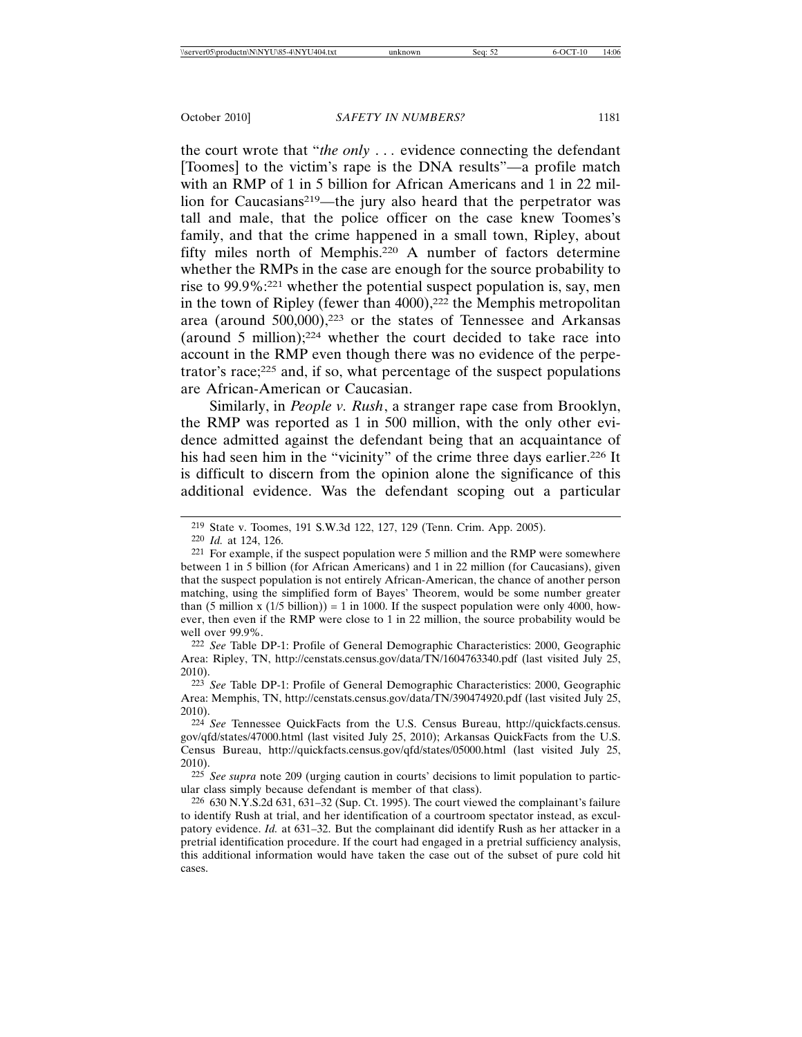the court wrote that "*the only* . . . evidence connecting the defendant [Toomes] to the victim's rape is the DNA results"—a profile match with an RMP of 1 in 5 billion for African Americans and 1 in 22 million for Caucasians[219]—the jury also heard that the perpetrator was tall and male, that the police officer on the case knew Toomes's family, and that the crime happened in a small town, Ripley, about fifty miles north of Memphis.[220] A number of factors determine whether the RMPs in the case are enough for the source probability to rise to 99.9%:[221] whether the potential suspect population is, say, men in the town of Ripley (fewer than 4000),[222] the Memphis metropolitan area (around 500,000),[223] or the states of Tennessee and Arkansas (around 5 million);[224] whether the court decided to take race into account in the RMP even though there was no evidence of the perpetrator's race;[225] and, if so, what percentage of the suspect populations are African-American or Caucasian.

Similarly, in *People v. Rush*, a stranger rape case from Brooklyn, the RMP was reported as 1 in 500 million, with the only other evidence admitted against the defendant being that an acquaintance of his had seen him in the "vicinity" of the crime three days earlier.[226] It is difficult to discern from the opinion alone the significance of this additional evidence. Was the defendant scoping out a particular

---

[219] State v. Toomes, 191 S.W.3d 122, 127, 129 (Tenn. Crim. App. 2005).

[220] *Id.* at 124, 126.

[221] For example, if the suspect population were 5 million and the RMP were somewhere between 1 in 5 billion (for African Americans) and 1 in 22 million (for Caucasians), given that the suspect population is not entirely African-American, the chance of another person matching, using the simplified form of Bayes' Theorem, would be some number greater than (5 million x (1/5 billion)) = 1 in 1000. If the suspect population were only 4000, however, then even if the RMP were close to 1 in 22 million, the source probability would be well over 99.9%.

[222] *See* Table DP-1: Profile of General Demographic Characteristics: 2000, Geographic Area: Ripley, TN, http://censtats.census.gov/data/TN/1604763340.pdf (last visited July 25, 2010).

[223] *See* Table DP-1: Profile of General Demographic Characteristics: 2000, Geographic Area: Memphis, TN, http://censtats.census.gov/data/TN/390474920.pdf (last visited July 25, 2010).

[224] *See* Tennessee QuickFacts from the U.S. Census Bureau, http://quickfacts.census.gov/qfd/states/47000.html (last visited July 25, 2010); Arkansas QuickFacts from the U.S. Census Bureau, http://quickfacts.census.gov/qfd/states/05000.html (last visited July 25, 2010).

[225] *See supra* note 209 (urging caution in courts' decisions to limit population to particular class simply because defendant is member of that class).

[226] 630 N.Y.S.2d 631, 631–32 (Sup. Ct. 1995). The court viewed the complainant's failure to identify Rush at trial, and her identification of a courtroom spectator instead, as exculpatory evidence. *Id.* at 631–32. But the complainant did identify Rush as her attacker in a pretrial identification procedure. If the court had engaged in a pretrial sufficiency analysis, this additional information would have taken the case out of the subset of pure cold hit cases.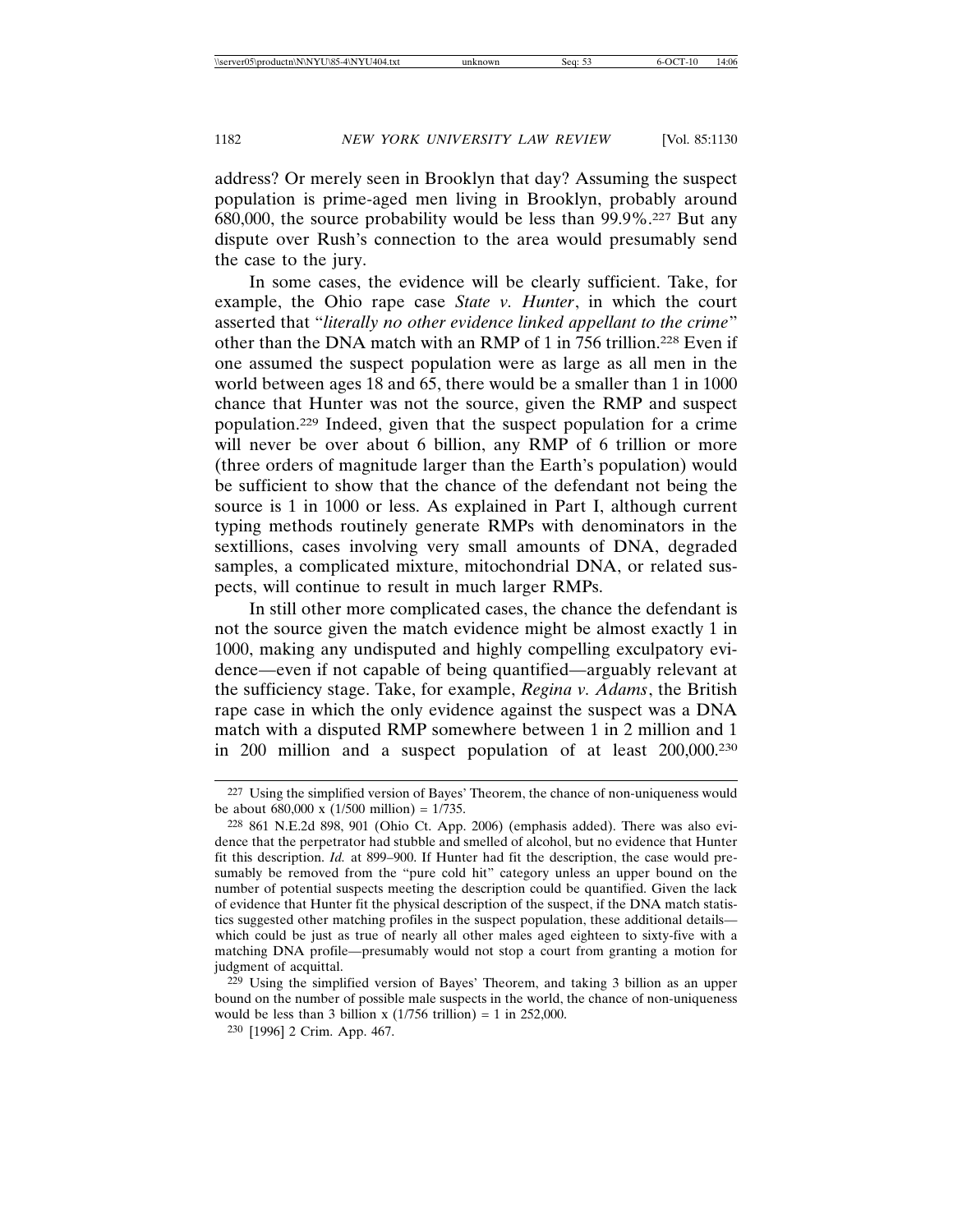address? Or merely seen in Brooklyn that day? Assuming the suspect population is prime-aged men living in Brooklyn, probably around 680,000, the source probability would be less than 99.9%.[227] But any dispute over Rush's connection to the area would presumably send the case to the jury.

In some cases, the evidence will be clearly sufficient. Take, for example, the Ohio rape case *State v. Hunter*, in which the court asserted that "*literally no other evidence linked appellant to the crime*" other than the DNA match with an RMP of 1 in 756 trillion.[228] Even if one assumed the suspect population were as large as all men in the world between ages 18 and 65, there would be a smaller than 1 in 1000 chance that Hunter was not the source, given the RMP and suspect population.[229] Indeed, given that the suspect population for a crime will never be over about 6 billion, any RMP of 6 trillion or more (three orders of magnitude larger than the Earth's population) would be sufficient to show that the chance of the defendant not being the source is 1 in 1000 or less. As explained in Part I, although current typing methods routinely generate RMPs with denominators in the sextillions, cases involving very small amounts of DNA, degraded samples, a complicated mixture, mitochondrial DNA, or related suspects, will continue to result in much larger RMPs.

In still other more complicated cases, the chance the defendant is not the source given the match evidence might be almost exactly 1 in 1000, making any undisputed and highly compelling exculpatory evidence—even if not capable of being quantified—arguably relevant at the sufficiency stage. Take, for example, *Regina v. Adams*, the British rape case in which the only evidence against the suspect was a DNA match with a disputed RMP somewhere between 1 in 2 million and 1 in 200 million and a suspect population of at least 200,000.[230]

---

[227] Using the simplified version of Bayes' Theorem, the chance of non-uniqueness would be about 680,000 x (1/500 million) = 1/735.

[228] 861 N.E.2d 898, 901 (Ohio Ct. App. 2006) (emphasis added). There was also evidence that the perpetrator had stubble and smelled of alcohol, but no evidence that Hunter fit this description. *Id.* at 899–900. If Hunter had fit the description, the case would presumably be removed from the "pure cold hit" category unless an upper bound on the number of potential suspects meeting the description could be quantified. Given the lack of evidence that Hunter fit the physical description of the suspect, if the DNA match statistics suggested other matching profiles in the suspect population, these additional details—which could be just as true of nearly all other males aged eighteen to sixty-five with a matching DNA profile—presumably would not stop a court from granting a motion for judgment of acquittal.

[229] Using the simplified version of Bayes' Theorem, and taking 3 billion as an upper bound on the number of possible male suspects in the world, the chance of non-uniqueness would be less than 3 billion x (1/756 trillion) = 1 in 252,000.

[230] [1996] 2 Crim. App. 467.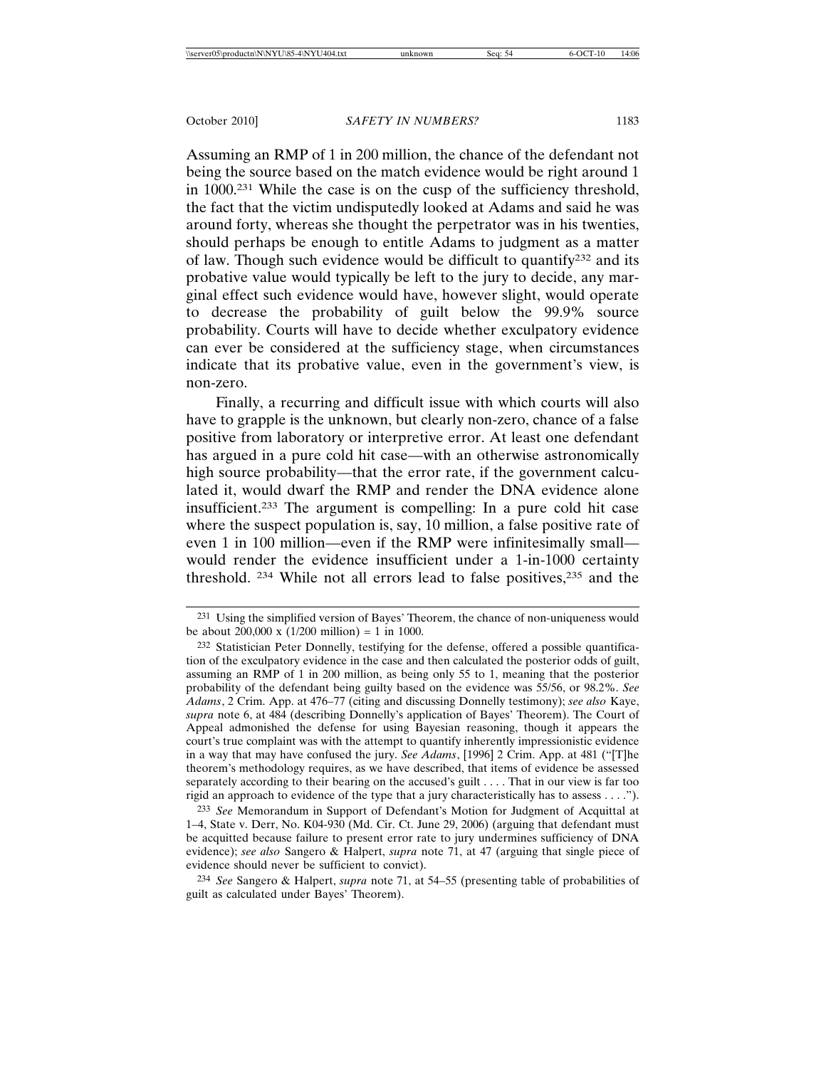Assuming an RMP of 1 in 200 million, the chance of the defendant not being the source based on the match evidence would be right around 1 in 1000.[231] While the case is on the cusp of the sufficiency threshold, the fact that the victim undisputedly looked at Adams and said he was around forty, whereas she thought the perpetrator was in his twenties, should perhaps be enough to entitle Adams to judgment as a matter of law. Though such evidence would be difficult to quantify[232] and its probative value would typically be left to the jury to decide, any marginal effect such evidence would have, however slight, would operate to decrease the probability of guilt below the 99.9% source probability. Courts will have to decide whether exculpatory evidence can ever be considered at the sufficiency stage, when circumstances indicate that its probative value, even in the government's view, is non-zero.

Finally, a recurring and difficult issue with which courts will also have to grapple is the unknown, but clearly non-zero, chance of a false positive from laboratory or interpretive error. At least one defendant has argued in a pure cold hit case—with an otherwise astronomically high source probability—that the error rate, if the government calculated it, would dwarf the RMP and render the DNA evidence alone insufficient.[233] The argument is compelling: In a pure cold hit case where the suspect population is, say, 10 million, a false positive rate of even 1 in 100 million—even if the RMP were infinitesimally small—would render the evidence insufficient under a 1-in-1000 certainty threshold.[234] While not all errors lead to false positives,[235] and the

---

[231] Using the simplified version of Bayes' Theorem, the chance of non-uniqueness would be about 200,000 x (1/200 million) = 1 in 1000.

[232] Statistician Peter Donnelly, testifying for the defense, offered a possible quantification of the exculpatory evidence in the case and then calculated the posterior odds of guilt, assuming an RMP of 1 in 200 million, as being only 55 to 1, meaning that the posterior probability of the defendant being guilty based on the evidence was 55/56, or 98.2%. *See Adams*, 2 Crim. App. at 476–77 (citing and discussing Donnelly testimony); *see also* Kaye, *supra* note 6, at 484 (describing Donnelly's application of Bayes' Theorem). The Court of Appeal admonished the defense for using Bayesian reasoning, though it appears the court's true complaint was with the attempt to quantify inherently impressionistic evidence in a way that may have confused the jury. *See Adams*, [1996] 2 Crim. App. at 481 ("[T]he theorem's methodology requires, as we have described, that items of evidence be assessed separately according to their bearing on the accused's guilt . . . . That in our view is far too rigid an approach to evidence of the type that a jury characteristically has to assess . . . .").

[233] *See* Memorandum in Support of Defendant's Motion for Judgment of Acquittal at 1–4, State v. Derr, No. K04-930 (Md. Cir. Ct. June 29, 2006) (arguing that defendant must be acquitted because failure to present error rate to jury undermines sufficiency of DNA evidence); *see also* Sangero & Halpert, *supra* note 71, at 47 (arguing that single piece of evidence should never be sufficient to convict).

[234] *See* Sangero & Halpert, *supra* note 71, at 54–55 (presenting table of probabilities of guilt as calculated under Bayes' Theorem).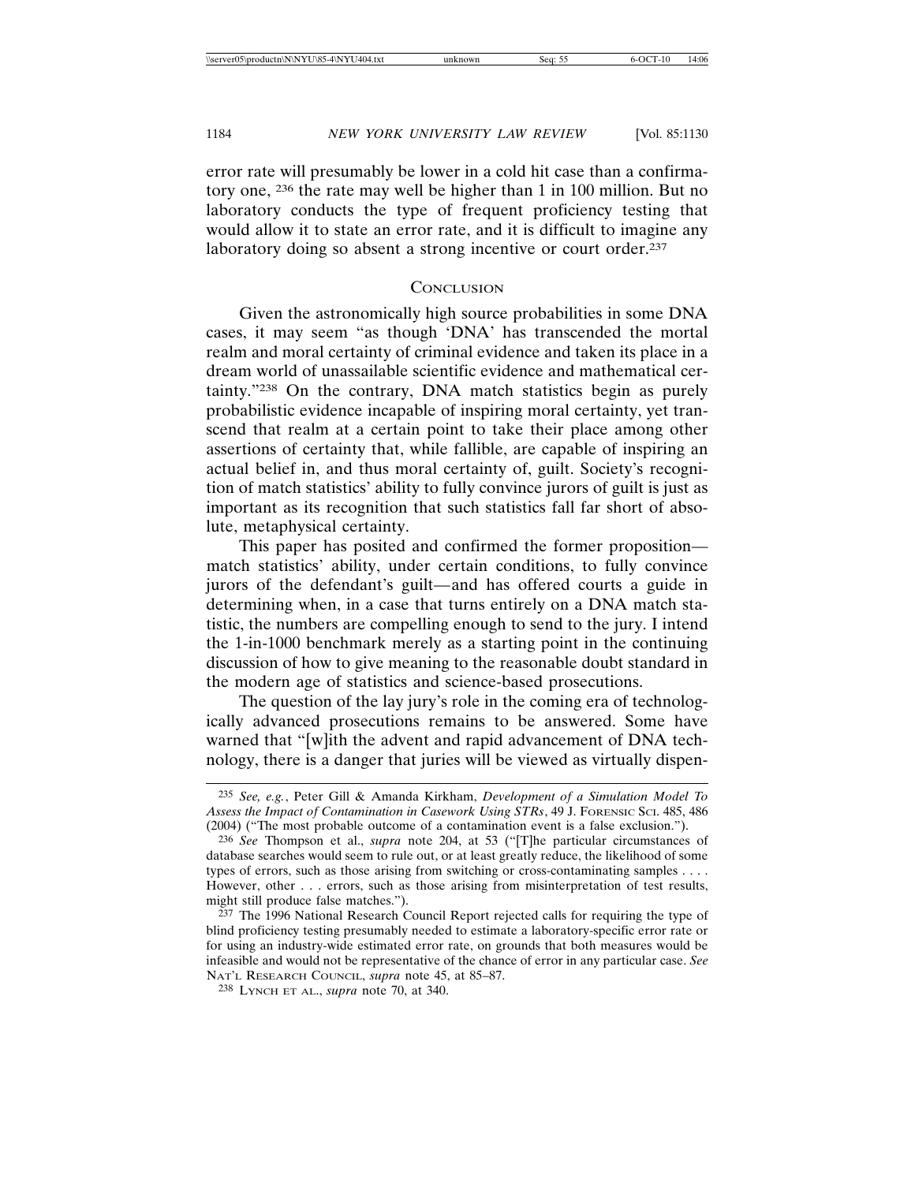error rate will presumably be lower in a cold hit case than a confirmatory one, [236] the rate may well be higher than 1 in 100 million. But no laboratory conducts the type of frequent proficiency testing that would allow it to state an error rate, and it is difficult to imagine any laboratory doing so absent a strong incentive or court order.[237]

## Conclusion

Given the astronomically high source probabilities in some DNA cases, it may seem "as though 'DNA' has transcended the mortal realm and moral certainty of criminal evidence and taken its place in a dream world of unassailable scientific evidence and mathematical certainty."[238] On the contrary, DNA match statistics begin as purely probabilistic evidence incapable of inspiring moral certainty, yet transcend that realm at a certain point to take their place among other assertions of certainty that, while fallible, are capable of inspiring an actual belief in, and thus moral certainty of, guilt. Society's recognition of match statistics' ability to fully convince jurors of guilt is just as important as its recognition that such statistics fall far short of absolute, metaphysical certainty.

This paper has posited and confirmed the former proposition—match statistics' ability, under certain conditions, to fully convince jurors of the defendant's guilt—and has offered courts a guide in determining when, in a case that turns entirely on a DNA match statistic, the numbers are compelling enough to send to the jury. I intend the 1-in-1000 benchmark merely as a starting point in the continuing discussion of how to give meaning to the reasonable doubt standard in the modern age of statistics and science-based prosecutions.

The question of the lay jury's role in the coming era of technologically advanced prosecutions remains to be answered. Some have warned that "[w]ith the advent and rapid advancement of DNA technology, there is a danger that juries will be viewed as virtually dispen-

---

[235] *See, e.g.*, Peter Gill & Amanda Kirkham, *Development of a Simulation Model To Assess the Impact of Contamination in Casework Using STRs*, 49 J. Forensic Sci. 485, 486 (2004) ("The most probable outcome of a contamination event is a false exclusion.").

[236] *See* Thompson et al., *supra* note 204, at 53 ("[T]he particular circumstances of database searches would seem to rule out, or at least greatly reduce, the likelihood of some types of errors, such as those arising from switching or cross-contaminating samples . . . . However, other . . . errors, such as those arising from misinterpretation of test results, might still produce false matches.").

[237] The 1996 National Research Council Report rejected calls for requiring the type of blind proficiency testing presumably needed to estimate a laboratory-specific error rate or for using an industry-wide estimated error rate, on grounds that both measures would be infeasible and would not be representative of the chance of error in any particular case. *See* Nat'l Research Council, *supra* note 45, at 85–87.

[238] Lynch et al., *supra* note 70, at 340.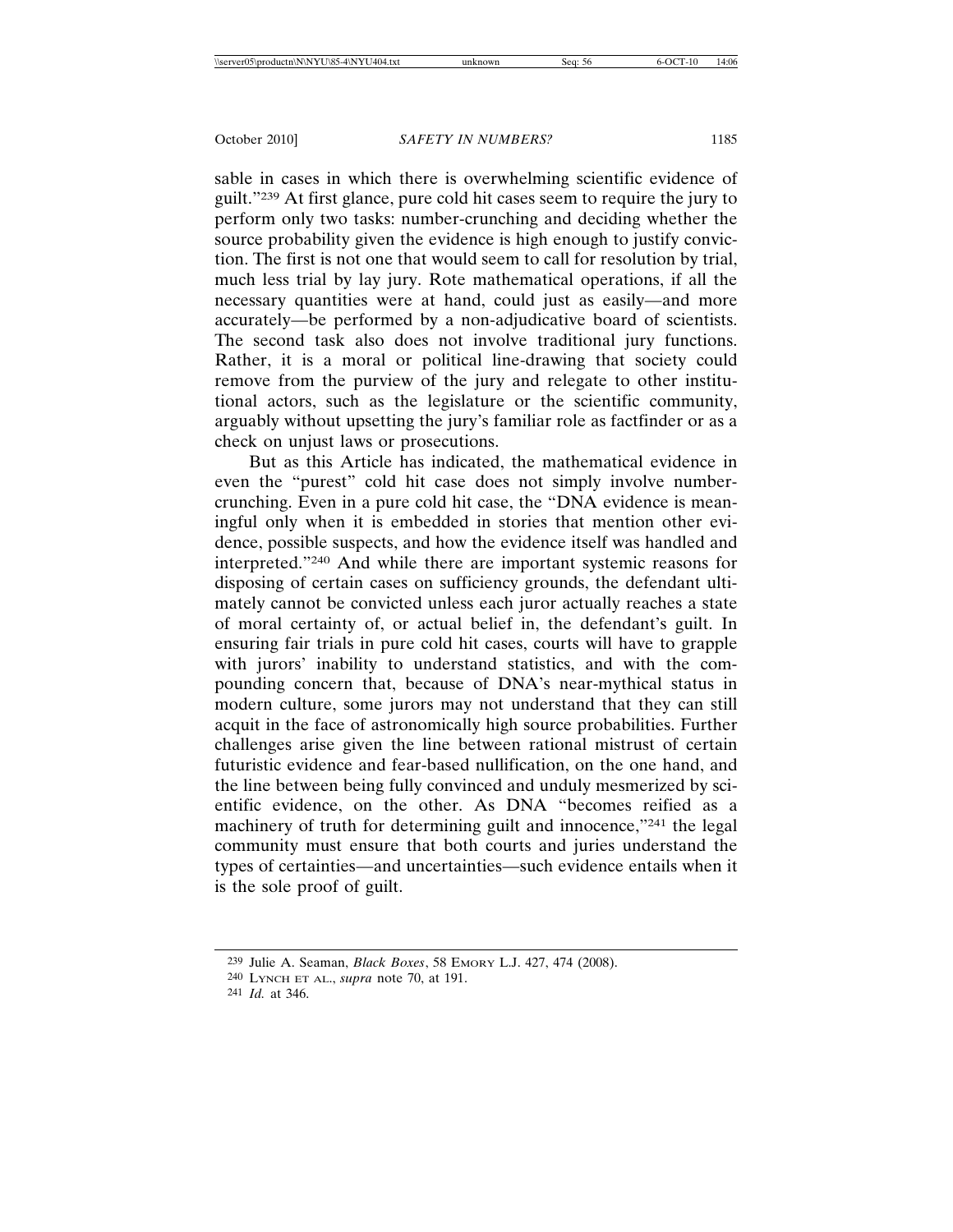sable in cases in which there is overwhelming scientific evidence of guilt."[239] At first glance, pure cold hit cases seem to require the jury to perform only two tasks: number-crunching and deciding whether the source probability given the evidence is high enough to justify conviction. The first is not one that would seem to call for resolution by trial, much less trial by lay jury. Rote mathematical operations, if all the necessary quantities were at hand, could just as easily—and more accurately—be performed by a non-adjudicative board of scientists. The second task also does not involve traditional jury functions. Rather, it is a moral or political line-drawing that society could remove from the purview of the jury and relegate to other institutional actors, such as the legislature or the scientific community, arguably without upsetting the jury's familiar role as factfinder or as a check on unjust laws or prosecutions.

But as this Article has indicated, the mathematical evidence in even the "purest" cold hit case does not simply involve number-crunching. Even in a pure cold hit case, the "DNA evidence is meaningful only when it is embedded in stories that mention other evidence, possible suspects, and how the evidence itself was handled and interpreted."[240] And while there are important systemic reasons for disposing of certain cases on sufficiency grounds, the defendant ultimately cannot be convicted unless each juror actually reaches a state of moral certainty of, or actual belief in, the defendant's guilt. In ensuring fair trials in pure cold hit cases, courts will have to grapple with jurors' inability to understand statistics, and with the compounding concern that, because of DNA's near-mythical status in modern culture, some jurors may not understand that they can still acquit in the face of astronomically high source probabilities. Further challenges arise given the line between rational mistrust of certain futuristic evidence and fear-based nullification, on the one hand, and the line between being fully convinced and unduly mesmerized by scientific evidence, on the other. As DNA "becomes reified as a machinery of truth for determining guilt and innocence,"[241] the legal community must ensure that both courts and juries understand the types of certainties—and uncertainties—such evidence entails when it is the sole proof of guilt.

---

239 Julie A. Seaman, *Black Boxes*, 58 EMORY L.J. 427, 474 (2008).

240 LYNCH ET AL., *supra* note 70, at 191.

241 *Id.* at 346.